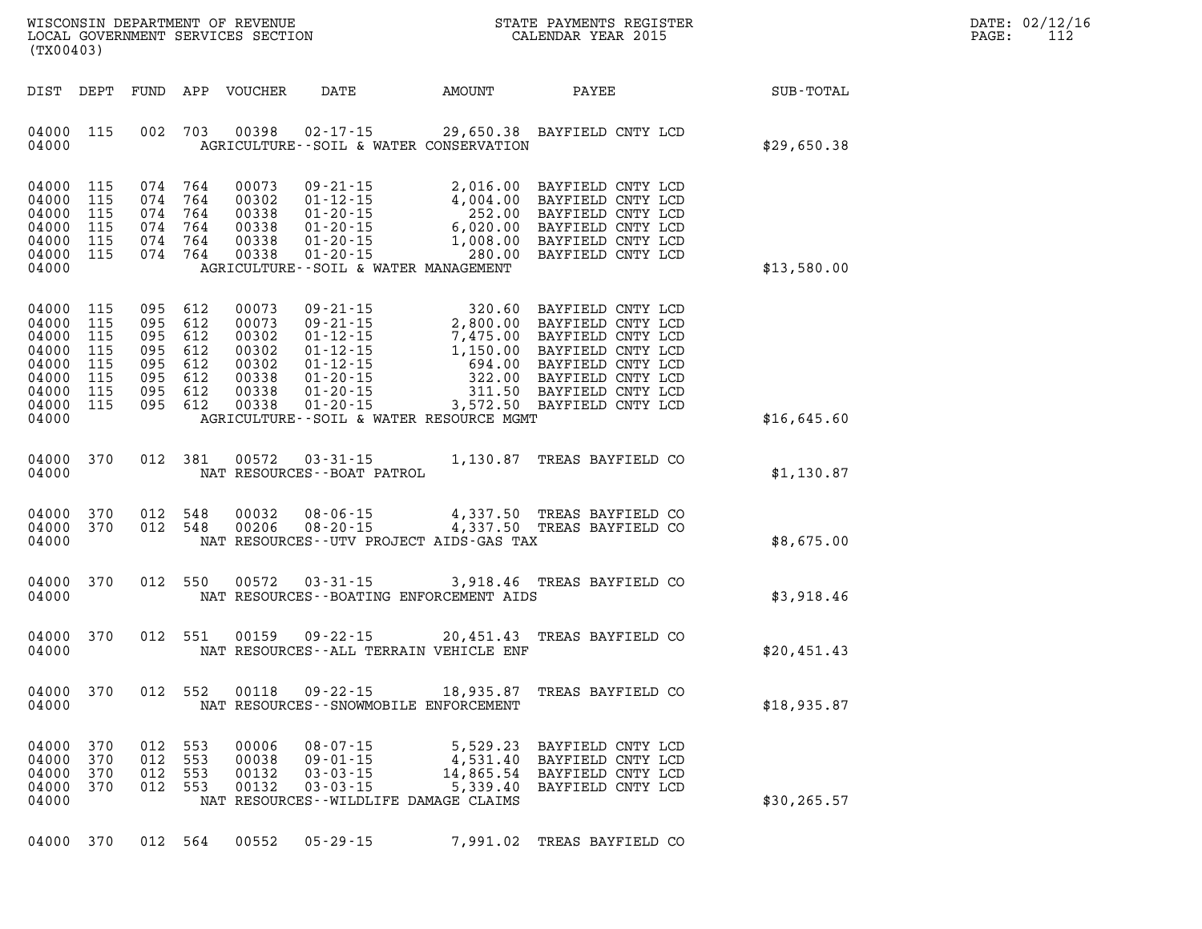WISCONSIN DEPARTMENT OF REVENUE
LOCAL GOVERNMENT SERVICES SECTION
(TX00403)

STATE PAYMENTS REGISTER
CALENDAR YEAR 2015

DATE: 02/12/16
PAGE: 112

| DIST | DEPT | FUND | APP | VOUCHER | DATE | AMOUNT | PAYEE | SUB-TOTAL |
|---|---|---|---|---|---|---|---|---|
| 04000 | 115 | 002 | 703 | 00398 | 02-17-15 | 29,650.38 | BAYFIELD CNTY LCD | |
| 04000 | | | | | AGRICULTURE--SOIL & WATER CONSERVATION | | | $29,650.38 |
| 04000 | 115 | 074 | 764 | 00073 | 09-21-15 | 2,016.00 | BAYFIELD CNTY LCD | |
| 04000 | 115 | 074 | 764 | 00302 | 01-12-15 | 4,004.00 | BAYFIELD CNTY LCD | |
| 04000 | 115 | 074 | 764 | 00338 | 01-20-15 | 252.00 | BAYFIELD CNTY LCD | |
| 04000 | 115 | 074 | 764 | 00338 | 01-20-15 | 6,020.00 | BAYFIELD CNTY LCD | |
| 04000 | 115 | 074 | 764 | 00338 | 01-20-15 | 1,008.00 | BAYFIELD CNTY LCD | |
| 04000 | 115 | 074 | 764 | 00338 | 01-20-15 | 280.00 | BAYFIELD CNTY LCD | |
| 04000 | | | | | AGRICULTURE--SOIL & WATER MANAGEMENT | | | $13,580.00 |
| 04000 | 115 | 095 | 612 | 00073 | 09-21-15 | 320.60 | BAYFIELD CNTY LCD | |
| 04000 | 115 | 095 | 612 | 00073 | 09-21-15 | 2,800.00 | BAYFIELD CNTY LCD | |
| 04000 | 115 | 095 | 612 | 00302 | 01-12-15 | 7,475.00 | BAYFIELD CNTY LCD | |
| 04000 | 115 | 095 | 612 | 00302 | 01-12-15 | 1,150.00 | BAYFIELD CNTY LCD | |
| 04000 | 115 | 095 | 612 | 00302 | 01-12-15 | 694.00 | BAYFIELD CNTY LCD | |
| 04000 | 115 | 095 | 612 | 00338 | 01-20-15 | 322.00 | BAYFIELD CNTY LCD | |
| 04000 | 115 | 095 | 612 | 00338 | 01-20-15 | 311.50 | BAYFIELD CNTY LCD | |
| 04000 | 115 | 095 | 612 | 00338 | 01-20-15 | 3,572.50 | BAYFIELD CNTY LCD | |
| 04000 | | | | | AGRICULTURE--SOIL & WATER RESOURCE MGMT | | | $16,645.60 |
| 04000 | 370 | 012 | 381 | 00572 | 03-31-15 | 1,130.87 | TREAS BAYFIELD CO | |
| 04000 | | | | | NAT RESOURCES--BOAT PATROL | | | $1,130.87 |
| 04000 | 370 | 012 | 548 | 00032 | 08-06-15 | 4,337.50 | TREAS BAYFIELD CO | |
| 04000 | 370 | 012 | 548 | 00206 | 08-20-15 | 4,337.50 | TREAS BAYFIELD CO | |
| 04000 | | | | | NAT RESOURCES--UTV PROJECT AIDS-GAS TAX | | | $8,675.00 |
| 04000 | 370 | 012 | 550 | 00572 | 03-31-15 | 3,918.46 | TREAS BAYFIELD CO | |
| 04000 | | | | | NAT RESOURCES--BOATING ENFORCEMENT AIDS | | | $3,918.46 |
| 04000 | 370 | 012 | 551 | 00159 | 09-22-15 | 20,451.43 | TREAS BAYFIELD CO | |
| 04000 | | | | | NAT RESOURCES--ALL TERRAIN VEHICLE ENF | | | $20,451.43 |
| 04000 | 370 | 012 | 552 | 00118 | 09-22-15 | 18,935.87 | TREAS BAYFIELD CO | |
| 04000 | | | | | NAT RESOURCES--SNOWMOBILE ENFORCEMENT | | | $18,935.87 |
| 04000 | 370 | 012 | 553 | 00006 | 08-07-15 | 5,529.23 | BAYFIELD CNTY LCD | |
| 04000 | 370 | 012 | 553 | 00038 | 09-01-15 | 4,531.40 | BAYFIELD CNTY LCD | |
| 04000 | 370 | 012 | 553 | 00132 | 03-03-15 | 14,865.54 | BAYFIELD CNTY LCD | |
| 04000 | 370 | 012 | 553 | 00132 | 03-03-15 | 5,339.40 | BAYFIELD CNTY LCD | |
| 04000 | | | | | NAT RESOURCES--WILDLIFE DAMAGE CLAIMS | | | $30,265.57 |
| 04000 | 370 | 012 | 564 | 00552 | 05-29-15 | 7,991.02 | TREAS BAYFIELD CO | |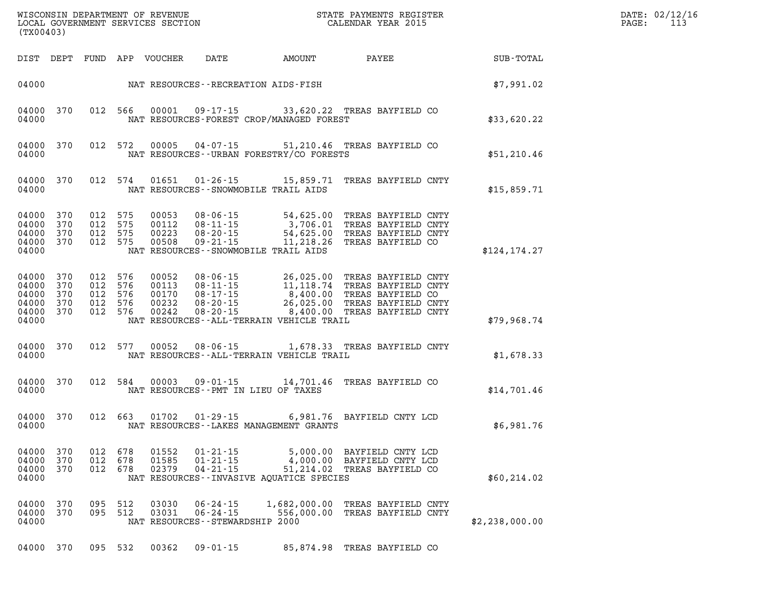| DIST | DEPT | FUND | APP | VOUCHER | DATE | AMOUNT | PAYEE | SUB-TOTAL |
|---|---|---|---|---|---|---|---|---|
| 04000 | | | | NAT RESOURCES--RECREATION AIDS-FISH | | | | $7,991.02 |
| 04000 | 370 | 012 | 566 | 00001 | 09-17-15 | 33,620.22 | TREAS BAYFIELD CO | |
| 04000 | | | | NAT RESOURCES-FOREST CROP/MANAGED FOREST | | | | $33,620.22 |
| 04000 | 370 | 012 | 572 | 00005 | 04-07-15 | 51,210.46 | TREAS BAYFIELD CO | |
| 04000 | | | | NAT RESOURCES--URBAN FORESTRY/CO FORESTS | | | | $51,210.46 |
| 04000 | 370 | 012 | 574 | 01651 | 01-26-15 | 15,859.71 | TREAS BAYFIELD CNTY | |
| 04000 | | | | NAT RESOURCES--SNOWMOBILE TRAIL AIDS | | | | $15,859.71 |
| 04000 | 370 | 012 | 575 | 00053 | 08-06-15 | 54,625.00 | TREAS BAYFIELD CNTY | |
| 04000 | 370 | 012 | 575 | 00112 | 08-11-15 | 3,706.01 | TREAS BAYFIELD CNTY | |
| 04000 | 370 | 012 | 575 | 00223 | 08-20-15 | 54,625.00 | TREAS BAYFIELD CNTY | |
| 04000 | 370 | 012 | 575 | 00508 | 09-21-15 | 11,218.26 | TREAS BAYFIELD CO | |
| 04000 | | | | NAT RESOURCES--SNOWMOBILE TRAIL AIDS | | | | $124,174.27 |
| 04000 | 370 | 012 | 576 | 00052 | 08-06-15 | 26,025.00 | TREAS BAYFIELD CNTY | |
| 04000 | 370 | 012 | 576 | 00113 | 08-11-15 | 11,118.74 | TREAS BAYFIELD CNTY | |
| 04000 | 370 | 012 | 576 | 00170 | 08-17-15 | 8,400.00 | TREAS BAYFIELD CO | |
| 04000 | 370 | 012 | 576 | 00232 | 08-20-15 | 26,025.00 | TREAS BAYFIELD CNTY | |
| 04000 | 370 | 012 | 576 | 00242 | 08-20-15 | 8,400.00 | TREAS BAYFIELD CNTY | |
| 04000 | | | | NAT RESOURCES--ALL-TERRAIN VEHICLE TRAIL | | | | $79,968.74 |
| 04000 | 370 | 012 | 577 | 00052 | 08-06-15 | 1,678.33 | TREAS BAYFIELD CNTY | |
| 04000 | | | | NAT RESOURCES--ALL-TERRAIN VEHICLE TRAIL | | | | $1,678.33 |
| 04000 | 370 | 012 | 584 | 00003 | 09-01-15 | 14,701.46 | TREAS BAYFIELD CO | |
| 04000 | | | | NAT RESOURCES--PMT IN LIEU OF TAXES | | | | $14,701.46 |
| 04000 | 370 | 012 | 663 | 01702 | 01-29-15 | 6,981.76 | BAYFIELD CNTY LCD | |
| 04000 | | | | NAT RESOURCES--LAKES MANAGEMENT GRANTS | | | | $6,981.76 |
| 04000 | 370 | 012 | 678 | 01552 | 01-21-15 | 5,000.00 | BAYFIELD CNTY LCD | |
| 04000 | 370 | 012 | 678 | 01585 | 01-21-15 | 4,000.00 | BAYFIELD CNTY LCD | |
| 04000 | 370 | 012 | 678 | 02379 | 04-21-15 | 51,214.02 | TREAS BAYFIELD CO | |
| 04000 | | | | NAT RESOURCES--INVASIVE AQUATICE SPECIES | | | | $60,214.02 |
| 04000 | 370 | 095 | 512 | 03030 | 06-24-15 | 1,682,000.00 | TREAS BAYFIELD CNTY | |
| 04000 | 370 | 095 | 512 | 03031 | 06-24-15 | 556,000.00 | TREAS BAYFIELD CNTY | |
| 04000 | | | | NAT RESOURCES--STEWARDSHIP 2000 | | | | $2,238,000.00 |
| 04000 | 370 | 095 | 532 | 00362 | 09-01-15 | 85,874.98 | TREAS BAYFIELD CO | |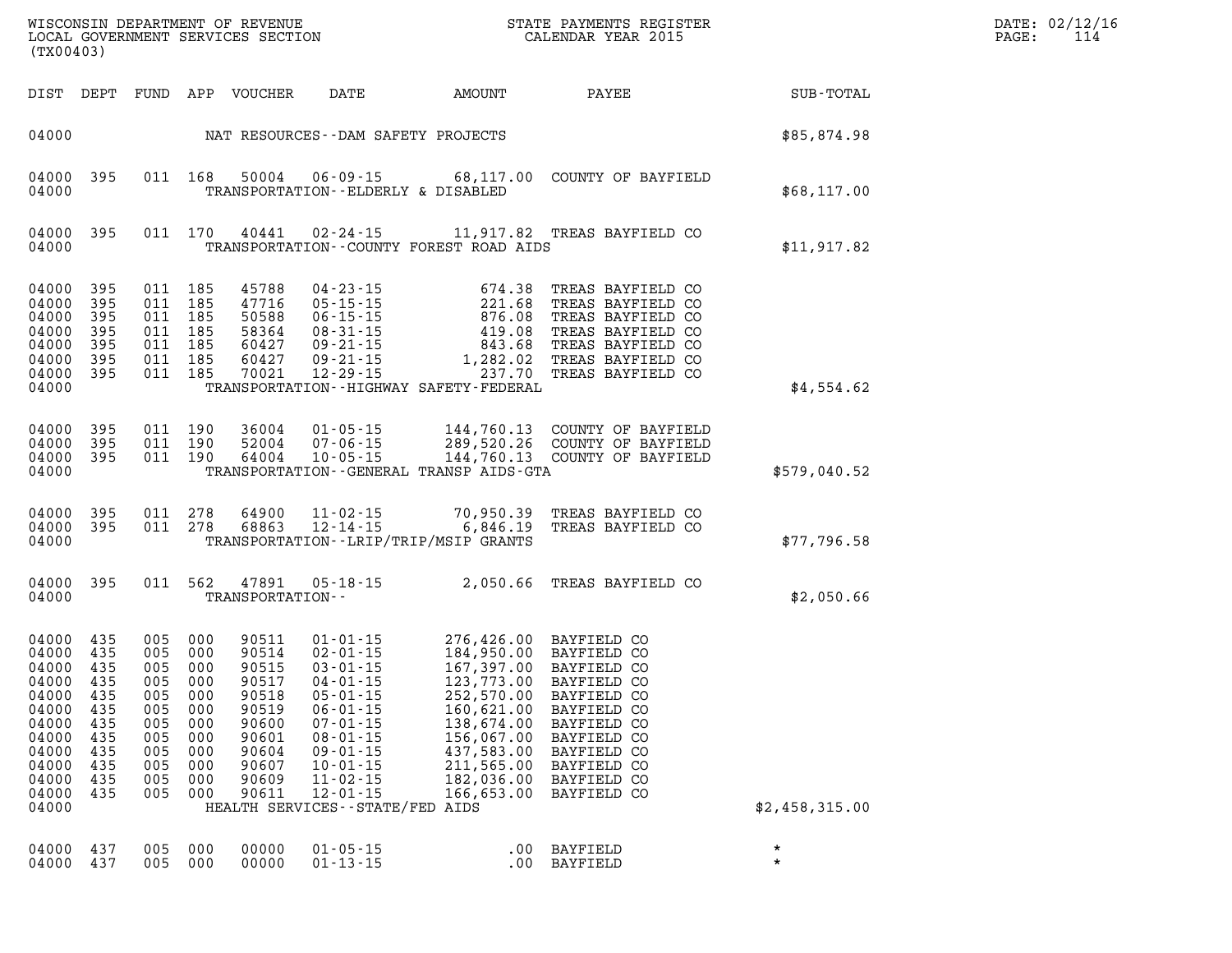| DIST | DEPT | FUND | APP | VOUCHER | DATE | AMOUNT | PAYEE | SUB-TOTAL |
|---|---|---|---|---|---|---|---|---|
| 04000 | | | | NAT RESOURCES--DAM SAFETY PROJECTS | | | | $85,874.98 |
| 04000 | 395 | 011 | 168 | 50004 | 06-09-15 | 68,117.00 | COUNTY OF BAYFIELD | |
| 04000 | | | | TRANSPORTATION--ELDERLY & DISABLED | | | | $68,117.00 |
| 04000 | 395 | 011 | 170 | 40441 | 02-24-15 | 11,917.82 | TREAS BAYFIELD CO | |
| 04000 | | | | TRANSPORTATION--COUNTY FOREST ROAD AIDS | | | | $11,917.82 |
| 04000 | 395 | 011 | 185 | 45788 | 04-23-15 | 674.38 | TREAS BAYFIELD CO | |
| 04000 | 395 | 011 | 185 | 47716 | 05-15-15 | 221.68 | TREAS BAYFIELD CO | |
| 04000 | 395 | 011 | 185 | 50588 | 06-15-15 | 876.08 | TREAS BAYFIELD CO | |
| 04000 | 395 | 011 | 185 | 58364 | 08-31-15 | 419.08 | TREAS BAYFIELD CO | |
| 04000 | 395 | 011 | 185 | 60427 | 09-21-15 | 843.68 | TREAS BAYFIELD CO | |
| 04000 | 395 | 011 | 185 | 60427 | 09-21-15 | 1,282.02 | TREAS BAYFIELD CO | |
| 04000 | 395 | 011 | 185 | 70021 | 12-29-15 | 237.70 | TREAS BAYFIELD CO | |
| 04000 | | | | TRANSPORTATION--HIGHWAY SAFETY-FEDERAL | | | | $4,554.62 |
| 04000 | 395 | 011 | 190 | 36004 | 01-05-15 | 144,760.13 | COUNTY OF BAYFIELD | |
| 04000 | 395 | 011 | 190 | 52004 | 07-06-15 | 289,520.26 | COUNTY OF BAYFIELD | |
| 04000 | 395 | 011 | 190 | 64004 | 10-05-15 | 144,760.13 | COUNTY OF BAYFIELD | |
| 04000 | | | | TRANSPORTATION--GENERAL TRANSP AIDS-GTA | | | | $579,040.52 |
| 04000 | 395 | 011 | 278 | 64900 | 11-02-15 | 70,950.39 | TREAS BAYFIELD CO | |
| 04000 | 395 | 011 | 278 | 68863 | 12-14-15 | 6,846.19 | TREAS BAYFIELD CO | |
| 04000 | | | | TRANSPORTATION--LRIP/TRIP/MSIP GRANTS | | | | $77,796.58 |
| 04000 | 395 | 011 | 562 | 47891 | 05-18-15 | 2,050.66 | TREAS BAYFIELD CO | |
| 04000 | | | | TRANSPORTATION-- | | | | $2,050.66 |
| 04000 | 435 | 005 | 000 | 90511 | 01-01-15 | 276,426.00 | BAYFIELD CO | |
| 04000 | 435 | 005 | 000 | 90514 | 02-01-15 | 184,950.00 | BAYFIELD CO | |
| 04000 | 435 | 005 | 000 | 90515 | 03-01-15 | 167,397.00 | BAYFIELD CO | |
| 04000 | 435 | 005 | 000 | 90517 | 04-01-15 | 123,773.00 | BAYFIELD CO | |
| 04000 | 435 | 005 | 000 | 90518 | 05-01-15 | 252,570.00 | BAYFIELD CO | |
| 04000 | 435 | 005 | 000 | 90519 | 06-01-15 | 160,621.00 | BAYFIELD CO | |
| 04000 | 435 | 005 | 000 | 90600 | 07-01-15 | 138,674.00 | BAYFIELD CO | |
| 04000 | 435 | 005 | 000 | 90601 | 08-01-15 | 156,067.00 | BAYFIELD CO | |
| 04000 | 435 | 005 | 000 | 90604 | 09-01-15 | 437,583.00 | BAYFIELD CO | |
| 04000 | 435 | 005 | 000 | 90607 | 10-01-15 | 211,565.00 | BAYFIELD CO | |
| 04000 | 435 | 005 | 000 | 90609 | 11-02-15 | 182,036.00 | BAYFIELD CO | |
| 04000 | 435 | 005 | 000 | 90611 | 12-01-15 | 166,653.00 | BAYFIELD CO | |
| 04000 | | | | HEALTH SERVICES--STATE/FED AIDS | | | | $2,458,315.00 |
| 04000 | 437 | 005 | 000 | 00000 | 01-05-15 | .00 | BAYFIELD | * |
| 04000 | 437 | 005 | 000 | 00000 | 01-13-15 | .00 | BAYFIELD | * |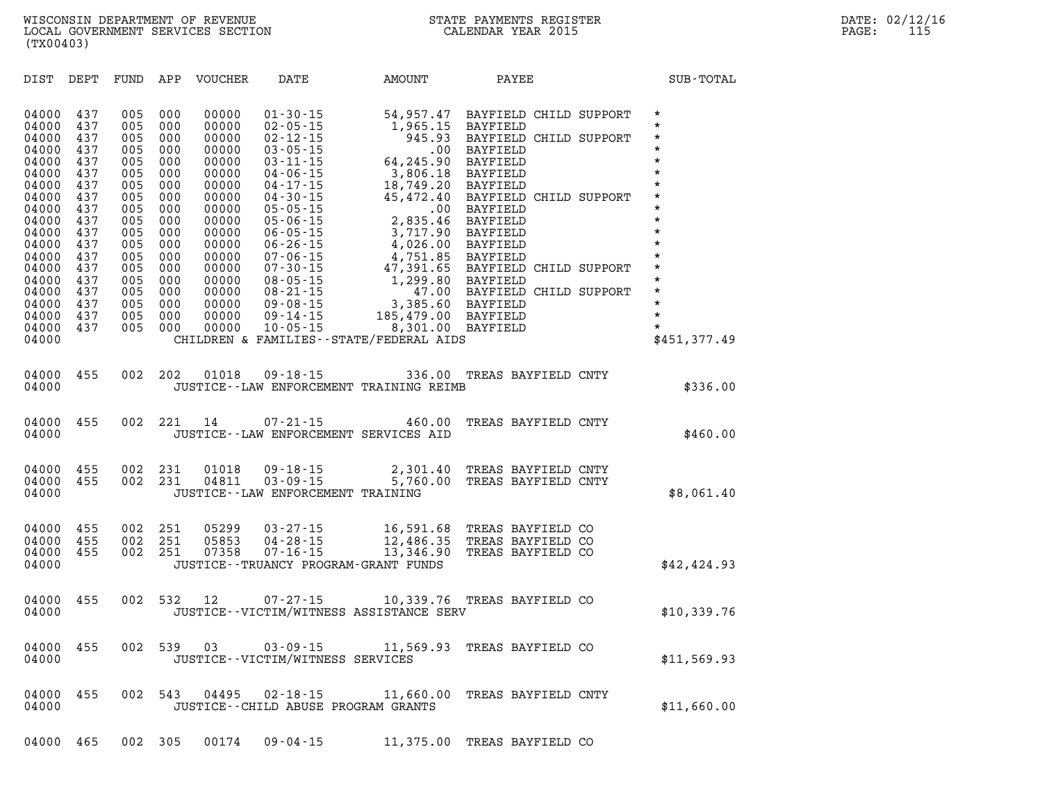WISCONSIN DEPARTMENT OF REVENUE
LOCAL GOVERNMENT SERVICES SECTION
(TX00403)

STATE PAYMENTS REGISTER
CALENDAR YEAR 2015

| DIST | DEPT | FUND | APP | VOUCHER | DATE | AMOUNT | PAYEE | SUB-TOTAL |
|---|---|---|---|---|---|---|---|---|
| 04000 | 437 | 005 | 000 | 00000 | 01-30-15 | 54,957.47 | BAYFIELD CHILD SUPPORT | * |
| 04000 | 437 | 005 | 000 | 00000 | 02-05-15 | 1,965.15 | BAYFIELD | * |
| 04000 | 437 | 005 | 000 | 00000 | 02-12-15 | 945.93 | BAYFIELD CHILD SUPPORT | * |
| 04000 | 437 | 005 | 000 | 00000 | 03-05-15 | .00 | BAYFIELD | * |
| 04000 | 437 | 005 | 000 | 00000 | 03-11-15 | 64,245.90 | BAYFIELD | * |
| 04000 | 437 | 005 | 000 | 00000 | 04-06-15 | 3,806.18 | BAYFIELD | * |
| 04000 | 437 | 005 | 000 | 00000 | 04-17-15 | 18,749.20 | BAYFIELD | * |
| 04000 | 437 | 005 | 000 | 00000 | 04-30-15 | 45,472.40 | BAYFIELD CHILD SUPPORT | * |
| 04000 | 437 | 005 | 000 | 00000 | 05-05-15 | .00 | BAYFIELD | * |
| 04000 | 437 | 005 | 000 | 00000 | 05-06-15 | 2,835.46 | BAYFIELD | * |
| 04000 | 437 | 005 | 000 | 00000 | 06-05-15 | 3,717.90 | BAYFIELD | * |
| 04000 | 437 | 005 | 000 | 00000 | 06-26-15 | 4,026.00 | BAYFIELD | * |
| 04000 | 437 | 005 | 000 | 00000 | 07-06-15 | 4,751.85 | BAYFIELD | * |
| 04000 | 437 | 005 | 000 | 00000 | 07-30-15 | 47,391.65 | BAYFIELD CHILD SUPPORT | * |
| 04000 | 437 | 005 | 000 | 00000 | 08-05-15 | 1,299.80 | BAYFIELD | * |
| 04000 | 437 | 005 | 000 | 00000 | 08-21-15 | 47.00 | BAYFIELD CHILD SUPPORT | * |
| 04000 | 437 | 005 | 000 | 00000 | 09-08-15 | 3,385.60 | BAYFIELD | * |
| 04000 | 437 | 005 | 000 | 00000 | 09-14-15 | 185,479.00 | BAYFIELD | * |
| 04000 | 437 | 005 | 000 | 00000 | 10-05-15 | 8,301.00 | BAYFIELD | * |
| 04000 | | | | | CHILDREN & FAMILIES--STATE/FEDERAL AIDS | | | $451,377.49 |
| 04000 | 455 | 002 | 202 | 01018 | 09-18-15 | 336.00 | TREAS BAYFIELD CNTY | |
| 04000 | | | | | JUSTICE--LAW ENFORCEMENT TRAINING REIMB | | | $336.00 |
| 04000 | 455 | 002 | 221 | 14 | 07-21-15 | 460.00 | TREAS BAYFIELD CNTY | |
| 04000 | | | | | JUSTICE--LAW ENFORCEMENT SERVICES AID | | | $460.00 |
| 04000 | 455 | 002 | 231 | 01018 | 09-18-15 | 2,301.40 | TREAS BAYFIELD CNTY | |
| 04000 | 455 | 002 | 231 | 04811 | 03-09-15 | 5,760.00 | TREAS BAYFIELD CNTY | |
| 04000 | | | | | JUSTICE--LAW ENFORCEMENT TRAINING | | | $8,061.40 |
| 04000 | 455 | 002 | 251 | 05299 | 03-27-15 | 16,591.68 | TREAS BAYFIELD CO | |
| 04000 | 455 | 002 | 251 | 05853 | 04-28-15 | 12,486.35 | TREAS BAYFIELD CO | |
| 04000 | 455 | 002 | 251 | 07358 | 07-16-15 | 13,346.90 | TREAS BAYFIELD CO | |
| 04000 | | | | | JUSTICE--TRUANCY PROGRAM-GRANT FUNDS | | | $42,424.93 |
| 04000 | 455 | 002 | 532 | 12 | 07-27-15 | 10,339.76 | TREAS BAYFIELD CO | |
| 04000 | | | | | JUSTICE--VICTIM/WITNESS ASSISTANCE SERV | | | $10,339.76 |
| 04000 | 455 | 002 | 539 | 03 | 03-09-15 | 11,569.93 | TREAS BAYFIELD CO | |
| 04000 | | | | | JUSTICE--VICTIM/WITNESS SERVICES | | | $11,569.93 |
| 04000 | 455 | 002 | 543 | 04495 | 02-18-15 | 11,660.00 | TREAS BAYFIELD CNTY | |
| 04000 | | | | | JUSTICE--CHILD ABUSE PROGRAM GRANTS | | | $11,660.00 |
| 04000 | 465 | 002 | 305 | 00174 | 09-04-15 | 11,375.00 | TREAS BAYFIELD CO | |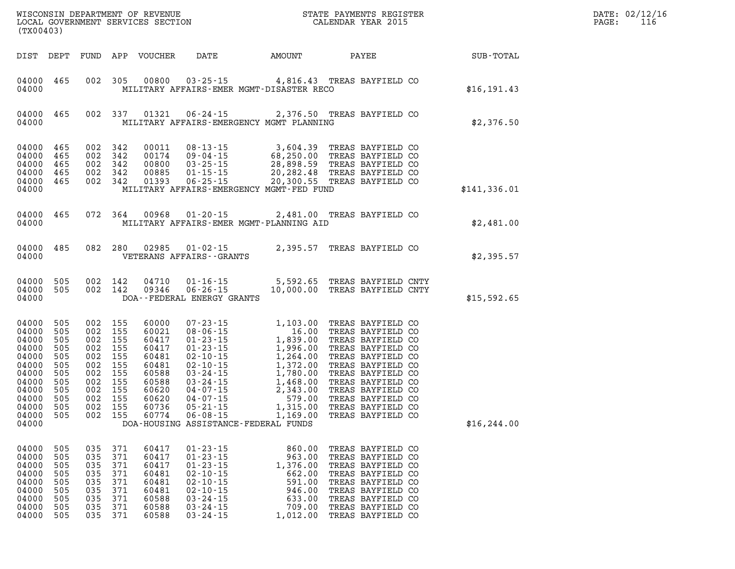WISCONSIN DEPARTMENT OF REVENUE
LOCAL GOVERNMENT SERVICES SECTION
(TX00403)

STATE PAYMENTS REGISTER
CALENDAR YEAR 2015

DATE: 02/12/16

| DIST | DEPT | FUND | APP | VOUCHER | DATE | AMOUNT | PAYEE | SUB-TOTAL |
|---|---|---|---|---|---|---|---|---|
| 04000 | 465 | 002 | 305 | 00800 | 03-25-15 | 4,816.43 | TREAS BAYFIELD CO | |
| 04000 | | | | | MILITARY AFFAIRS-EMER MGMT-DISASTER RECO | | | $16,191.43 |
| 04000 | 465 | 002 | 337 | 01321 | 06-24-15 | 2,376.50 | TREAS BAYFIELD CO | |
| 04000 | | | | | MILITARY AFFAIRS-EMERGENCY MGMT PLANNING | | | $2,376.50 |
| 04000 | 465 | 002 | 342 | 00011 | 08-13-15 | 3,604.39 | TREAS BAYFIELD CO | |
| 04000 | 465 | 002 | 342 | 00174 | 09-04-15 | 68,250.00 | TREAS BAYFIELD CO | |
| 04000 | 465 | 002 | 342 | 00800 | 03-25-15 | 28,898.59 | TREAS BAYFIELD CO | |
| 04000 | 465 | 002 | 342 | 00885 | 01-15-15 | 20,282.48 | TREAS BAYFIELD CO | |
| 04000 | 465 | 002 | 342 | 01393 | 06-25-15 | 20,300.55 | TREAS BAYFIELD CO | |
| 04000 | | | | | MILITARY AFFAIRS-EMERGENCY MGMT-FED FUND | | | $141,336.01 |
| 04000 | 465 | 072 | 364 | 00968 | 01-20-15 | 2,481.00 | TREAS BAYFIELD CO | |
| 04000 | | | | | MILITARY AFFAIRS-EMER MGMT-PLANNING AID | | | $2,481.00 |
| 04000 | 485 | 082 | 280 | 02985 | 01-02-15 | 2,395.57 | TREAS BAYFIELD CO | |
| 04000 | | | | | VETERANS AFFAIRS--GRANTS | | | $2,395.57 |
| 04000 | 505 | 002 | 142 | 04710 | 01-16-15 | 5,592.65 | TREAS BAYFIELD CNTY | |
| 04000 | 505 | 002 | 142 | 09346 | 06-26-15 | 10,000.00 | TREAS BAYFIELD CNTY | |
| 04000 | | | | | DOA--FEDERAL ENERGY GRANTS | | | $15,592.65 |
| 04000 | 505 | 002 | 155 | 60000 | 07-23-15 | 1,103.00 | TREAS BAYFIELD CO | |
| 04000 | 505 | 002 | 155 | 60021 | 08-06-15 | 16.00 | TREAS BAYFIELD CO | |
| 04000 | 505 | 002 | 155 | 60417 | 01-23-15 | 1,839.00 | TREAS BAYFIELD CO | |
| 04000 | 505 | 002 | 155 | 60417 | 01-23-15 | 1,996.00 | TREAS BAYFIELD CO | |
| 04000 | 505 | 002 | 155 | 60481 | 02-10-15 | 1,264.00 | TREAS BAYFIELD CO | |
| 04000 | 505 | 002 | 155 | 60481 | 02-10-15 | 1,372.00 | TREAS BAYFIELD CO | |
| 04000 | 505 | 002 | 155 | 60588 | 03-24-15 | 1,780.00 | TREAS BAYFIELD CO | |
| 04000 | 505 | 002 | 155 | 60588 | 03-24-15 | 1,468.00 | TREAS BAYFIELD CO | |
| 04000 | 505 | 002 | 155 | 60620 | 04-07-15 | 2,343.00 | TREAS BAYFIELD CO | |
| 04000 | 505 | 002 | 155 | 60620 | 04-07-15 | 579.00 | TREAS BAYFIELD CO | |
| 04000 | 505 | 002 | 155 | 60736 | 05-21-15 | 1,315.00 | TREAS BAYFIELD CO | |
| 04000 | 505 | 002 | 155 | 60774 | 06-08-15 | 1,169.00 | TREAS BAYFIELD CO | |
| 04000 | | | | | DOA-HOUSING ASSISTANCE-FEDERAL FUNDS | | | $16,244.00 |
| 04000 | 505 | 035 | 371 | 60417 | 01-23-15 | 860.00 | TREAS BAYFIELD CO | |
| 04000 | 505 | 035 | 371 | 60417 | 01-23-15 | 963.00 | TREAS BAYFIELD CO | |
| 04000 | 505 | 035 | 371 | 60417 | 01-23-15 | 1,376.00 | TREAS BAYFIELD CO | |
| 04000 | 505 | 035 | 371 | 60481 | 02-10-15 | 662.00 | TREAS BAYFIELD CO | |
| 04000 | 505 | 035 | 371 | 60481 | 02-10-15 | 591.00 | TREAS BAYFIELD CO | |
| 04000 | 505 | 035 | 371 | 60481 | 02-10-15 | 946.00 | TREAS BAYFIELD CO | |
| 04000 | 505 | 035 | 371 | 60588 | 03-24-15 | 633.00 | TREAS BAYFIELD CO | |
| 04000 | 505 | 035 | 371 | 60588 | 03-24-15 | 709.00 | TREAS BAYFIELD CO | |
| 04000 | 505 | 035 | 371 | 60588 | 03-24-15 | 1,012.00 | TREAS BAYFIELD CO | |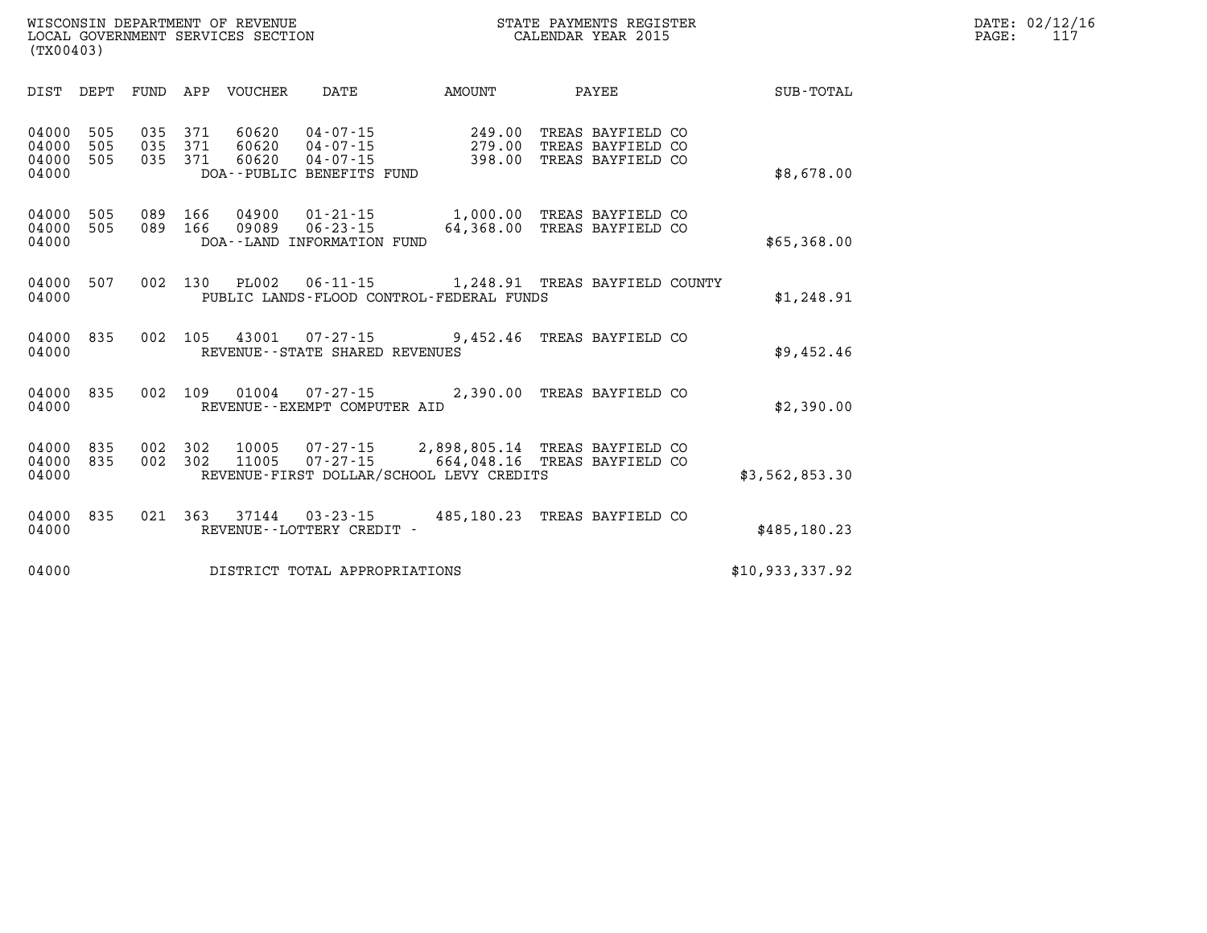WISCONSIN DEPARTMENT OF REVENUE
LOCAL GOVERNMENT SERVICES SECTION
(TX00403)

STATE PAYMENTS REGISTER
CALENDAR YEAR 2015

DATE: 02/12/16
PAGE: 117

| DIST | DEPT | FUND | APP | VOUCHER | DATE | AMOUNT | PAYEE | SUB-TOTAL |
|---|---|---|---|---|---|---|---|---|
| 04000 | 505 | 035 | 371 | 60620 | 04-07-15 | 249.00 | TREAS BAYFIELD CO | |
| 04000 | 505 | 035 | 371 | 60620 | 04-07-15 | 279.00 | TREAS BAYFIELD CO | |
| 04000 | 505 | 035 | 371 | 60620 | 04-07-15 | 398.00 | TREAS BAYFIELD CO | |
| 04000 | | | | DOA--PUBLIC BENEFITS FUND | | | | $8,678.00 |
| 04000 | 505 | 089 | 166 | 04900 | 01-21-15 | 1,000.00 | TREAS BAYFIELD CO | |
| 04000 | 505 | 089 | 166 | 09089 | 06-23-15 | 64,368.00 | TREAS BAYFIELD CO | |
| 04000 | | | | DOA--LAND INFORMATION FUND | | | | $65,368.00 |
| 04000 | 507 | 002 | 130 | PL002 | 06-11-15 | 1,248.91 | TREAS BAYFIELD COUNTY | |
| 04000 | | | | PUBLIC LANDS-FLOOD CONTROL-FEDERAL FUNDS | | | | $1,248.91 |
| 04000 | 835 | 002 | 105 | 43001 | 07-27-15 | 9,452.46 | TREAS BAYFIELD CO | |
| 04000 | | | | REVENUE--STATE SHARED REVENUES | | | | $9,452.46 |
| 04000 | 835 | 002 | 109 | 01004 | 07-27-15 | 2,390.00 | TREAS BAYFIELD CO | |
| 04000 | | | | REVENUE--EXEMPT COMPUTER AID | | | | $2,390.00 |
| 04000 | 835 | 002 | 302 | 10005 | 07-27-15 | 2,898,805.14 | TREAS BAYFIELD CO | |
| 04000 | 835 | 002 | 302 | 11005 | 07-27-15 | 664,048.16 | TREAS BAYFIELD CO | |
| 04000 | | | | REVENUE-FIRST DOLLAR/SCHOOL LEVY CREDITS | | | | $3,562,853.30 |
| 04000 | 835 | 021 | 363 | 37144 | 03-23-15 | 485,180.23 | TREAS BAYFIELD CO | |
| 04000 | | | | REVENUE--LOTTERY CREDIT - | | | | $485,180.23 |
| 04000 | | | | DISTRICT TOTAL APPROPRIATIONS | | | | $10,933,337.92 |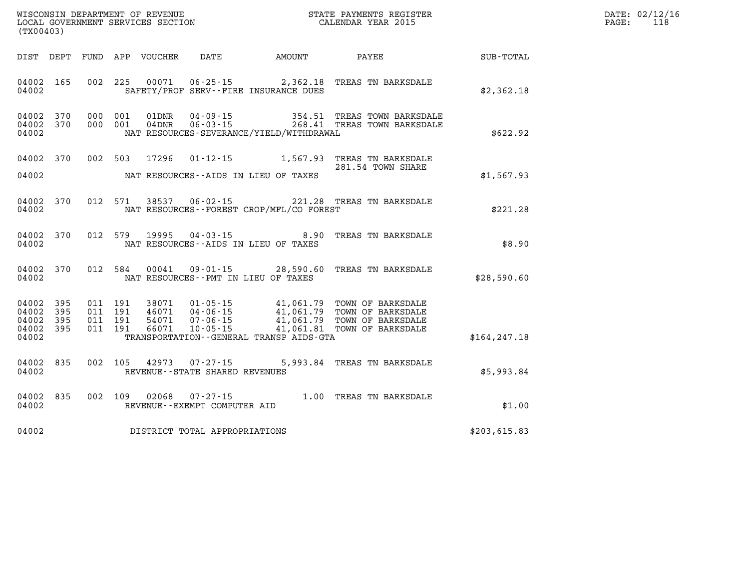WISCONSIN DEPARTMENT OF REVENUE
LOCAL GOVERNMENT SERVICES SECTION
(TX00403)

STATE PAYMENTS REGISTER
CALENDAR YEAR 2015

DATE: 02/12/16
PAGE: 118

| DIST | DEPT | FUND | APP | VOUCHER | DATE | AMOUNT | PAYEE | SUB-TOTAL |
|---|---|---|---|---|---|---|---|---|
| 04002 | 165 | 002 | 225 | 00071 | 06-25-15 | 2,362.18 | TREAS TN BARKSDALE | |
| 04002 | | | | | SAFETY/PROF SERV--FIRE INSURANCE DUES | | | $2,362.18 |
| 04002 | 370 | 000 | 001 | 01DNR | 04-09-15 | 354.51 | TREAS TOWN BARKSDALE | |
| 04002 | 370 | 000 | 001 | 04DNR | 06-03-15 | 268.41 | TREAS TOWN BARKSDALE | |
| 04002 | | | | | NAT RESOURCES-SEVERANCE/YIELD/WITHDRAWAL | | | $622.92 |
| 04002 | 370 | 002 | 503 | 17296 | 01-12-15 | 1,567.93 | TREAS TN BARKSDALE 281.54 TOWN SHARE | |
| 04002 | | | | | NAT RESOURCES--AIDS IN LIEU OF TAXES | | | $1,567.93 |
| 04002 | 370 | 012 | 571 | 38537 | 06-02-15 | 221.28 | TREAS TN BARKSDALE | |
| 04002 | | | | | NAT RESOURCES--FOREST CROP/MFL/CO FOREST | | | $221.28 |
| 04002 | 370 | 012 | 579 | 19995 | 04-03-15 | 8.90 | TREAS TN BARKSDALE | |
| 04002 | | | | | NAT RESOURCES--AIDS IN LIEU OF TAXES | | | $8.90 |
| 04002 | 370 | 012 | 584 | 00041 | 09-01-15 | 28,590.60 | TREAS TN BARKSDALE | |
| 04002 | | | | | NAT RESOURCES--PMT IN LIEU OF TAXES | | | $28,590.60 |
| 04002 | 395 | 011 | 191 | 38071 | 01-05-15 | 41,061.79 | TOWN OF BARKSDALE | |
| 04002 | 395 | 011 | 191 | 46071 | 04-06-15 | 41,061.79 | TOWN OF BARKSDALE | |
| 04002 | 395 | 011 | 191 | 54071 | 07-06-15 | 41,061.79 | TOWN OF BARKSDALE | |
| 04002 | 395 | 011 | 191 | 66071 | 10-05-15 | 41,061.81 | TOWN OF BARKSDALE | |
| 04002 | | | | | TRANSPORTATION--GENERAL TRANSP AIDS-GTA | | | $164,247.18 |
| 04002 | 835 | 002 | 105 | 42973 | 07-27-15 | 5,993.84 | TREAS TN BARKSDALE | |
| 04002 | | | | | REVENUE--STATE SHARED REVENUES | | | $5,993.84 |
| 04002 | 835 | 002 | 109 | 02068 | 07-27-15 | 1.00 | TREAS TN BARKSDALE | |
| 04002 | | | | | REVENUE--EXEMPT COMPUTER AID | | | $1.00 |
| 04002 | | | | | DISTRICT TOTAL APPROPRIATIONS | | | $203,615.83 |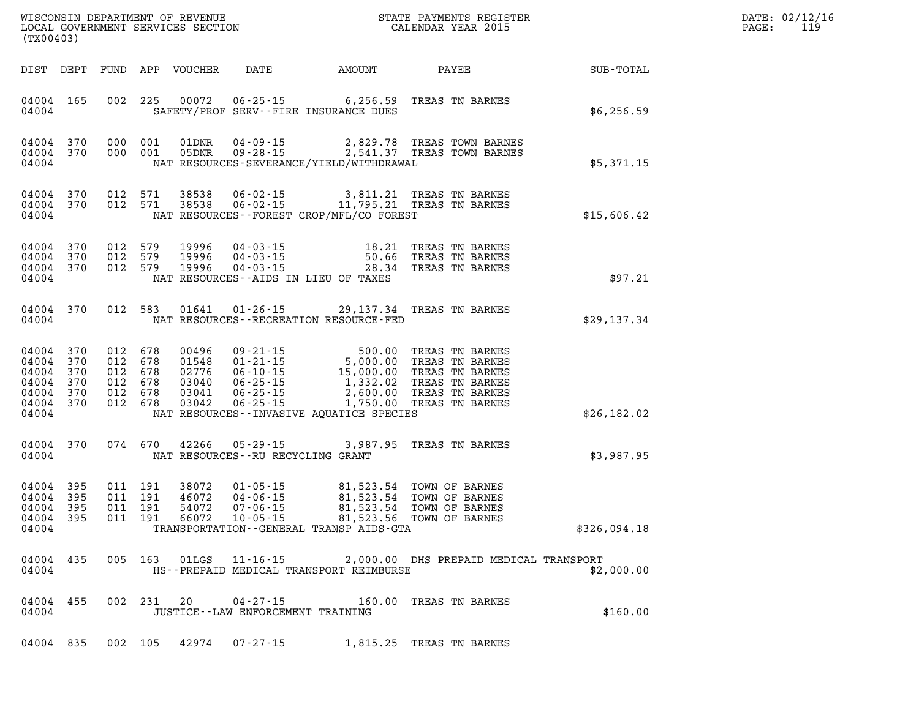WISCONSIN DEPARTMENT OF REVENUE
LOCAL GOVERNMENT SERVICES SECTION
(TX00403)

STATE PAYMENTS REGISTER
CALENDAR YEAR 2015

DATE: 02/12/16
PAGE: 119

| DIST | DEPT | FUND | APP | VOUCHER | DATE | AMOUNT | PAYEE | SUB-TOTAL |
|---|---|---|---|---|---|---|---|---|
| 04004 | 165 | 002 | 225 | 00072 | 06-25-15 | 6,256.59 | TREAS TN BARNES | |
| 04004 | | | | | SAFETY/PROF SERV--FIRE INSURANCE DUES | | | $6,256.59 |
| 04004 | 370 | 000 | 001 | 01DNR | 04-09-15 | 2,829.78 | TREAS TOWN BARNES | |
| 04004 | 370 | 000 | 001 | 05DNR | 09-28-15 | 2,541.37 | TREAS TOWN BARNES | |
| 04004 | | | | | NAT RESOURCES-SEVERANCE/YIELD/WITHDRAWAL | | | $5,371.15 |
| 04004 | 370 | 012 | 571 | 38538 | 06-02-15 | 3,811.21 | TREAS TN BARNES | |
| 04004 | 370 | 012 | 571 | 38538 | 06-02-15 | 11,795.21 | TREAS TN BARNES | |
| 04004 | | | | | NAT RESOURCES--FOREST CROP/MFL/CO FOREST | | | $15,606.42 |
| 04004 | 370 | 012 | 579 | 19996 | 04-03-15 | 18.21 | TREAS TN BARNES | |
| 04004 | 370 | 012 | 579 | 19996 | 04-03-15 | 50.66 | TREAS TN BARNES | |
| 04004 | 370 | 012 | 579 | 19996 | 04-03-15 | 28.34 | TREAS TN BARNES | |
| 04004 | | | | | NAT RESOURCES--AIDS IN LIEU OF TAXES | | | $97.21 |
| 04004 | 370 | 012 | 583 | 01641 | 01-26-15 | 29,137.34 | TREAS TN BARNES | |
| 04004 | | | | | NAT RESOURCES--RECREATION RESOURCE-FED | | | $29,137.34 |
| 04004 | 370 | 012 | 678 | 00496 | 09-21-15 | 500.00 | TREAS TN BARNES | |
| 04004 | 370 | 012 | 678 | 01548 | 01-21-15 | 5,000.00 | TREAS TN BARNES | |
| 04004 | 370 | 012 | 678 | 02776 | 06-10-15 | 15,000.00 | TREAS TN BARNES | |
| 04004 | 370 | 012 | 678 | 03040 | 06-25-15 | 1,332.02 | TREAS TN BARNES | |
| 04004 | 370 | 012 | 678 | 03041 | 06-25-15 | 2,600.00 | TREAS TN BARNES | |
| 04004 | 370 | 012 | 678 | 03042 | 06-25-15 | 1,750.00 | TREAS TN BARNES | |
| 04004 | | | | | NAT RESOURCES--INVASIVE AQUATICE SPECIES | | | $26,182.02 |
| 04004 | 370 | 074 | 670 | 42266 | 05-29-15 | 3,987.95 | TREAS TN BARNES | |
| 04004 | | | | | NAT RESOURCES--RU RECYCLING GRANT | | | $3,987.95 |
| 04004 | 395 | 011 | 191 | 38072 | 01-05-15 | 81,523.54 | TOWN OF BARNES | |
| 04004 | 395 | 011 | 191 | 46072 | 04-06-15 | 81,523.54 | TOWN OF BARNES | |
| 04004 | 395 | 011 | 191 | 54072 | 07-06-15 | 81,523.54 | TOWN OF BARNES | |
| 04004 | 395 | 011 | 191 | 66072 | 10-05-15 | 81,523.56 | TOWN OF BARNES | |
| 04004 | | | | | TRANSPORTATION--GENERAL TRANSP AIDS-GTA | | | $326,094.18 |
| 04004 | 435 | 005 | 163 | 01LGS | 11-16-15 | 2,000.00 | DHS PREPAID MEDICAL TRANSPORT | |
| 04004 | | | | | HS--PREPAID MEDICAL TRANSPORT REIMBURSE | | | $2,000.00 |
| 04004 | 455 | 002 | 231 | 20 | 04-27-15 | 160.00 | TREAS TN BARNES | |
| 04004 | | | | | JUSTICE--LAW ENFORCEMENT TRAINING | | | $160.00 |
| 04004 | 835 | 002 | 105 | 42974 | 07-27-15 | 1,815.25 | TREAS TN BARNES | |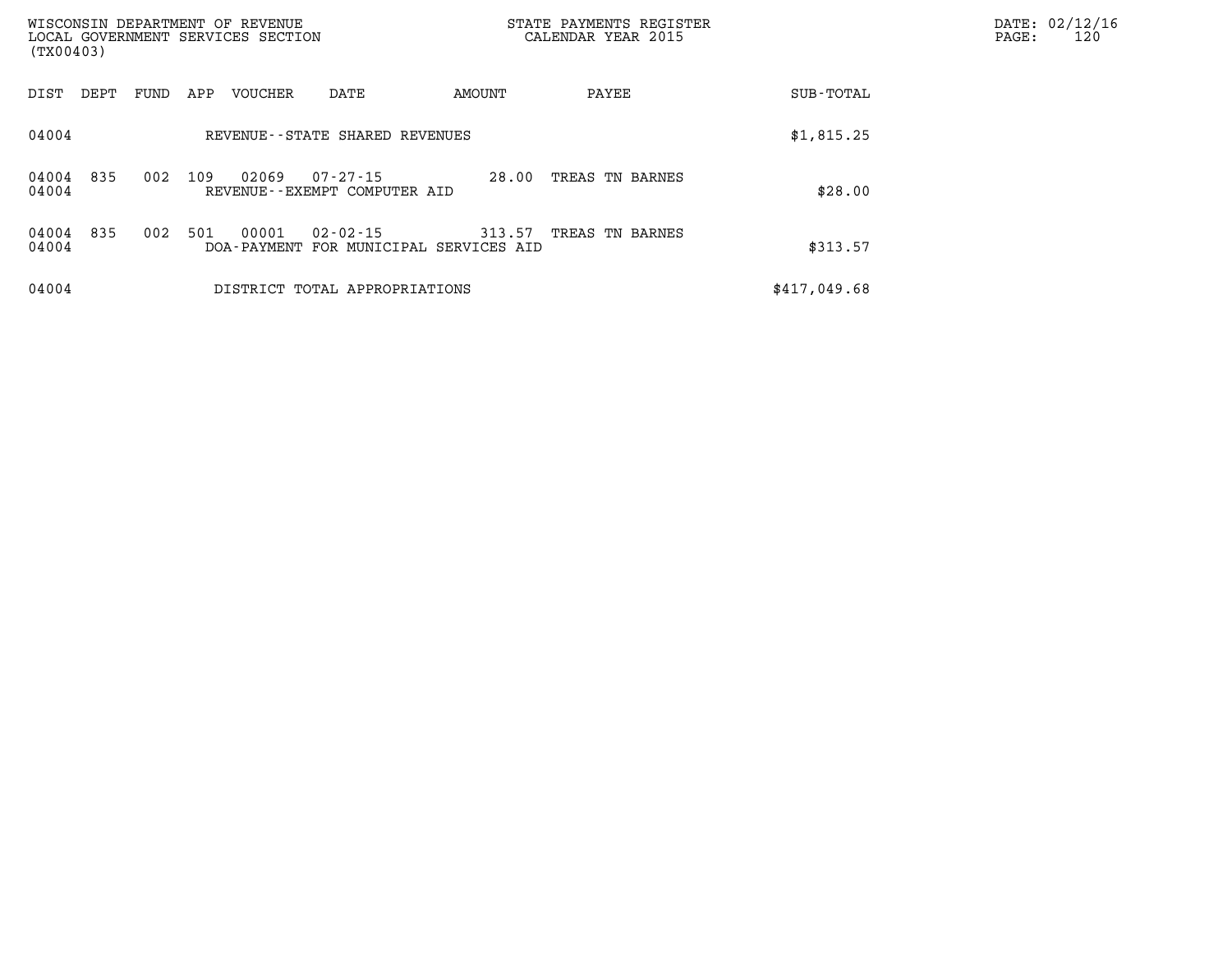| DIST | DEPT | FUND | APP | VOUCHER | DATE | AMOUNT | PAYEE | SUB-TOTAL |
|---|---|---|---|---|---|---|---|---|
| 04004 | | | | REVENUE--STATE SHARED REVENUES | | | | $1,815.25 |
| 04004 | 835 | 002 | 109 | 02069 | 07-27-15 | 28.00 | TREAS TN BARNES | |
| 04004 | | | | REVENUE--EXEMPT COMPUTER AID | | | | $28.00 |
| 04004 | 835 | 002 | 501 | 00001 | 02-02-15 | 313.57 | TREAS TN BARNES | |
| 04004 | | | | DOA-PAYMENT FOR MUNICIPAL SERVICES AID | | | | $313.57 |
| 04004 | | | | DISTRICT TOTAL APPROPRIATIONS | | | | $417,049.68 |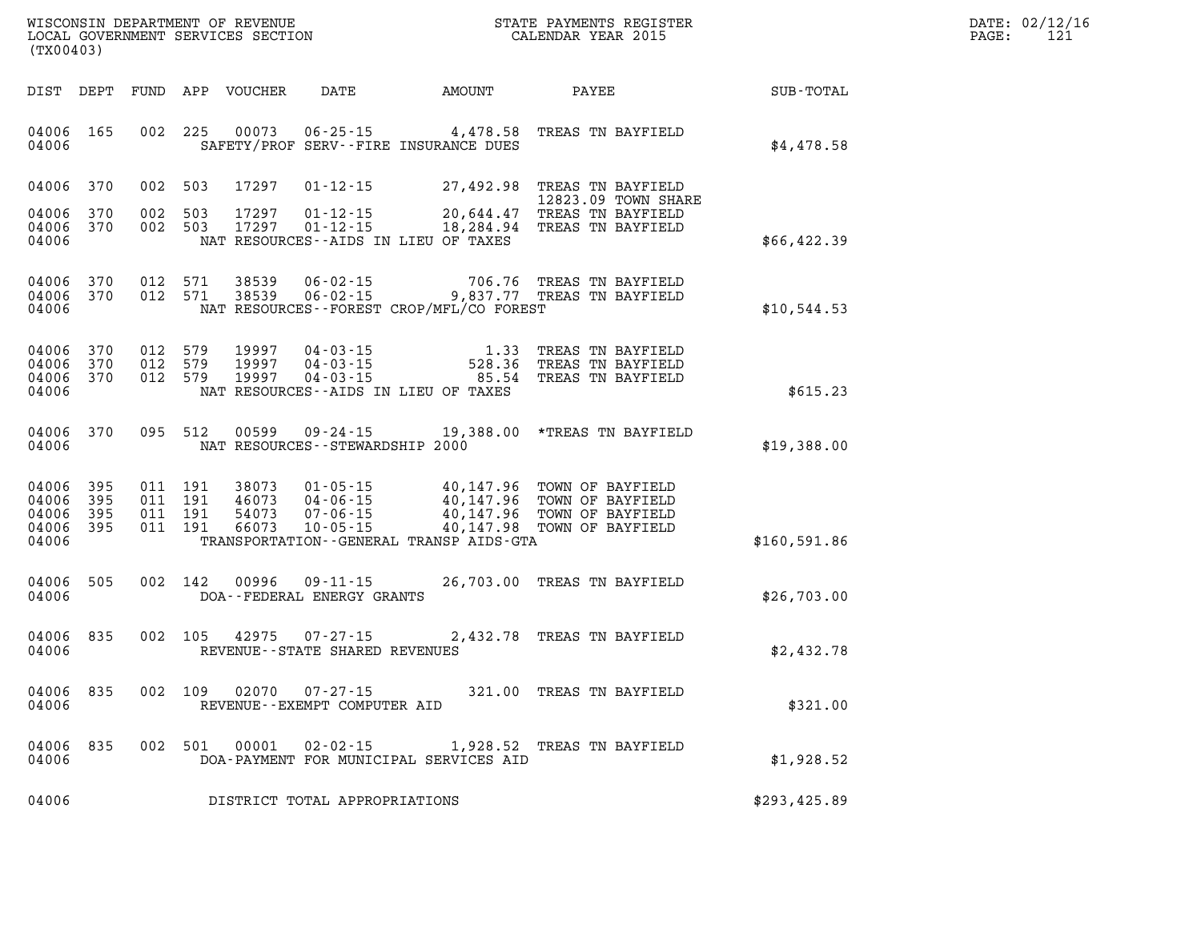WISCONSIN DEPARTMENT OF REVENUE
LOCAL GOVERNMENT SERVICES SECTION
(TX00403)

STATE PAYMENTS REGISTER
CALENDAR YEAR 2015

DATE: 02/12/16

| DIST | DEPT | FUND | APP | VOUCHER | DATE | AMOUNT | PAYEE | SUB-TOTAL |
|---|---|---|---|---|---|---|---|---|
| 04006 | 165 | 002 | 225 | 00073 | 06-25-15 | 4,478.58 | TREAS TN BAYFIELD | |
| 04006 | | | | | SAFETY/PROF SERV--FIRE INSURANCE DUES | | | $4,478.58 |
| 04006 | 370 | 002 | 503 | 17297 | 01-12-15 | 27,492.98 | TREAS TN BAYFIELD 12823.09 TOWN SHARE | |
| 04006 | 370 | 002 | 503 | 17297 | 01-12-15 | 20,644.47 | TREAS TN BAYFIELD | |
| 04006 | 370 | 002 | 503 | 17297 | 01-12-15 | 18,284.94 | TREAS TN BAYFIELD | |
| 04006 | | | | | NAT RESOURCES--AIDS IN LIEU OF TAXES | | | $66,422.39 |
| 04006 | 370 | 012 | 571 | 38539 | 06-02-15 | 706.76 | TREAS TN BAYFIELD | |
| 04006 | 370 | 012 | 571 | 38539 | 06-02-15 | 9,837.77 | TREAS TN BAYFIELD | |
| 04006 | | | | | NAT RESOURCES--FOREST CROP/MFL/CO FOREST | | | $10,544.53 |
| 04006 | 370 | 012 | 579 | 19997 | 04-03-15 | 1.33 | TREAS TN BAYFIELD | |
| 04006 | 370 | 012 | 579 | 19997 | 04-03-15 | 528.36 | TREAS TN BAYFIELD | |
| 04006 | 370 | 012 | 579 | 19997 | 04-03-15 | 85.54 | TREAS TN BAYFIELD | |
| 04006 | | | | | NAT RESOURCES--AIDS IN LIEU OF TAXES | | | $615.23 |
| 04006 | 370 | 095 | 512 | 00599 | 09-24-15 | 19,388.00 | *TREAS TN BAYFIELD | |
| 04006 | | | | | NAT RESOURCES--STEWARDSHIP 2000 | | | $19,388.00 |
| 04006 | 395 | 011 | 191 | 38073 | 01-05-15 | 40,147.96 | TOWN OF BAYFIELD | |
| 04006 | 395 | 011 | 191 | 46073 | 04-06-15 | 40,147.96 | TOWN OF BAYFIELD | |
| 04006 | 395 | 011 | 191 | 54073 | 07-06-15 | 40,147.96 | TOWN OF BAYFIELD | |
| 04006 | 395 | 011 | 191 | 66073 | 10-05-15 | 40,147.98 | TOWN OF BAYFIELD | |
| 04006 | | | | | TRANSPORTATION--GENERAL TRANSP AIDS-GTA | | | $160,591.86 |
| 04006 | 505 | 002 | 142 | 00996 | 09-11-15 | 26,703.00 | TREAS TN BAYFIELD | |
| 04006 | | | | | DOA--FEDERAL ENERGY GRANTS | | | $26,703.00 |
| 04006 | 835 | 002 | 105 | 42975 | 07-27-15 | 2,432.78 | TREAS TN BAYFIELD | |
| 04006 | | | | | REVENUE--STATE SHARED REVENUES | | | $2,432.78 |
| 04006 | 835 | 002 | 109 | 02070 | 07-27-15 | 321.00 | TREAS TN BAYFIELD | |
| 04006 | | | | | REVENUE--EXEMPT COMPUTER AID | | | $321.00 |
| 04006 | 835 | 002 | 501 | 00001 | 02-02-15 | 1,928.52 | TREAS TN BAYFIELD | |
| 04006 | | | | | DOA-PAYMENT FOR MUNICIPAL SERVICES AID | | | $1,928.52 |
| 04006 | | | | | DISTRICT TOTAL APPROPRIATIONS | | | $293,425.89 |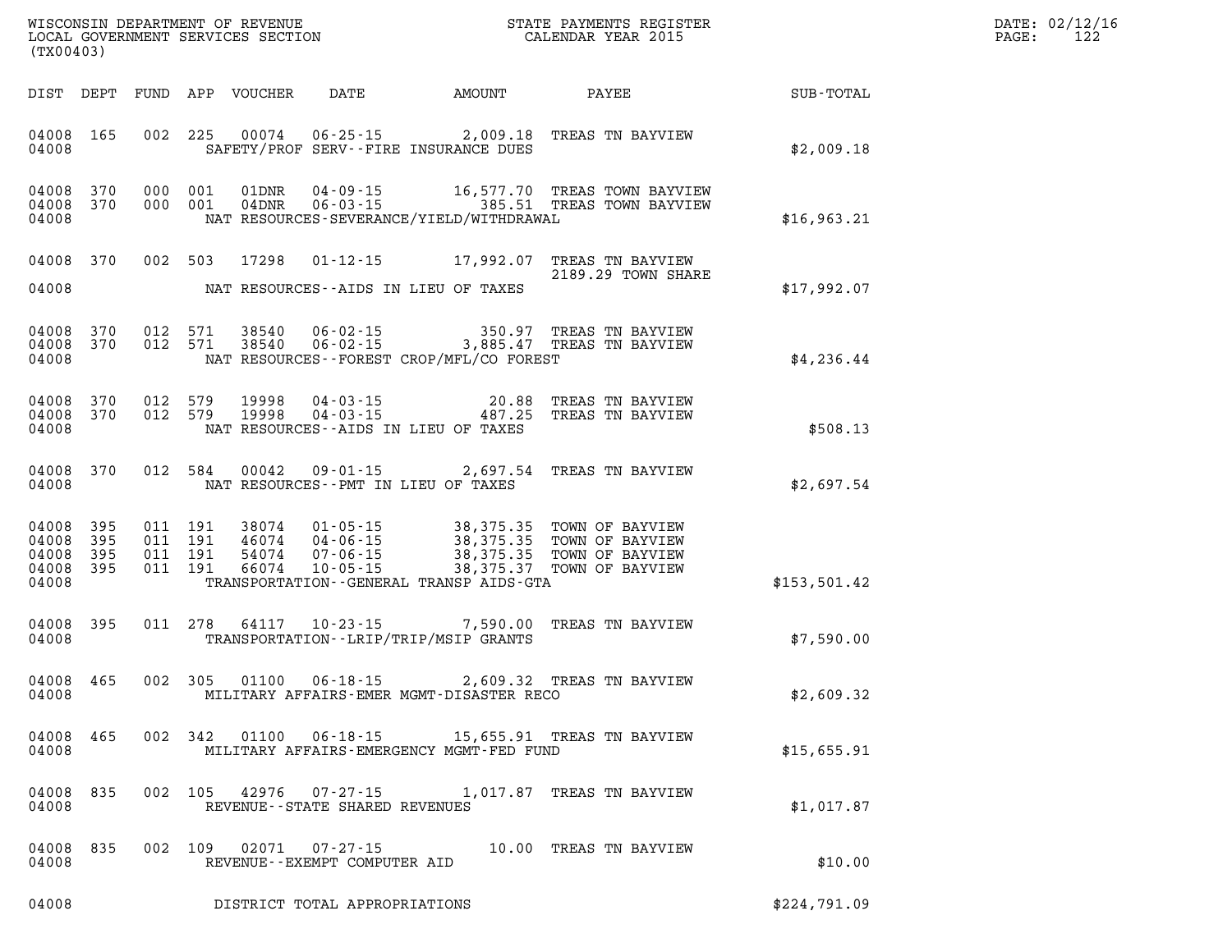WISCONSIN DEPARTMENT OF REVENUE
LOCAL GOVERNMENT SERVICES SECTION
(TX00403)

STATE PAYMENTS REGISTER
CALENDAR YEAR 2015

DATE: 02/12/16
PAGE: 122

| DIST | DEPT | FUND | APP | VOUCHER | DATE | AMOUNT | PAYEE | SUB-TOTAL |
|---|---|---|---|---|---|---|---|---|
| 04008 | 165 | 002 | 225 | 00074 | 06-25-15 | 2,009.18 | TREAS TN BAYVIEW | |
| 04008 | | | | SAFETY/PROF SERV--FIRE INSURANCE DUES | | | | $2,009.18 |
| 04008 | 370 | 000 | 001 | 01DNR | 04-09-15 | 16,577.70 | TREAS TOWN BAYVIEW | |
| 04008 | 370 | 000 | 001 | 04DNR | 06-03-15 | 385.51 | TREAS TOWN BAYVIEW | |
| 04008 | | | | NAT RESOURCES-SEVERANCE/YIELD/WITHDRAWAL | | | | $16,963.21 |
| 04008 | 370 | 002 | 503 | 17298 | 01-12-15 | 17,992.07 | TREAS TN BAYVIEW 2189.29 TOWN SHARE | |
| 04008 | | | | NAT RESOURCES--AIDS IN LIEU OF TAXES | | | | $17,992.07 |
| 04008 | 370 | 012 | 571 | 38540 | 06-02-15 | 350.97 | TREAS TN BAYVIEW | |
| 04008 | 370 | 012 | 571 | 38540 | 06-02-15 | 3,885.47 | TREAS TN BAYVIEW | |
| 04008 | | | | NAT RESOURCES--FOREST CROP/MFL/CO FOREST | | | | $4,236.44 |
| 04008 | 370 | 012 | 579 | 19998 | 04-03-15 | 20.88 | TREAS TN BAYVIEW | |
| 04008 | 370 | 012 | 579 | 19998 | 04-03-15 | 487.25 | TREAS TN BAYVIEW | |
| 04008 | | | | NAT RESOURCES--AIDS IN LIEU OF TAXES | | | | $508.13 |
| 04008 | 370 | 012 | 584 | 00042 | 09-01-15 | 2,697.54 | TREAS TN BAYVIEW | |
| 04008 | | | | NAT RESOURCES--PMT IN LIEU OF TAXES | | | | $2,697.54 |
| 04008 | 395 | 011 | 191 | 38074 | 01-05-15 | 38,375.35 | TOWN OF BAYVIEW | |
| 04008 | 395 | 011 | 191 | 46074 | 04-06-15 | 38,375.35 | TOWN OF BAYVIEW | |
| 04008 | 395 | 011 | 191 | 54074 | 07-06-15 | 38,375.35 | TOWN OF BAYVIEW | |
| 04008 | 395 | 011 | 191 | 66074 | 10-05-15 | 38,375.37 | TOWN OF BAYVIEW | |
| 04008 | | | | TRANSPORTATION--GENERAL TRANSP AIDS-GTA | | | | $153,501.42 |
| 04008 | 395 | 011 | 278 | 64117 | 10-23-15 | 7,590.00 | TREAS TN BAYVIEW | |
| 04008 | | | | TRANSPORTATION--LRIP/TRIP/MSIP GRANTS | | | | $7,590.00 |
| 04008 | 465 | 002 | 305 | 01100 | 06-18-15 | 2,609.32 | TREAS TN BAYVIEW | |
| 04008 | | | | MILITARY AFFAIRS-EMER MGMT-DISASTER RECO | | | | $2,609.32 |
| 04008 | 465 | 002 | 342 | 01100 | 06-18-15 | 15,655.91 | TREAS TN BAYVIEW | |
| 04008 | | | | MILITARY AFFAIRS-EMERGENCY MGMT-FED FUND | | | | $15,655.91 |
| 04008 | 835 | 002 | 105 | 42976 | 07-27-15 | 1,017.87 | TREAS TN BAYVIEW | |
| 04008 | | | | REVENUE--STATE SHARED REVENUES | | | | $1,017.87 |
| 04008 | 835 | 002 | 109 | 02071 | 07-27-15 | 10.00 | TREAS TN BAYVIEW | |
| 04008 | | | | REVENUE--EXEMPT COMPUTER AID | | | | $10.00 |
| 04008 | | | | DISTRICT TOTAL APPROPRIATIONS | | | | $224,791.09 |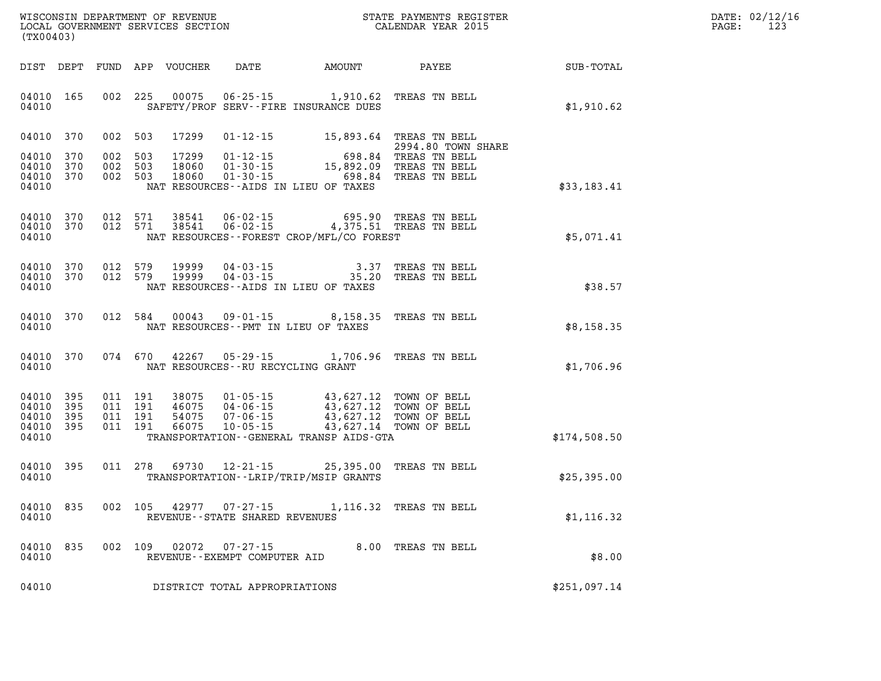WISCONSIN DEPARTMENT OF REVENUE
LOCAL GOVERNMENT SERVICES SECTION
(TX00403)

STATE PAYMENTS REGISTER
CALENDAR YEAR 2015

DATE: 02/12/16

| DIST | DEPT | FUND | APP | VOUCHER | DATE | AMOUNT | PAYEE | SUB-TOTAL |
|---|---|---|---|---|---|---|---|---|
| 04010 | 165 | 002 | 225 | 00075 | 06-25-15 | 1,910.62 | TREAS TN BELL | |
| 04010 | | | | | SAFETY/PROF SERV--FIRE INSURANCE DUES | | | $1,910.62 |
| 04010 | 370 | 002 | 503 | 17299 | 01-12-15 | 15,893.64 | TREAS TN BELL 2994.80 TOWN SHARE | |
| 04010 | 370 | 002 | 503 | 17299 | 01-12-15 | 698.84 | TREAS TN BELL | |
| 04010 | 370 | 002 | 503 | 18060 | 01-30-15 | 15,892.09 | TREAS TN BELL | |
| 04010 | 370 | 002 | 503 | 18060 | 01-30-15 | 698.84 | TREAS TN BELL | |
| 04010 | | | | | NAT RESOURCES--AIDS IN LIEU OF TAXES | | | $33,183.41 |
| 04010 | 370 | 012 | 571 | 38541 | 06-02-15 | 695.90 | TREAS TN BELL | |
| 04010 | 370 | 012 | 571 | 38541 | 06-02-15 | 4,375.51 | TREAS TN BELL | |
| 04010 | | | | | NAT RESOURCES--FOREST CROP/MFL/CO FOREST | | | $5,071.41 |
| 04010 | 370 | 012 | 579 | 19999 | 04-03-15 | 3.37 | TREAS TN BELL | |
| 04010 | 370 | 012 | 579 | 19999 | 04-03-15 | 35.20 | TREAS TN BELL | |
| 04010 | | | | | NAT RESOURCES--AIDS IN LIEU OF TAXES | | | $38.57 |
| 04010 | 370 | 012 | 584 | 00043 | 09-01-15 | 8,158.35 | TREAS TN BELL | |
| 04010 | | | | | NAT RESOURCES--PMT IN LIEU OF TAXES | | | $8,158.35 |
| 04010 | 370 | 074 | 670 | 42267 | 05-29-15 | 1,706.96 | TREAS TN BELL | |
| 04010 | | | | | NAT RESOURCES--RU RECYCLING GRANT | | | $1,706.96 |
| 04010 | 395 | 011 | 191 | 38075 | 01-05-15 | 43,627.12 | TOWN OF BELL | |
| 04010 | 395 | 011 | 191 | 46075 | 04-06-15 | 43,627.12 | TOWN OF BELL | |
| 04010 | 395 | 011 | 191 | 54075 | 07-06-15 | 43,627.12 | TOWN OF BELL | |
| 04010 | 395 | 011 | 191 | 66075 | 10-05-15 | 43,627.14 | TOWN OF BELL | |
| 04010 | | | | | TRANSPORTATION--GENERAL TRANSP AIDS-GTA | | | $174,508.50 |
| 04010 | 395 | 011 | 278 | 69730 | 12-21-15 | 25,395.00 | TREAS TN BELL | |
| 04010 | | | | | TRANSPORTATION--LRIP/TRIP/MSIP GRANTS | | | $25,395.00 |
| 04010 | 835 | 002 | 105 | 42977 | 07-27-15 | 1,116.32 | TREAS TN BELL | |
| 04010 | | | | | REVENUE--STATE SHARED REVENUES | | | $1,116.32 |
| 04010 | 835 | 002 | 109 | 02072 | 07-27-15 | 8.00 | TREAS TN BELL | |
| 04010 | | | | | REVENUE--EXEMPT COMPUTER AID | | | $8.00 |
| 04010 | | | | | DISTRICT TOTAL APPROPRIATIONS | | | $251,097.14 |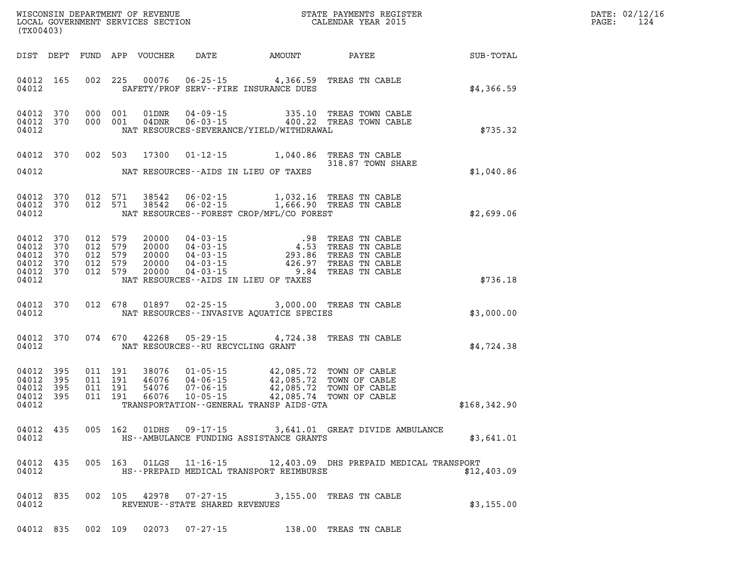| DIST | DEPT | FUND | APP | VOUCHER | DATE | AMOUNT | PAYEE | SUB-TOTAL |
|---|---|---|---|---|---|---|---|---|
| 04012 | 165 | 002 | 225 | 00076 | 06-25-15 | 4,366.59 | TREAS TN CABLE | |
| 04012 | | | | | SAFETY/PROF SERV--FIRE INSURANCE DUES | | | $4,366.59 |
| 04012 | 370 | 000 | 001 | 01DNR | 04-09-15 | 335.10 | TREAS TOWN CABLE | |
| 04012 | 370 | 000 | 001 | 04DNR | 06-03-15 | 400.22 | TREAS TOWN CABLE | |
| 04012 | | | | | NAT RESOURCES-SEVERANCE/YIELD/WITHDRAWAL | | | $735.32 |
| 04012 | 370 | 002 | 503 | 17300 | 01-12-15 | 1,040.86 | TREAS TN CABLE<br>318.87 TOWN SHARE | |
| 04012 | | | | | NAT RESOURCES--AIDS IN LIEU OF TAXES | | | $1,040.86 |
| 04012 | 370 | 012 | 571 | 38542 | 06-02-15 | 1,032.16 | TREAS TN CABLE | |
| 04012 | 370 | 012 | 571 | 38542 | 06-02-15 | 1,666.90 | TREAS TN CABLE | |
| 04012 | | | | | NAT RESOURCES--FOREST CROP/MFL/CO FOREST | | | $2,699.06 |
| 04012 | 370 | 012 | 579 | 20000 | 04-03-15 | .98 | TREAS TN CABLE | |
| 04012 | 370 | 012 | 579 | 20000 | 04-03-15 | 4.53 | TREAS TN CABLE | |
| 04012 | 370 | 012 | 579 | 20000 | 04-03-15 | 293.86 | TREAS TN CABLE | |
| 04012 | 370 | 012 | 579 | 20000 | 04-03-15 | 426.97 | TREAS TN CABLE | |
| 04012 | 370 | 012 | 579 | 20000 | 04-03-15 | 9.84 | TREAS TN CABLE | |
| 04012 | | | | | NAT RESOURCES--AIDS IN LIEU OF TAXES | | | $736.18 |
| 04012 | 370 | 012 | 678 | 01897 | 02-25-15 | 3,000.00 | TREAS TN CABLE | |
| 04012 | | | | | NAT RESOURCES--INVASIVE AQUATICE SPECIES | | | $3,000.00 |
| 04012 | 370 | 074 | 670 | 42268 | 05-29-15 | 4,724.38 | TREAS TN CABLE | |
| 04012 | | | | | NAT RESOURCES--RU RECYCLING GRANT | | | $4,724.38 |
| 04012 | 395 | 011 | 191 | 38076 | 01-05-15 | 42,085.72 | TOWN OF CABLE | |
| 04012 | 395 | 011 | 191 | 46076 | 04-06-15 | 42,085.72 | TOWN OF CABLE | |
| 04012 | 395 | 011 | 191 | 54076 | 07-06-15 | 42,085.72 | TOWN OF CABLE | |
| 04012 | 395 | 011 | 191 | 66076 | 10-05-15 | 42,085.74 | TOWN OF CABLE | |
| 04012 | | | | | TRANSPORTATION--GENERAL TRANSP AIDS-GTA | | | $168,342.90 |
| 04012 | 435 | 005 | 162 | 01DHS | 09-17-15 | 3,641.01 | GREAT DIVIDE AMBULANCE | |
| 04012 | | | | | HS--AMBULANCE FUNDING ASSISTANCE GRANTS | | | $3,641.01 |
| 04012 | 435 | 005 | 163 | 01LGS | 11-16-15 | 12,403.09 | DHS PREPAID MEDICAL TRANSPORT | |
| 04012 | | | | | HS--PREPAID MEDICAL TRANSPORT REIMBURSE | | | $12,403.09 |
| 04012 | 835 | 002 | 105 | 42978 | 07-27-15 | 3,155.00 | TREAS TN CABLE | |
| 04012 | | | | | REVENUE--STATE SHARED REVENUES | | | $3,155.00 |
| 04012 | 835 | 002 | 109 | 02073 | 07-27-15 | 138.00 | TREAS TN CABLE | |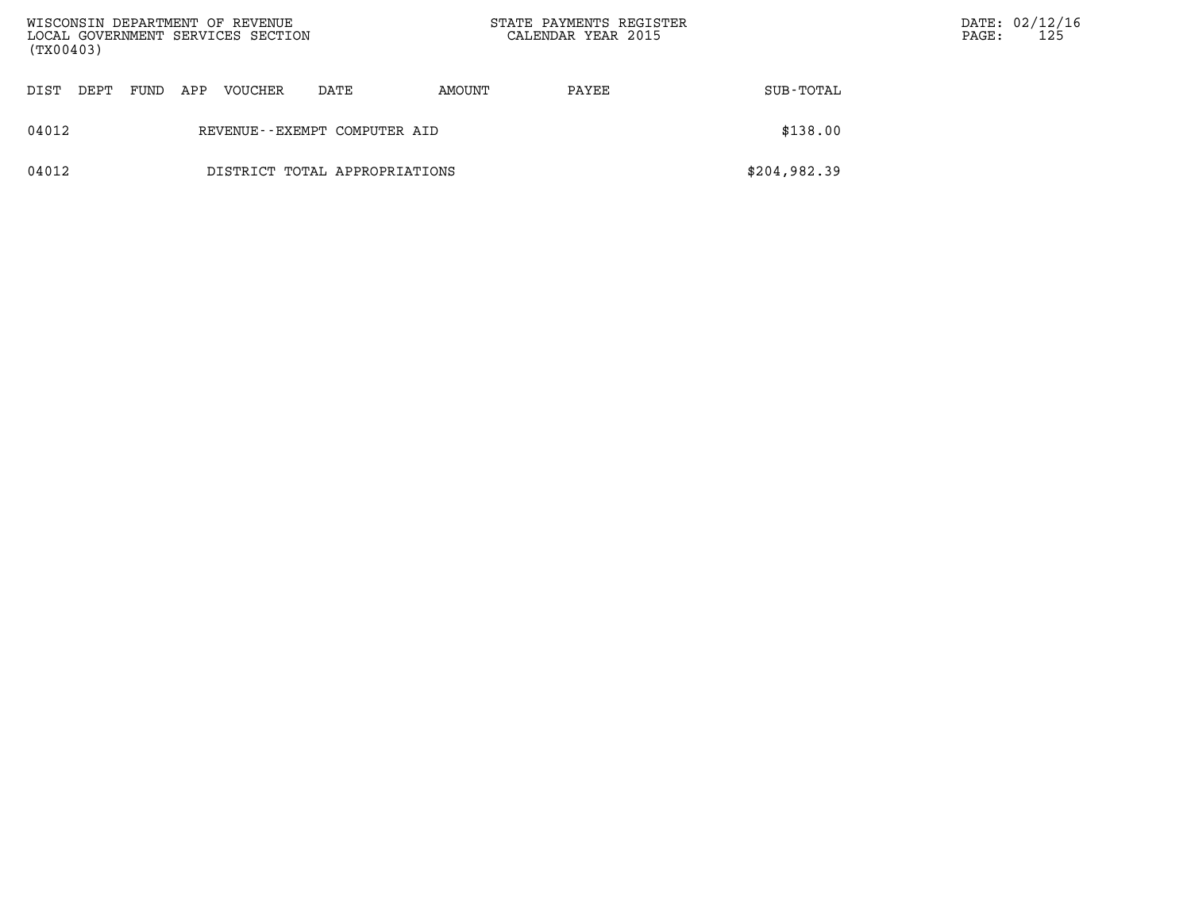| DIST | DEPT | FUND | APP | VOUCHER | DATE | AMOUNT | PAYEE | SUB-TOTAL |
|---|---|---|---|---|---|---|---|---|
| 04012 | | | | REVENUE--EXEMPT COMPUTER AID | | | | $138.00 |
| 04012 | | | | DISTRICT TOTAL APPROPRIATIONS | | | | $204,982.39 |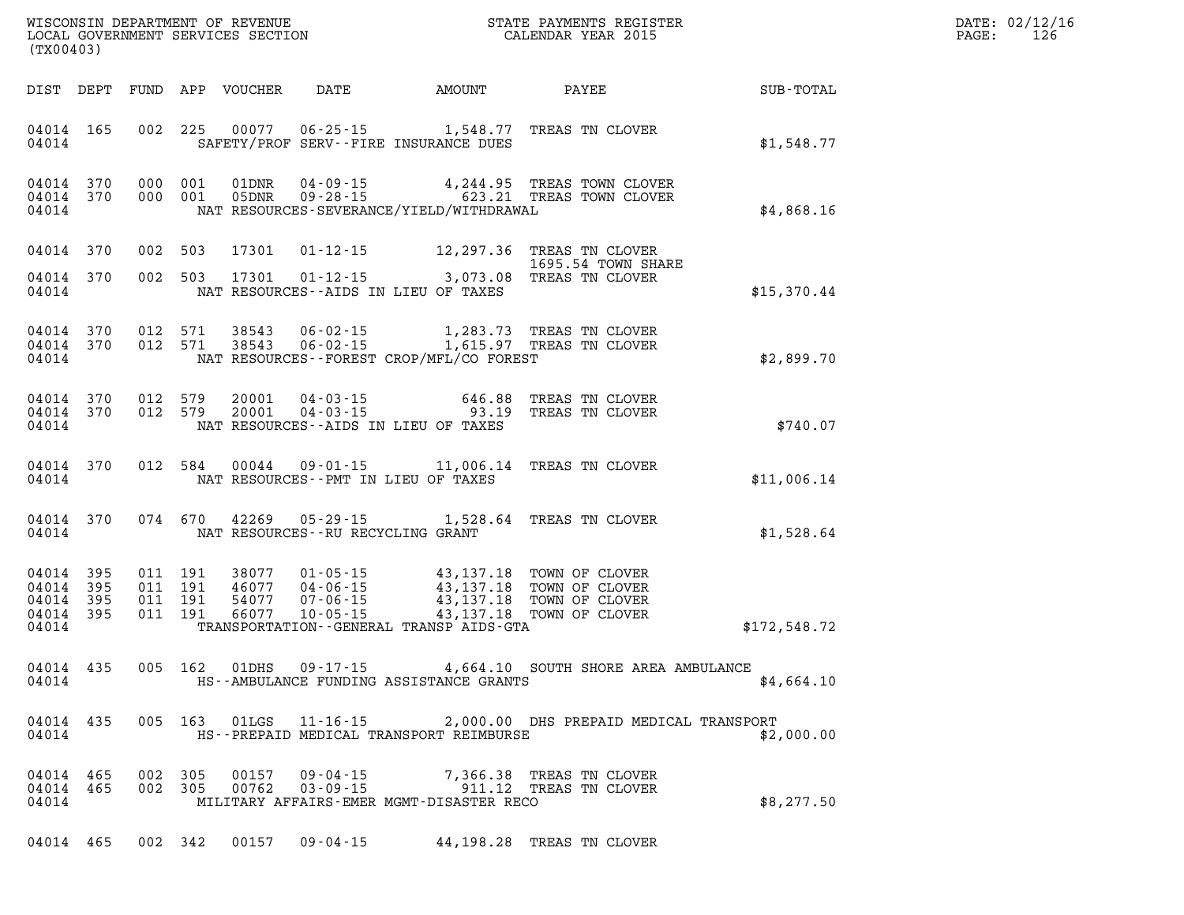WISCONSIN DEPARTMENT OF REVENUE
LOCAL GOVERNMENT SERVICES SECTION
(TX00403)

STATE PAYMENTS REGISTER
CALENDAR YEAR 2015

| DIST | DEPT | FUND | APP | VOUCHER | DATE | AMOUNT | PAYEE | SUB-TOTAL |
|---|---|---|---|---|---|---|---|---|
| 04014 | 165 | 002 | 225 | 00077 | 06-25-15 | 1,548.77 | TREAS TN CLOVER | |
| 04014 | | | | | SAFETY/PROF SERV--FIRE INSURANCE DUES | | | $1,548.77 |
| 04014 | 370 | 000 | 001 | 01DNR | 04-09-15 | 4,244.95 | TREAS TOWN CLOVER | |
| 04014 | 370 | 000 | 001 | 05DNR | 09-28-15 | 623.21 | TREAS TOWN CLOVER | |
| 04014 | | | | | NAT RESOURCES-SEVERANCE/YIELD/WITHDRAWAL | | | $4,868.16 |
| 04014 | 370 | 002 | 503 | 17301 | 01-12-15 | 12,297.36 | TREAS TN CLOVER 1695.54 TOWN SHARE | |
| 04014 | 370 | 002 | 503 | 17301 | 01-12-15 | 3,073.08 | TREAS TN CLOVER | |
| 04014 | | | | | NAT RESOURCES--AIDS IN LIEU OF TAXES | | | $15,370.44 |
| 04014 | 370 | 012 | 571 | 38543 | 06-02-15 | 1,283.73 | TREAS TN CLOVER | |
| 04014 | 370 | 012 | 571 | 38543 | 06-02-15 | 1,615.97 | TREAS TN CLOVER | |
| 04014 | | | | | NAT RESOURCES--FOREST CROP/MFL/CO FOREST | | | $2,899.70 |
| 04014 | 370 | 012 | 579 | 20001 | 04-03-15 | 646.88 | TREAS TN CLOVER | |
| 04014 | 370 | 012 | 579 | 20001 | 04-03-15 | 93.19 | TREAS TN CLOVER | |
| 04014 | | | | | NAT RESOURCES--AIDS IN LIEU OF TAXES | | | $740.07 |
| 04014 | 370 | 012 | 584 | 00044 | 09-01-15 | 11,006.14 | TREAS TN CLOVER | |
| 04014 | | | | | NAT RESOURCES--PMT IN LIEU OF TAXES | | | $11,006.14 |
| 04014 | 370 | 074 | 670 | 42269 | 05-29-15 | 1,528.64 | TREAS TN CLOVER | |
| 04014 | | | | | NAT RESOURCES--RU RECYCLING GRANT | | | $1,528.64 |
| 04014 | 395 | 011 | 191 | 38077 | 01-05-15 | 43,137.18 | TOWN OF CLOVER | |
| 04014 | 395 | 011 | 191 | 46077 | 04-06-15 | 43,137.18 | TOWN OF CLOVER | |
| 04014 | 395 | 011 | 191 | 54077 | 07-06-15 | 43,137.18 | TOWN OF CLOVER | |
| 04014 | 395 | 011 | 191 | 66077 | 10-05-15 | 43,137.18 | TOWN OF CLOVER | |
| 04014 | | | | | TRANSPORTATION--GENERAL TRANSP AIDS-GTA | | | $172,548.72 |
| 04014 | 435 | 005 | 162 | 01DHS | 09-17-15 | 4,664.10 | SOUTH SHORE AREA AMBULANCE | |
| 04014 | | | | | HS--AMBULANCE FUNDING ASSISTANCE GRANTS | | | $4,664.10 |
| 04014 | 435 | 005 | 163 | 01LGS | 11-16-15 | 2,000.00 | DHS PREPAID MEDICAL TRANSPORT | |
| 04014 | | | | | HS--PREPAID MEDICAL TRANSPORT REIMBURSE | | | $2,000.00 |
| 04014 | 465 | 002 | 305 | 00157 | 09-04-15 | 7,366.38 | TREAS TN CLOVER | |
| 04014 | 465 | 002 | 305 | 00762 | 03-09-15 | 911.12 | TREAS TN CLOVER | |
| 04014 | | | | | MILITARY AFFAIRS-EMER MGMT-DISASTER RECO | | | $8,277.50 |
| 04014 | 465 | 002 | 342 | 00157 | 09-04-15 | 44,198.28 | TREAS TN CLOVER | |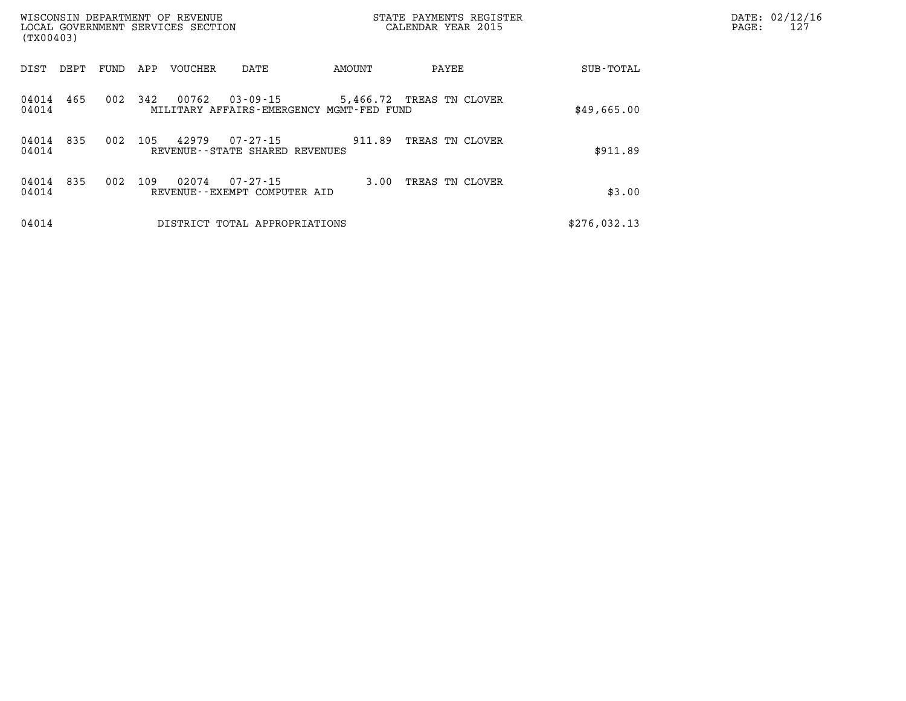WISCONSIN DEPARTMENT OF REVENUE
LOCAL GOVERNMENT SERVICES SECTION
(TX00403)

STATE PAYMENTS REGISTER
CALENDAR YEAR 2015

DATE: 02/12/16
PAGE: 127

| DIST | DEPT | FUND | APP | VOUCHER | DATE | AMOUNT | PAYEE | SUB-TOTAL |
|---|---|---|---|---|---|---|---|---|
| 04014 | 465 | 002 | 342 | 00762 | 03-09-15 | 5,466.72 | TREAS TN CLOVER | |
| 04014 | | | | MILITARY AFFAIRS-EMERGENCY MGMT-FED FUND | | | | $49,665.00 |
| 04014 | 835 | 002 | 105 | 42979 | 07-27-15 | 911.89 | TREAS TN CLOVER | |
| 04014 | | | | REVENUE--STATE SHARED REVENUES | | | | $911.89 |
| 04014 | 835 | 002 | 109 | 02074 | 07-27-15 | 3.00 | TREAS TN CLOVER | |
| 04014 | | | | REVENUE--EXEMPT COMPUTER AID | | | | $3.00 |
| 04014 | | | | DISTRICT TOTAL APPROPRIATIONS | | | | $276,032.13 |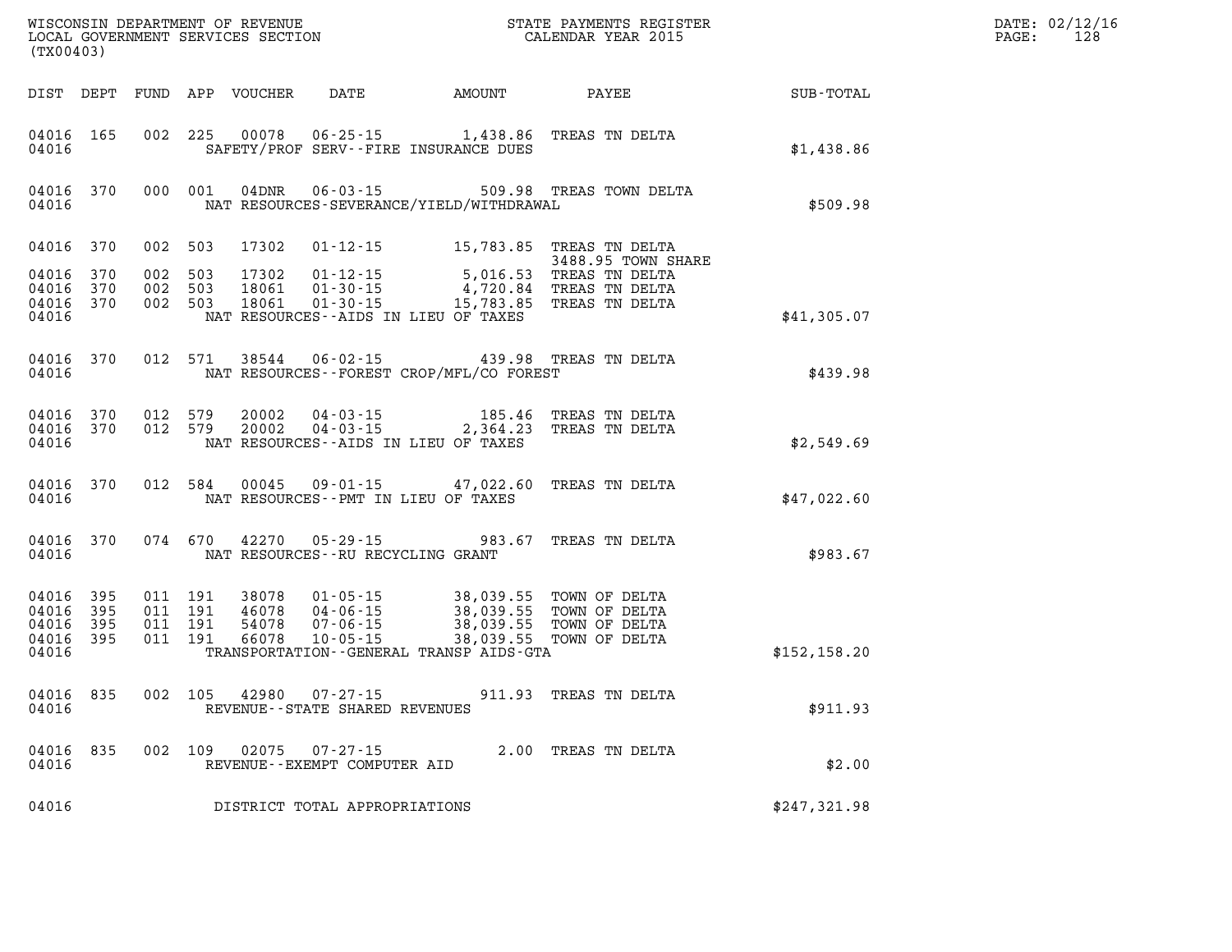WISCONSIN DEPARTMENT OF REVENUE
LOCAL GOVERNMENT SERVICES SECTION
(TX00403)

STATE PAYMENTS REGISTER
CALENDAR YEAR 2015

DATE: 02/12/16

| DIST | DEPT | FUND | APP | VOUCHER | DATE | AMOUNT | PAYEE | SUB-TOTAL |
|---|---|---|---|---|---|---|---|---|
| 04016 | 165 | 002 | 225 | 00078 | 06-25-15 | 1,438.86 | TREAS TN DELTA | |
| 04016 | | | | | SAFETY/PROF SERV--FIRE INSURANCE DUES | | | $1,438.86 |
| 04016 | 370 | 000 | 001 | 04DNR | 06-03-15 | 509.98 | TREAS TOWN DELTA | |
| 04016 | | | | | NAT RESOURCES-SEVERANCE/YIELD/WITHDRAWAL | | | $509.98 |
| 04016 | 370 | 002 | 503 | 17302 | 01-12-15 | 15,783.85 | TREAS TN DELTA 3488.95 TOWN SHARE | |
| 04016 | 370 | 002 | 503 | 17302 | 01-12-15 | 5,016.53 | TREAS TN DELTA | |
| 04016 | 370 | 002 | 503 | 18061 | 01-30-15 | 4,720.84 | TREAS TN DELTA | |
| 04016 | 370 | 002 | 503 | 18061 | 01-30-15 | 15,783.85 | TREAS TN DELTA | |
| 04016 | | | | | NAT RESOURCES--AIDS IN LIEU OF TAXES | | | $41,305.07 |
| 04016 | 370 | 012 | 571 | 38544 | 06-02-15 | 439.98 | TREAS TN DELTA | |
| 04016 | | | | | NAT RESOURCES--FOREST CROP/MFL/CO FOREST | | | $439.98 |
| 04016 | 370 | 012 | 579 | 20002 | 04-03-15 | 185.46 | TREAS TN DELTA | |
| 04016 | 370 | 012 | 579 | 20002 | 04-03-15 | 2,364.23 | TREAS TN DELTA | |
| 04016 | | | | | NAT RESOURCES--AIDS IN LIEU OF TAXES | | | $2,549.69 |
| 04016 | 370 | 012 | 584 | 00045 | 09-01-15 | 47,022.60 | TREAS TN DELTA | |
| 04016 | | | | | NAT RESOURCES--PMT IN LIEU OF TAXES | | | $47,022.60 |
| 04016 | 370 | 074 | 670 | 42270 | 05-29-15 | 983.67 | TREAS TN DELTA | |
| 04016 | | | | | NAT RESOURCES--RU RECYCLING GRANT | | | $983.67 |
| 04016 | 395 | 011 | 191 | 38078 | 01-05-15 | 38,039.55 | TOWN OF DELTA | |
| 04016 | 395 | 011 | 191 | 46078 | 04-06-15 | 38,039.55 | TOWN OF DELTA | |
| 04016 | 395 | 011 | 191 | 54078 | 07-06-15 | 38,039.55 | TOWN OF DELTA | |
| 04016 | 395 | 011 | 191 | 66078 | 10-05-15 | 38,039.55 | TOWN OF DELTA | |
| 04016 | | | | | TRANSPORTATION--GENERAL TRANSP AIDS-GTA | | | $152,158.20 |
| 04016 | 835 | 002 | 105 | 42980 | 07-27-15 | 911.93 | TREAS TN DELTA | |
| 04016 | | | | | REVENUE--STATE SHARED REVENUES | | | $911.93 |
| 04016 | 835 | 002 | 109 | 02075 | 07-27-15 | 2.00 | TREAS TN DELTA | |
| 04016 | | | | | REVENUE--EXEMPT COMPUTER AID | | | $2.00 |
| 04016 | | | | | DISTRICT TOTAL APPROPRIATIONS | | | $247,321.98 |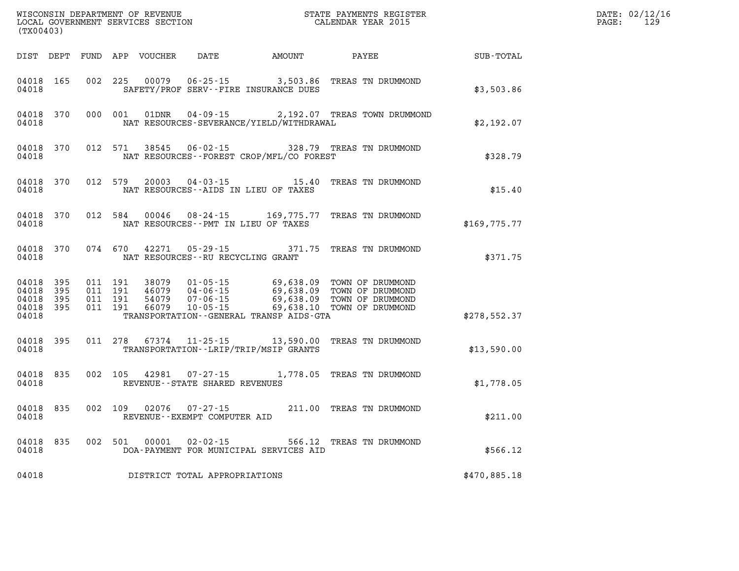WISCONSIN DEPARTMENT OF REVENUE
LOCAL GOVERNMENT SERVICES SECTION
(TX00403)

STATE PAYMENTS REGISTER
CALENDAR YEAR 2015

DATE: 02/12/16
PAGE: 129

| DIST | DEPT | FUND | APP | VOUCHER | DATE | AMOUNT | PAYEE | SUB-TOTAL |
|---|---|---|---|---|---|---|---|---|
| 04018 | 165 | 002 | 225 | 00079 | 06-25-15 | 3,503.86 | TREAS TN DRUMMOND | |
| 04018 | | | | SAFETY/PROF SERV--FIRE INSURANCE DUES | | | | $3,503.86 |
| 04018 | 370 | 000 | 001 | 01DNR | 04-09-15 | 2,192.07 | TREAS TOWN DRUMMOND | |
| 04018 | | | | NAT RESOURCES-SEVERANCE/YIELD/WITHDRAWAL | | | | $2,192.07 |
| 04018 | 370 | 012 | 571 | 38545 | 06-02-15 | 328.79 | TREAS TN DRUMMOND | |
| 04018 | | | | NAT RESOURCES--FOREST CROP/MFL/CO FOREST | | | | $328.79 |
| 04018 | 370 | 012 | 579 | 20003 | 04-03-15 | 15.40 | TREAS TN DRUMMOND | |
| 04018 | | | | NAT RESOURCES--AIDS IN LIEU OF TAXES | | | | $15.40 |
| 04018 | 370 | 012 | 584 | 00046 | 08-24-15 | 169,775.77 | TREAS TN DRUMMOND | |
| 04018 | | | | NAT RESOURCES--PMT IN LIEU OF TAXES | | | | $169,775.77 |
| 04018 | 370 | 074 | 670 | 42271 | 05-29-15 | 371.75 | TREAS TN DRUMMOND | |
| 04018 | | | | NAT RESOURCES--RU RECYCLING GRANT | | | | $371.75 |
| 04018 | 395 | 011 | 191 | 38079 | 01-05-15 | 69,638.09 | TOWN OF DRUMMOND | |
| 04018 | 395 | 011 | 191 | 46079 | 04-06-15 | 69,638.09 | TOWN OF DRUMMOND | |
| 04018 | 395 | 011 | 191 | 54079 | 07-06-15 | 69,638.09 | TOWN OF DRUMMOND | |
| 04018 | 395 | 011 | 191 | 66079 | 10-05-15 | 69,638.10 | TOWN OF DRUMMOND | |
| 04018 | | | | TRANSPORTATION--GENERAL TRANSP AIDS-GTA | | | | $278,552.37 |
| 04018 | 395 | 011 | 278 | 67374 | 11-25-15 | 13,590.00 | TREAS TN DRUMMOND | |
| 04018 | | | | TRANSPORTATION--LRIP/TRIP/MSIP GRANTS | | | | $13,590.00 |
| 04018 | 835 | 002 | 105 | 42981 | 07-27-15 | 1,778.05 | TREAS TN DRUMMOND | |
| 04018 | | | | REVENUE--STATE SHARED REVENUES | | | | $1,778.05 |
| 04018 | 835 | 002 | 109 | 02076 | 07-27-15 | 211.00 | TREAS TN DRUMMOND | |
| 04018 | | | | REVENUE--EXEMPT COMPUTER AID | | | | $211.00 |
| 04018 | 835 | 002 | 501 | 00001 | 02-02-15 | 566.12 | TREAS TN DRUMMOND | |
| 04018 | | | | DOA-PAYMENT FOR MUNICIPAL SERVICES AID | | | | $566.12 |
| 04018 | | | | DISTRICT TOTAL APPROPRIATIONS | | | | $470,885.18 |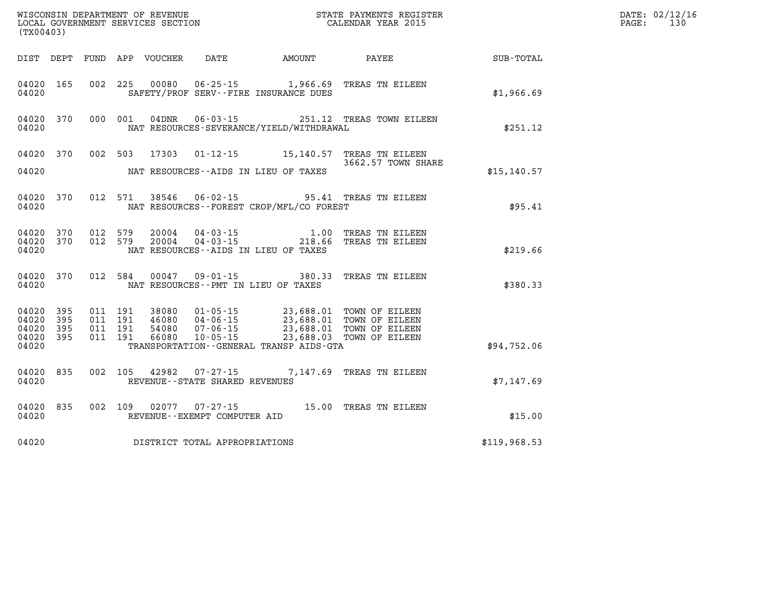WISCONSIN DEPARTMENT OF REVENUE
LOCAL GOVERNMENT SERVICES SECTION
(TX00403)

STATE PAYMENTS REGISTER
CALENDAR YEAR 2015

DATE: 02/12/16
PAGE: 130

| DIST | DEPT | FUND | APP | VOUCHER | DATE | AMOUNT | PAYEE | SUB-TOTAL |
|---|---|---|---|---|---|---|---|---|
| 04020 | 165 | 002 | 225 | 00080 | 06-25-15 | 1,966.69 | TREAS TN EILEEN | |
| 04020 | | | | SAFETY/PROF SERV--FIRE INSURANCE DUES | | | | $1,966.69 |
| 04020 | 370 | 000 | 001 | 04DNR | 06-03-15 | 251.12 | TREAS TOWN EILEEN | |
| 04020 | | | | NAT RESOURCES-SEVERANCE/YIELD/WITHDRAWAL | | | | $251.12 |
| 04020 | 370 | 002 | 503 | 17303 | 01-12-15 | 15,140.57 | TREAS TN EILEEN 3662.57 TOWN SHARE | |
| 04020 | | | | NAT RESOURCES--AIDS IN LIEU OF TAXES | | | | $15,140.57 |
| 04020 | 370 | 012 | 571 | 38546 | 06-02-15 | 95.41 | TREAS TN EILEEN | |
| 04020 | | | | NAT RESOURCES--FOREST CROP/MFL/CO FOREST | | | | $95.41 |
| 04020 | 370 | 012 | 579 | 20004 | 04-03-15 | 1.00 | TREAS TN EILEEN | |
| 04020 | 370 | 012 | 579 | 20004 | 04-03-15 | 218.66 | TREAS TN EILEEN | |
| 04020 | | | | NAT RESOURCES--AIDS IN LIEU OF TAXES | | | | $219.66 |
| 04020 | 370 | 012 | 584 | 00047 | 09-01-15 | 380.33 | TREAS TN EILEEN | |
| 04020 | | | | NAT RESOURCES--PMT IN LIEU OF TAXES | | | | $380.33 |
| 04020 | 395 | 011 | 191 | 38080 | 01-05-15 | 23,688.01 | TOWN OF EILEEN | |
| 04020 | 395 | 011 | 191 | 46080 | 04-06-15 | 23,688.01 | TOWN OF EILEEN | |
| 04020 | 395 | 011 | 191 | 54080 | 07-06-15 | 23,688.01 | TOWN OF EILEEN | |
| 04020 | 395 | 011 | 191 | 66080 | 10-05-15 | 23,688.03 | TOWN OF EILEEN | |
| 04020 | | | | TRANSPORTATION--GENERAL TRANSP AIDS-GTA | | | | $94,752.06 |
| 04020 | 835 | 002 | 105 | 42982 | 07-27-15 | 7,147.69 | TREAS TN EILEEN | |
| 04020 | | | | REVENUE--STATE SHARED REVENUES | | | | $7,147.69 |
| 04020 | 835 | 002 | 109 | 02077 | 07-27-15 | 15.00 | TREAS TN EILEEN | |
| 04020 | | | | REVENUE--EXEMPT COMPUTER AID | | | | $15.00 |
| 04020 | | | | DISTRICT TOTAL APPROPRIATIONS | | | | $119,968.53 |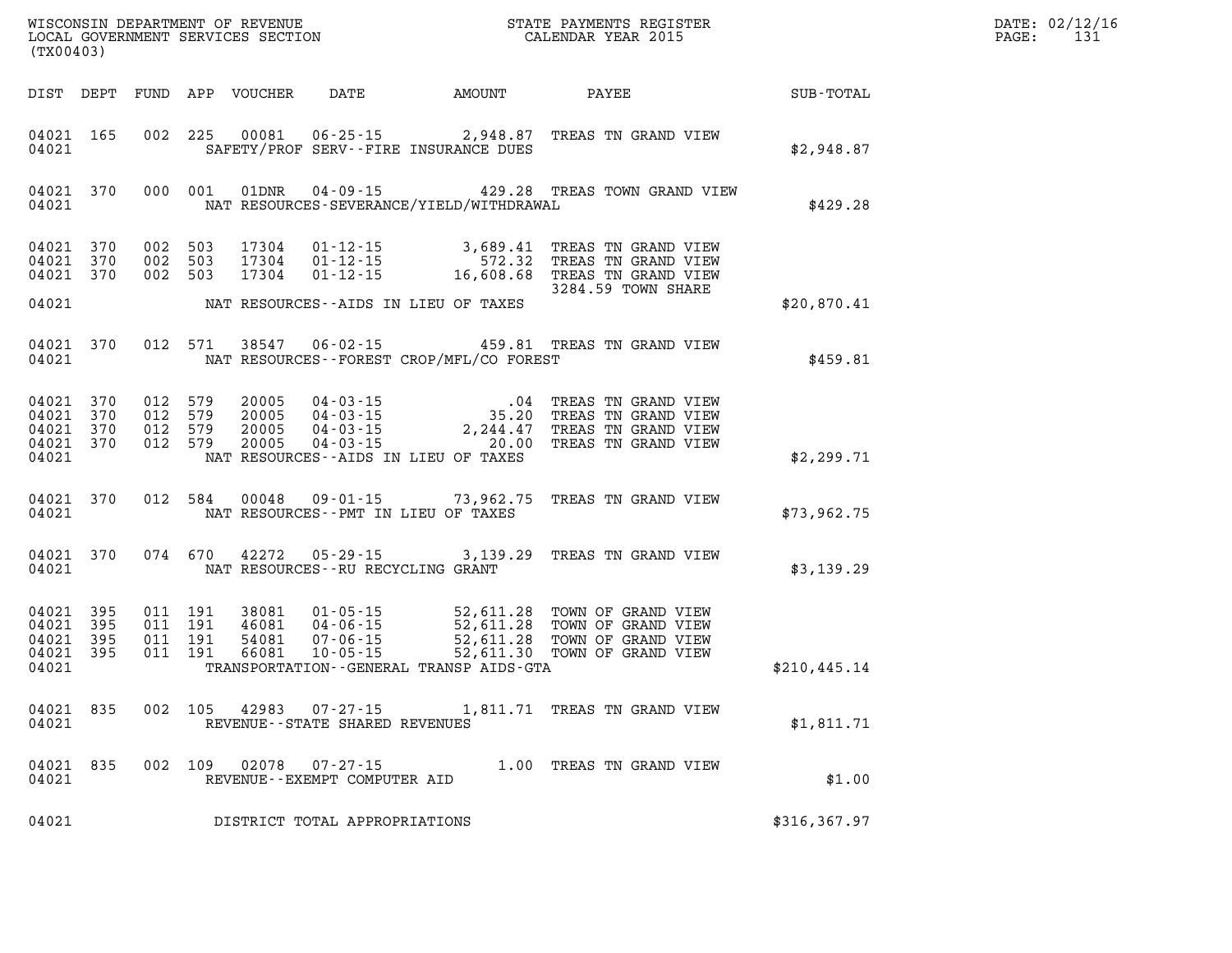WISCONSIN DEPARTMENT OF REVENUE
LOCAL GOVERNMENT SERVICES SECTION
(TX00403)

STATE PAYMENTS REGISTER
CALENDAR YEAR 2015

DATE: 02/12/16

| DIST | DEPT | FUND | APP | VOUCHER | DATE | AMOUNT | PAYEE | SUB-TOTAL |
|---|---|---|---|---|---|---|---|---|
| 04021 | 165 | 002 | 225 | 00081 | 06-25-15 | 2,948.87 | TREAS TN GRAND VIEW | |
| 04021 | | | | | SAFETY/PROF SERV--FIRE INSURANCE DUES | | | $2,948.87 |
| 04021 | 370 | 000 | 001 | 01DNR | 04-09-15 | 429.28 | TREAS TOWN GRAND VIEW | |
| 04021 | | | | | NAT RESOURCES-SEVERANCE/YIELD/WITHDRAWAL | | | $429.28 |
| 04021 | 370 | 002 | 503 | 17304 | 01-12-15 | 3,689.41 | TREAS TN GRAND VIEW | |
| 04021 | 370 | 002 | 503 | 17304 | 01-12-15 | 572.32 | TREAS TN GRAND VIEW | |
| 04021 | 370 | 002 | 503 | 17304 | 01-12-15 | 16,608.68 | TREAS TN GRAND VIEW 3284.59 TOWN SHARE | |
| 04021 | | | | | NAT RESOURCES--AIDS IN LIEU OF TAXES | | | $20,870.41 |
| 04021 | 370 | 012 | 571 | 38547 | 06-02-15 | 459.81 | TREAS TN GRAND VIEW | |
| 04021 | | | | | NAT RESOURCES--FOREST CROP/MFL/CO FOREST | | | $459.81 |
| 04021 | 370 | 012 | 579 | 20005 | 04-03-15 | .04 | TREAS TN GRAND VIEW | |
| 04021 | 370 | 012 | 579 | 20005 | 04-03-15 | 35.20 | TREAS TN GRAND VIEW | |
| 04021 | 370 | 012 | 579 | 20005 | 04-03-15 | 2,244.47 | TREAS TN GRAND VIEW | |
| 04021 | 370 | 012 | 579 | 20005 | 04-03-15 | 20.00 | TREAS TN GRAND VIEW | |
| 04021 | | | | | NAT RESOURCES--AIDS IN LIEU OF TAXES | | | $2,299.71 |
| 04021 | 370 | 012 | 584 | 00048 | 09-01-15 | 73,962.75 | TREAS TN GRAND VIEW | |
| 04021 | | | | | NAT RESOURCES--PMT IN LIEU OF TAXES | | | $73,962.75 |
| 04021 | 370 | 074 | 670 | 42272 | 05-29-15 | 3,139.29 | TREAS TN GRAND VIEW | |
| 04021 | | | | | NAT RESOURCES--RU RECYCLING GRANT | | | $3,139.29 |
| 04021 | 395 | 011 | 191 | 38081 | 01-05-15 | 52,611.28 | TOWN OF GRAND VIEW | |
| 04021 | 395 | 011 | 191 | 46081 | 04-06-15 | 52,611.28 | TOWN OF GRAND VIEW | |
| 04021 | 395 | 011 | 191 | 54081 | 07-06-15 | 52,611.28 | TOWN OF GRAND VIEW | |
| 04021 | 395 | 011 | 191 | 66081 | 10-05-15 | 52,611.30 | TOWN OF GRAND VIEW | |
| 04021 | | | | | TRANSPORTATION--GENERAL TRANSP AIDS-GTA | | | $210,445.14 |
| 04021 | 835 | 002 | 105 | 42983 | 07-27-15 | 1,811.71 | TREAS TN GRAND VIEW | |
| 04021 | | | | | REVENUE--STATE SHARED REVENUES | | | $1,811.71 |
| 04021 | 835 | 002 | 109 | 02078 | 07-27-15 | 1.00 | TREAS TN GRAND VIEW | |
| 04021 | | | | | REVENUE--EXEMPT COMPUTER AID | | | $1.00 |
| 04021 | | | | | DISTRICT TOTAL APPROPRIATIONS | | | $316,367.97 |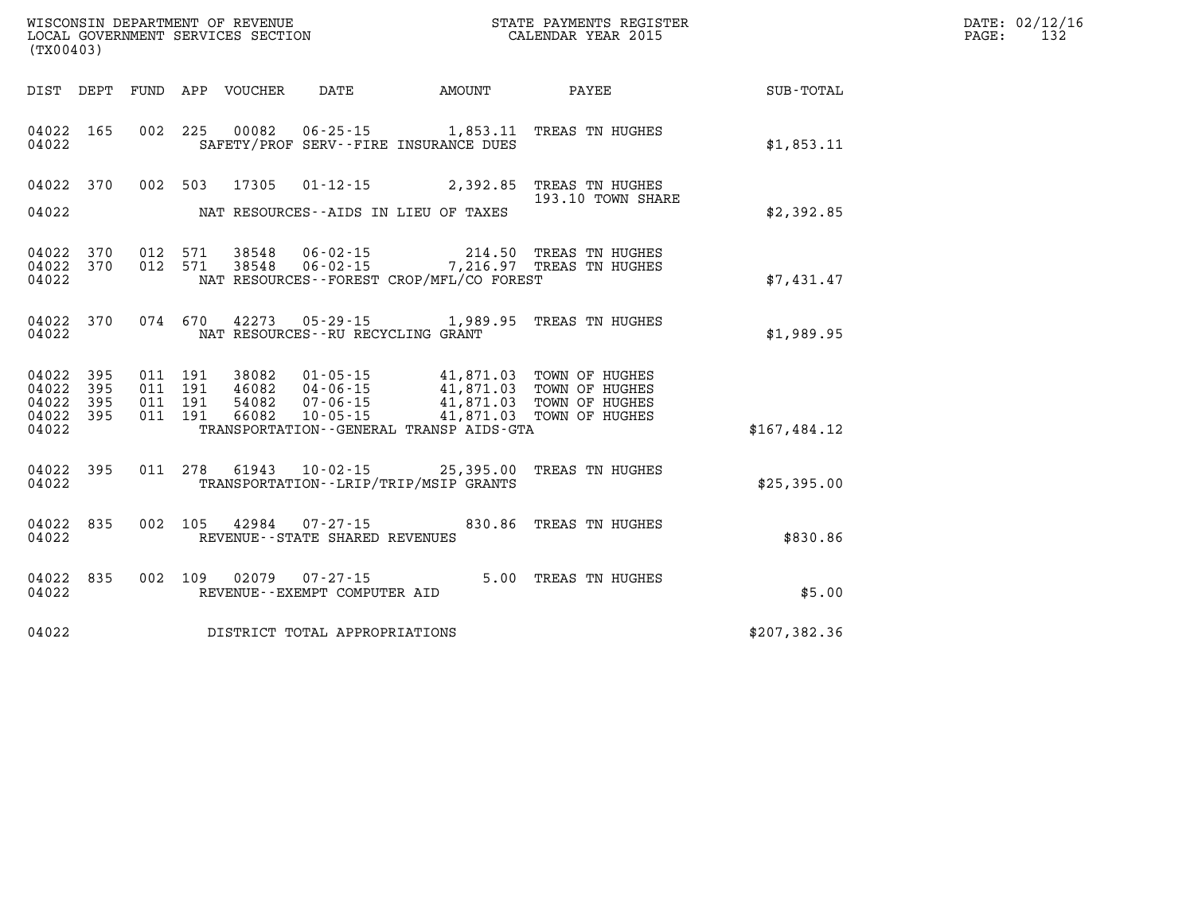WISCONSIN DEPARTMENT OF REVENUE
LOCAL GOVERNMENT SERVICES SECTION
(TX00403)

STATE PAYMENTS REGISTER
CALENDAR YEAR 2015

DATE: 02/12/16
PAGE: 132

| DIST | DEPT | FUND | APP | VOUCHER | DATE | AMOUNT | PAYEE | SUB-TOTAL |
|---|---|---|---|---|---|---|---|---|
| 04022 | 165 | 002 | 225 | 00082 | 06-25-15 | 1,853.11 | TREAS TN HUGHES | |
| 04022 | | | | | SAFETY/PROF SERV--FIRE INSURANCE DUES | | | $1,853.11 |
| 04022 | 370 | 002 | 503 | 17305 | 01-12-15 | 2,392.85 | TREAS TN HUGHES 193.10 TOWN SHARE | |
| 04022 | | | | | NAT RESOURCES--AIDS IN LIEU OF TAXES | | | $2,392.85 |
| 04022 | 370 | 012 | 571 | 38548 | 06-02-15 | 214.50 | TREAS TN HUGHES | |
| 04022 | 370 | 012 | 571 | 38548 | 06-02-15 | 7,216.97 | TREAS TN HUGHES | |
| 04022 | | | | | NAT RESOURCES--FOREST CROP/MFL/CO FOREST | | | $7,431.47 |
| 04022 | 370 | 074 | 670 | 42273 | 05-29-15 | 1,989.95 | TREAS TN HUGHES | |
| 04022 | | | | | NAT RESOURCES--RU RECYCLING GRANT | | | $1,989.95 |
| 04022 | 395 | 011 | 191 | 38082 | 01-05-15 | 41,871.03 | TOWN OF HUGHES | |
| 04022 | 395 | 011 | 191 | 46082 | 04-06-15 | 41,871.03 | TOWN OF HUGHES | |
| 04022 | 395 | 011 | 191 | 54082 | 07-06-15 | 41,871.03 | TOWN OF HUGHES | |
| 04022 | 395 | 011 | 191 | 66082 | 10-05-15 | 41,871.03 | TOWN OF HUGHES | |
| 04022 | | | | | TRANSPORTATION--GENERAL TRANSP AIDS-GTA | | | $167,484.12 |
| 04022 | 395 | 011 | 278 | 61943 | 10-02-15 | 25,395.00 | TREAS TN HUGHES | |
| 04022 | | | | | TRANSPORTATION--LRIP/TRIP/MSIP GRANTS | | | $25,395.00 |
| 04022 | 835 | 002 | 105 | 42984 | 07-27-15 | 830.86 | TREAS TN HUGHES | |
| 04022 | | | | | REVENUE--STATE SHARED REVENUES | | | $830.86 |
| 04022 | 835 | 002 | 109 | 02079 | 07-27-15 | 5.00 | TREAS TN HUGHES | |
| 04022 | | | | | REVENUE--EXEMPT COMPUTER AID | | | $5.00 |
| 04022 | | | | | DISTRICT TOTAL APPROPRIATIONS | | | $207,382.36 |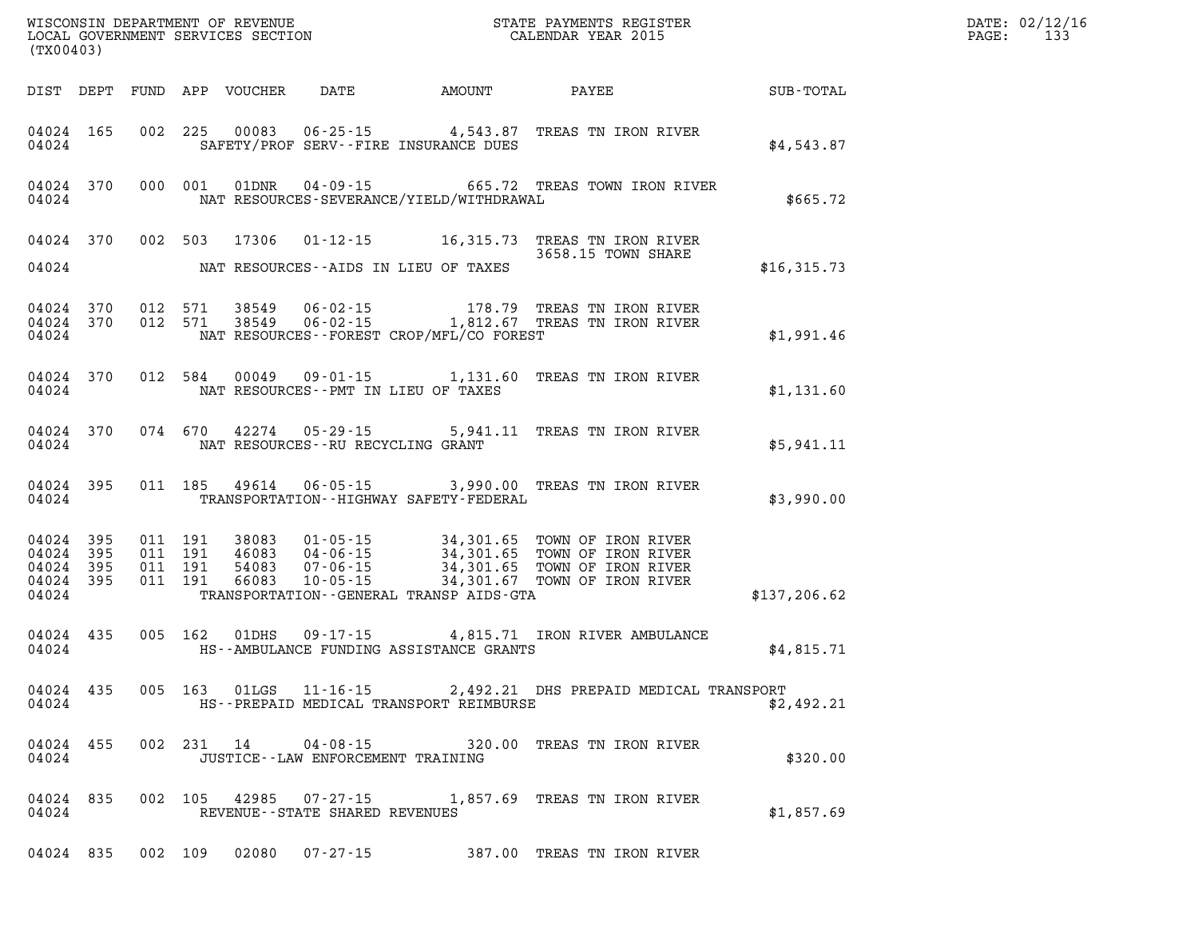WISCONSIN DEPARTMENT OF REVENUE
LOCAL GOVERNMENT SERVICES SECTION
(TX00403)

STATE PAYMENTS REGISTER
CALENDAR YEAR 2015

DATE: 02/12/16

| DIST | DEPT | FUND | APP | VOUCHER | DATE | AMOUNT | PAYEE | SUB-TOTAL |
|---|---|---|---|---|---|---|---|---|
| 04024 | 165 | 002 | 225 | 00083 | 06-25-15 | 4,543.87 | TREAS TN IRON RIVER | |
| 04024 | | | | | SAFETY/PROF SERV--FIRE INSURANCE DUES | | | $4,543.87 |
| 04024 | 370 | 000 | 001 | 01DNR | 04-09-15 | 665.72 | TREAS TOWN IRON RIVER | |
| 04024 | | | | | NAT RESOURCES-SEVERANCE/YIELD/WITHDRAWAL | | | $665.72 |
| 04024 | 370 | 002 | 503 | 17306 | 01-12-15 | 16,315.73 | TREAS TN IRON RIVER 3658.15 TOWN SHARE | |
| 04024 | | | | | NAT RESOURCES--AIDS IN LIEU OF TAXES | | | $16,315.73 |
| 04024 | 370 | 012 | 571 | 38549 | 06-02-15 | 178.79 | TREAS TN IRON RIVER | |
| 04024 | 370 | 012 | 571 | 38549 | 06-02-15 | 1,812.67 | TREAS TN IRON RIVER | |
| 04024 | | | | | NAT RESOURCES--FOREST CROP/MFL/CO FOREST | | | $1,991.46 |
| 04024 | 370 | 012 | 584 | 00049 | 09-01-15 | 1,131.60 | TREAS TN IRON RIVER | |
| 04024 | | | | | NAT RESOURCES--PMT IN LIEU OF TAXES | | | $1,131.60 |
| 04024 | 370 | 074 | 670 | 42274 | 05-29-15 | 5,941.11 | TREAS TN IRON RIVER | |
| 04024 | | | | | NAT RESOURCES--RU RECYCLING GRANT | | | $5,941.11 |
| 04024 | 395 | 011 | 185 | 49614 | 06-05-15 | 3,990.00 | TREAS TN IRON RIVER | |
| 04024 | | | | | TRANSPORTATION--HIGHWAY SAFETY-FEDERAL | | | $3,990.00 |
| 04024 | 395 | 011 | 191 | 38083 | 01-05-15 | 34,301.65 | TOWN OF IRON RIVER | |
| 04024 | 395 | 011 | 191 | 46083 | 04-06-15 | 34,301.65 | TOWN OF IRON RIVER | |
| 04024 | 395 | 011 | 191 | 54083 | 07-06-15 | 34,301.65 | TOWN OF IRON RIVER | |
| 04024 | 395 | 011 | 191 | 66083 | 10-05-15 | 34,301.67 | TOWN OF IRON RIVER | |
| 04024 | | | | | TRANSPORTATION--GENERAL TRANSP AIDS-GTA | | | $137,206.62 |
| 04024 | 435 | 005 | 162 | 01DHS | 09-17-15 | 4,815.71 | IRON RIVER AMBULANCE | |
| 04024 | | | | | HS--AMBULANCE FUNDING ASSISTANCE GRANTS | | | $4,815.71 |
| 04024 | 435 | 005 | 163 | 01LGS | 11-16-15 | 2,492.21 | DHS PREPAID MEDICAL TRANSPORT | |
| 04024 | | | | | HS--PREPAID MEDICAL TRANSPORT REIMBURSE | | | $2,492.21 |
| 04024 | 455 | 002 | 231 | 14 | 04-08-15 | 320.00 | TREAS TN IRON RIVER | |
| 04024 | | | | | JUSTICE--LAW ENFORCEMENT TRAINING | | | $320.00 |
| 04024 | 835 | 002 | 105 | 42985 | 07-27-15 | 1,857.69 | TREAS TN IRON RIVER | |
| 04024 | | | | | REVENUE--STATE SHARED REVENUES | | | $1,857.69 |
| 04024 | 835 | 002 | 109 | 02080 | 07-27-15 | 387.00 | TREAS TN IRON RIVER | |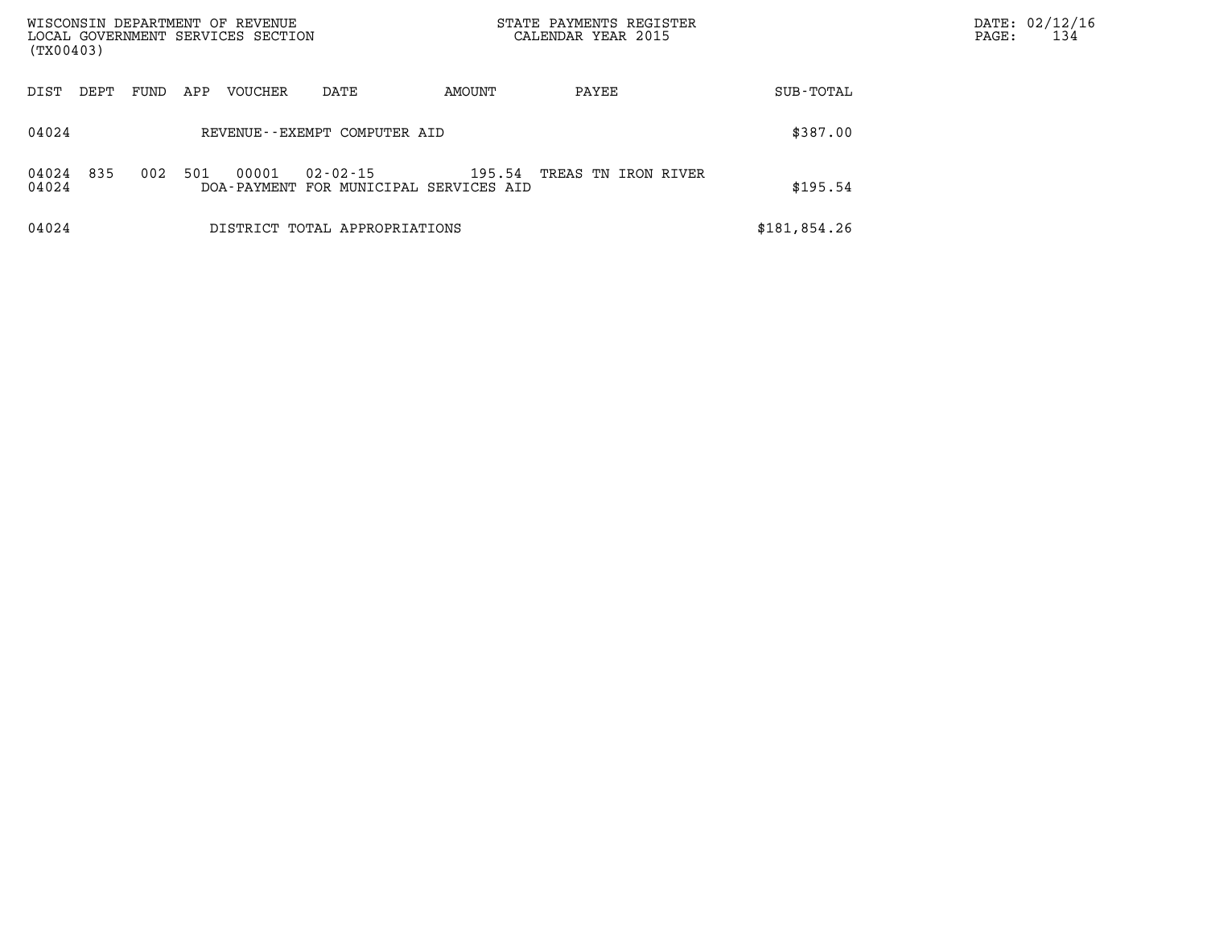WISCONSIN DEPARTMENT OF REVENUE
LOCAL GOVERNMENT SERVICES SECTION
(TX00403)

STATE PAYMENTS REGISTER
CALENDAR YEAR 2015

DATE: 02/12/16

| DIST | DEPT | FUND | APP | VOUCHER | DATE | AMOUNT | PAYEE | SUB-TOTAL |
|---|---|---|---|---|---|---|---|---|
| 04024 | | | | REVENUE--EXEMPT COMPUTER AID | | | | $387.00 |
| 04024 | 835 | 002 | 501 | 00001 | 02-02-15 | 195.54 | TREAS TN IRON RIVER | |
| 04024 | | | | DOA-PAYMENT FOR MUNICIPAL SERVICES AID | | | | $195.54 |
| 04024 | | | | DISTRICT TOTAL APPROPRIATIONS | | | | $181,854.26 |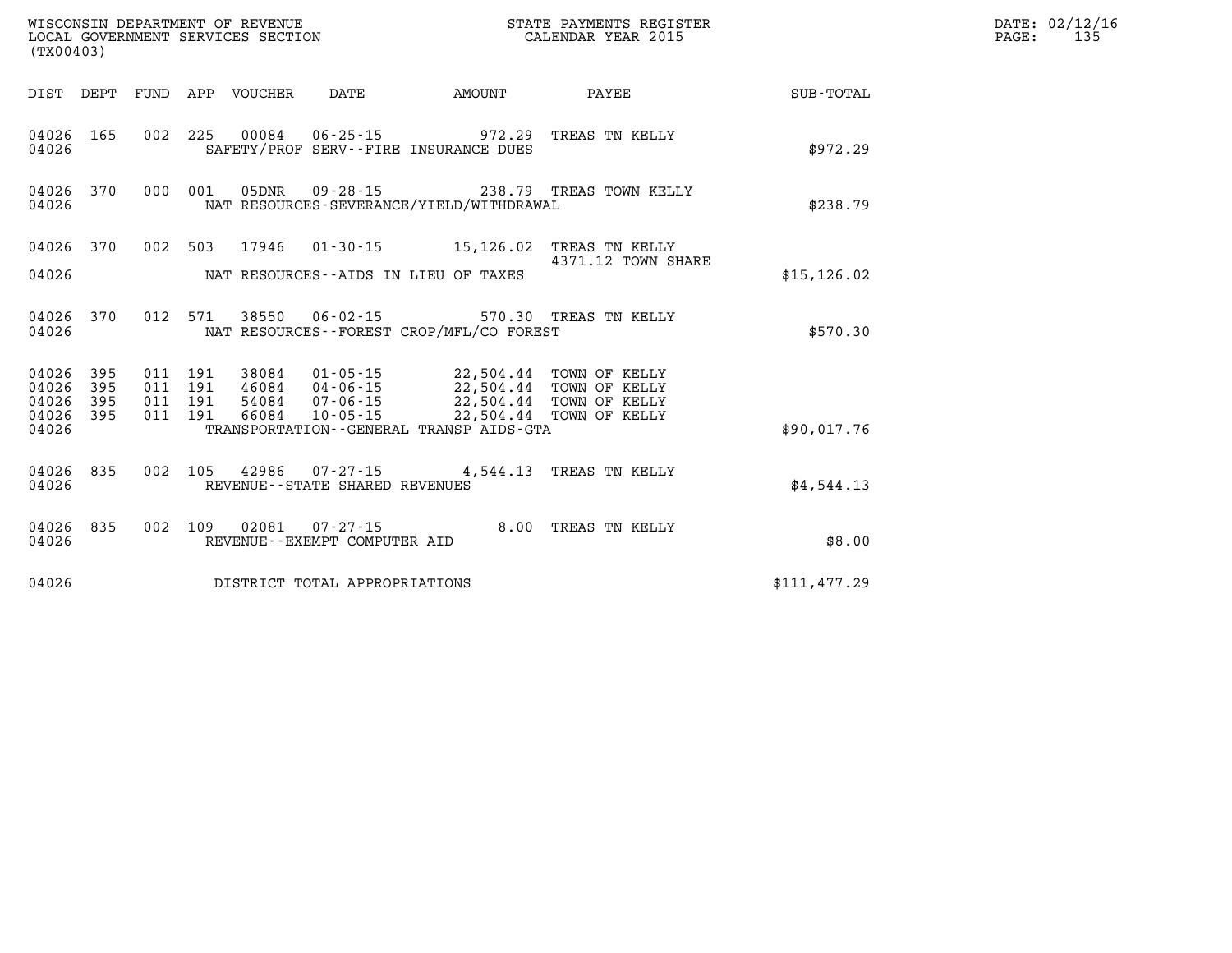WISCONSIN DEPARTMENT OF REVENUE
LOCAL GOVERNMENT SERVICES SECTION
(TX00403)

STATE PAYMENTS REGISTER
CALENDAR YEAR 2015

DATE: 02/12/16

| DIST | DEPT | FUND | APP | VOUCHER | DATE | AMOUNT | PAYEE | SUB-TOTAL |
|---|---|---|---|---|---|---|---|---|
| 04026 | 165 | 002 | 225 | 00084 | 06-25-15 | 972.29 | TREAS TN KELLY | |
| 04026 | | | | | SAFETY/PROF SERV--FIRE INSURANCE DUES | | | $972.29 |
| 04026 | 370 | 000 | 001 | 05DNR | 09-28-15 | 238.79 | TREAS TOWN KELLY | |
| 04026 | | | | | NAT RESOURCES-SEVERANCE/YIELD/WITHDRAWAL | | | $238.79 |
| 04026 | 370 | 002 | 503 | 17946 | 01-30-15 | 15,126.02 | TREAS TN KELLY 4371.12 TOWN SHARE | |
| 04026 | | | | | NAT RESOURCES--AIDS IN LIEU OF TAXES | | | $15,126.02 |
| 04026 | 370 | 012 | 571 | 38550 | 06-02-15 | 570.30 | TREAS TN KELLY | |
| 04026 | | | | | NAT RESOURCES--FOREST CROP/MFL/CO FOREST | | | $570.30 |
| 04026 | 395 | 011 | 191 | 38084 | 01-05-15 | 22,504.44 | TOWN OF KELLY | |
| 04026 | 395 | 011 | 191 | 46084 | 04-06-15 | 22,504.44 | TOWN OF KELLY | |
| 04026 | 395 | 011 | 191 | 54084 | 07-06-15 | 22,504.44 | TOWN OF KELLY | |
| 04026 | 395 | 011 | 191 | 66084 | 10-05-15 | 22,504.44 | TOWN OF KELLY | |
| 04026 | | | | | TRANSPORTATION--GENERAL TRANSP AIDS-GTA | | | $90,017.76 |
| 04026 | 835 | 002 | 105 | 42986 | 07-27-15 | 4,544.13 | TREAS TN KELLY | |
| 04026 | | | | | REVENUE--STATE SHARED REVENUES | | | $4,544.13 |
| 04026 | 835 | 002 | 109 | 02081 | 07-27-15 | 8.00 | TREAS TN KELLY | |
| 04026 | | | | | REVENUE--EXEMPT COMPUTER AID | | | $8.00 |
| 04026 | | | | | DISTRICT TOTAL APPROPRIATIONS | | | $111,477.29 |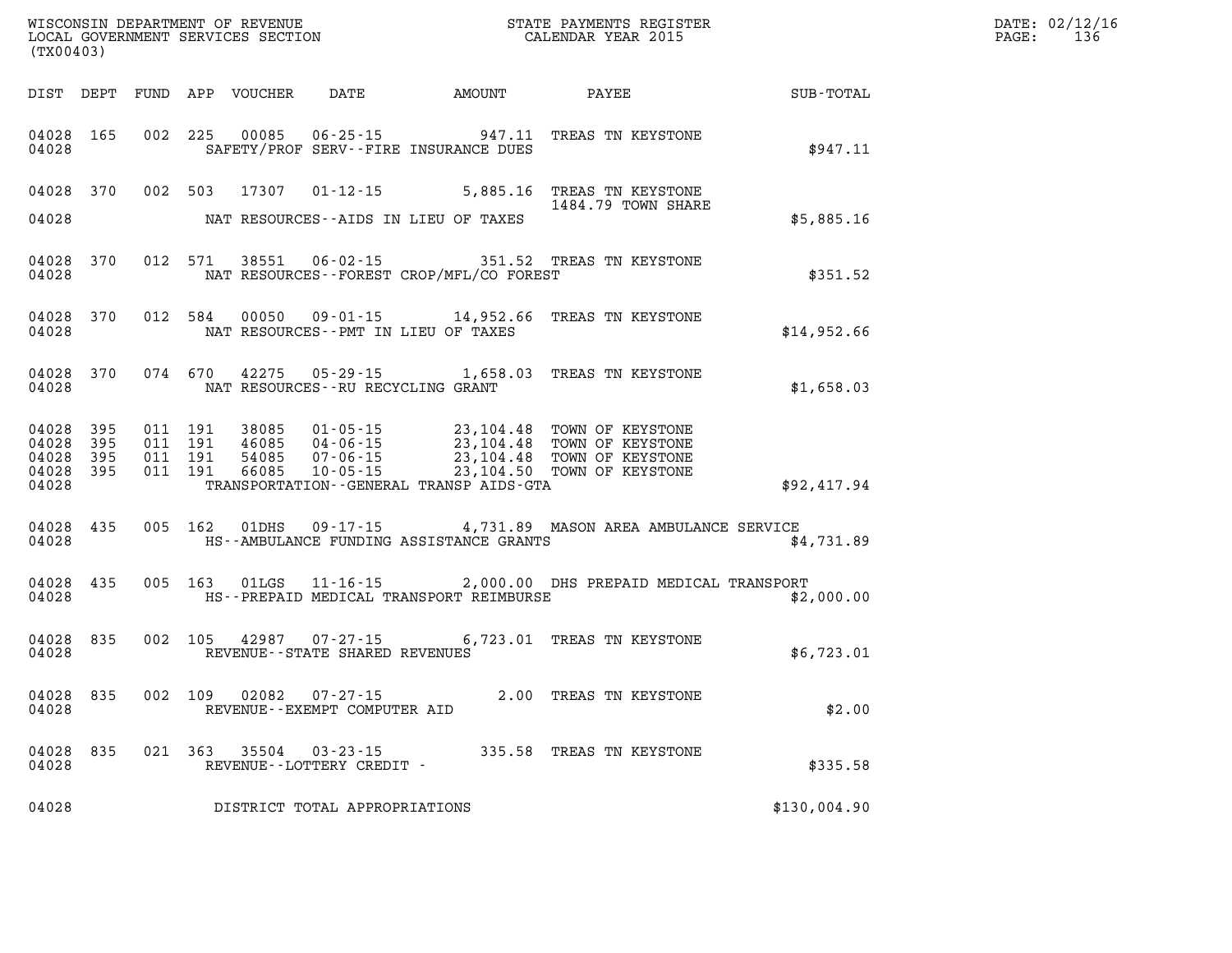WISCONSIN DEPARTMENT OF REVENUE
LOCAL GOVERNMENT SERVICES SECTION
(TX00403)

STATE PAYMENTS REGISTER
CALENDAR YEAR 2015

DATE: 02/12/16
PAGE: 136

| DIST | DEPT | FUND | APP | VOUCHER | DATE | AMOUNT | PAYEE | SUB-TOTAL |
|---|---|---|---|---|---|---|---|---|
| 04028 | 165 | 002 | 225 | 00085 | 06-25-15 | 947.11 | TREAS TN KEYSTONE | |
| 04028 | | | | | SAFETY/PROF SERV--FIRE INSURANCE DUES | | | $947.11 |
| 04028 | 370 | 002 | 503 | 17307 | 01-12-15 | 5,885.16 | TREAS TN KEYSTONE 1484.79 TOWN SHARE | |
| 04028 | | | | | NAT RESOURCES--AIDS IN LIEU OF TAXES | | | $5,885.16 |
| 04028 | 370 | 012 | 571 | 38551 | 06-02-15 | 351.52 | TREAS TN KEYSTONE | |
| 04028 | | | | | NAT RESOURCES--FOREST CROP/MFL/CO FOREST | | | $351.52 |
| 04028 | 370 | 012 | 584 | 00050 | 09-01-15 | 14,952.66 | TREAS TN KEYSTONE | |
| 04028 | | | | | NAT RESOURCES--PMT IN LIEU OF TAXES | | | $14,952.66 |
| 04028 | 370 | 074 | 670 | 42275 | 05-29-15 | 1,658.03 | TREAS TN KEYSTONE | |
| 04028 | | | | | NAT RESOURCES--RU RECYCLING GRANT | | | $1,658.03 |
| 04028 | 395 | 011 | 191 | 38085 | 01-05-15 | 23,104.48 | TOWN OF KEYSTONE | |
| 04028 | 395 | 011 | 191 | 46085 | 04-06-15 | 23,104.48 | TOWN OF KEYSTONE | |
| 04028 | 395 | 011 | 191 | 54085 | 07-06-15 | 23,104.48 | TOWN OF KEYSTONE | |
| 04028 | 395 | 011 | 191 | 66085 | 10-05-15 | 23,104.50 | TOWN OF KEYSTONE | |
| 04028 | | | | | TRANSPORTATION--GENERAL TRANSP AIDS-GTA | | | $92,417.94 |
| 04028 | 435 | 005 | 162 | 01DHS | 09-17-15 | 4,731.89 | MASON AREA AMBULANCE SERVICE | |
| 04028 | | | | | HS--AMBULANCE FUNDING ASSISTANCE GRANTS | | | $4,731.89 |
| 04028 | 435 | 005 | 163 | 01LGS | 11-16-15 | 2,000.00 | DHS PREPAID MEDICAL TRANSPORT | |
| 04028 | | | | | HS--PREPAID MEDICAL TRANSPORT REIMBURSE | | | $2,000.00 |
| 04028 | 835 | 002 | 105 | 42987 | 07-27-15 | 6,723.01 | TREAS TN KEYSTONE | |
| 04028 | | | | | REVENUE--STATE SHARED REVENUES | | | $6,723.01 |
| 04028 | 835 | 002 | 109 | 02082 | 07-27-15 | 2.00 | TREAS TN KEYSTONE | |
| 04028 | | | | | REVENUE--EXEMPT COMPUTER AID | | | $2.00 |
| 04028 | 835 | 021 | 363 | 35504 | 03-23-15 | 335.58 | TREAS TN KEYSTONE | |
| 04028 | | | | | REVENUE--LOTTERY CREDIT - | | | $335.58 |
| 04028 | | | | | DISTRICT TOTAL APPROPRIATIONS | | | $130,004.90 |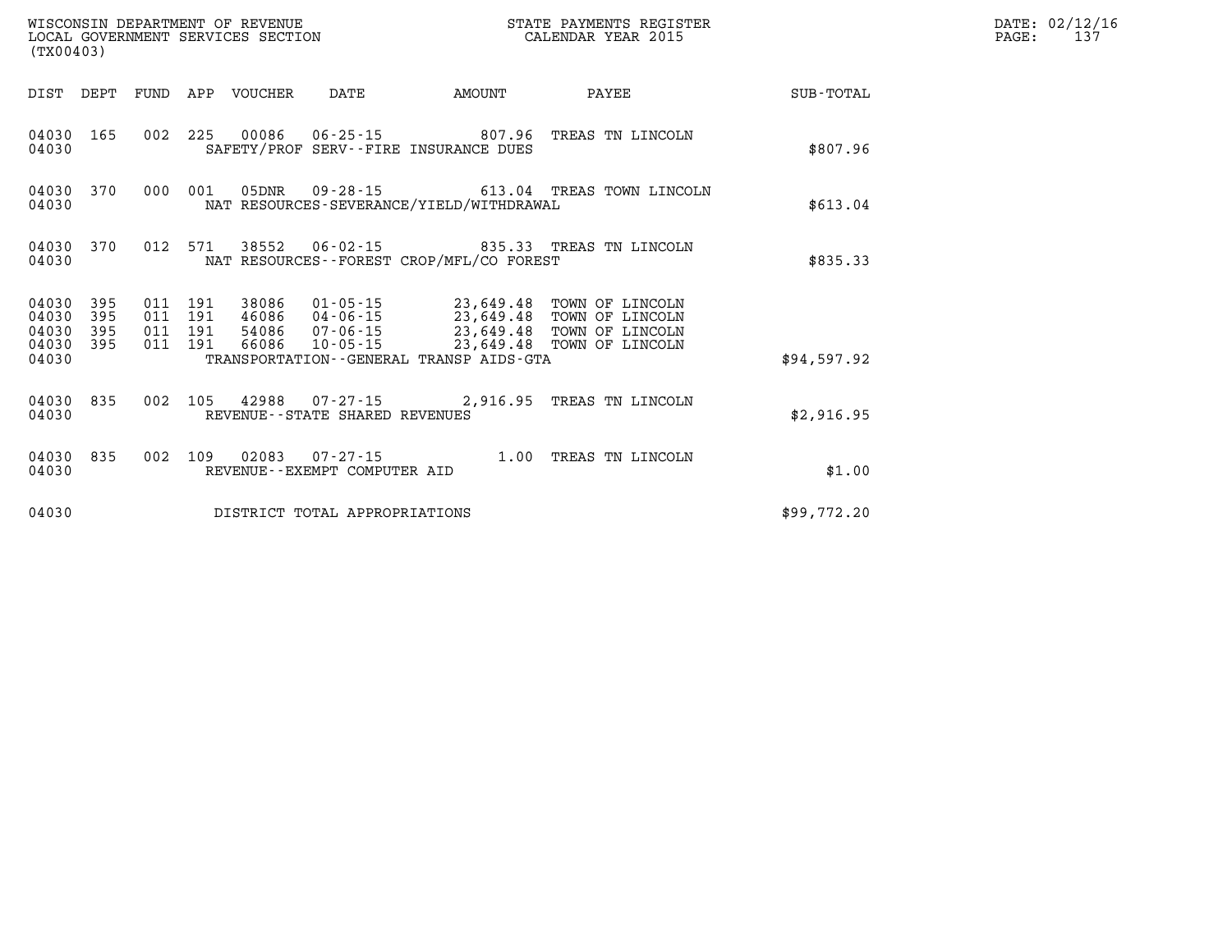WISCONSIN DEPARTMENT OF REVENUE
LOCAL GOVERNMENT SERVICES SECTION
(TX00403)

STATE PAYMENTS REGISTER
CALENDAR YEAR 2015

DATE: 02/12/16

| DIST | DEPT | FUND | APP | VOUCHER | DATE | AMOUNT | PAYEE | SUB-TOTAL |
|---|---|---|---|---|---|---|---|---|
| 04030 | 165 | 002 | 225 | 00086 | 06-25-15 | 807.96 | TREAS TN LINCOLN | |
| 04030 | | | | SAFETY/PROF SERV--FIRE INSURANCE DUES | | | | $807.96 |
| 04030 | 370 | 000 | 001 | 05DNR | 09-28-15 | 613.04 | TREAS TOWN LINCOLN | |
| 04030 | | | | NAT RESOURCES-SEVERANCE/YIELD/WITHDRAWAL | | | | $613.04 |
| 04030 | 370 | 012 | 571 | 38552 | 06-02-15 | 835.33 | TREAS TN LINCOLN | |
| 04030 | | | | NAT RESOURCES--FOREST CROP/MFL/CO FOREST | | | | $835.33 |
| 04030 | 395 | 011 | 191 | 38086 | 01-05-15 | 23,649.48 | TOWN OF LINCOLN | |
| 04030 | 395 | 011 | 191 | 46086 | 04-06-15 | 23,649.48 | TOWN OF LINCOLN | |
| 04030 | 395 | 011 | 191 | 54086 | 07-06-15 | 23,649.48 | TOWN OF LINCOLN | |
| 04030 | 395 | 011 | 191 | 66086 | 10-05-15 | 23,649.48 | TOWN OF LINCOLN | |
| 04030 | | | | TRANSPORTATION--GENERAL TRANSP AIDS-GTA | | | | $94,597.92 |
| 04030 | 835 | 002 | 105 | 42988 | 07-27-15 | 2,916.95 | TREAS TN LINCOLN | |
| 04030 | | | | REVENUE--STATE SHARED REVENUES | | | | $2,916.95 |
| 04030 | 835 | 002 | 109 | 02083 | 07-27-15 | 1.00 | TREAS TN LINCOLN | |
| 04030 | | | | REVENUE--EXEMPT COMPUTER AID | | | | $1.00 |
| 04030 | | | | DISTRICT TOTAL APPROPRIATIONS | | | | $99,772.20 |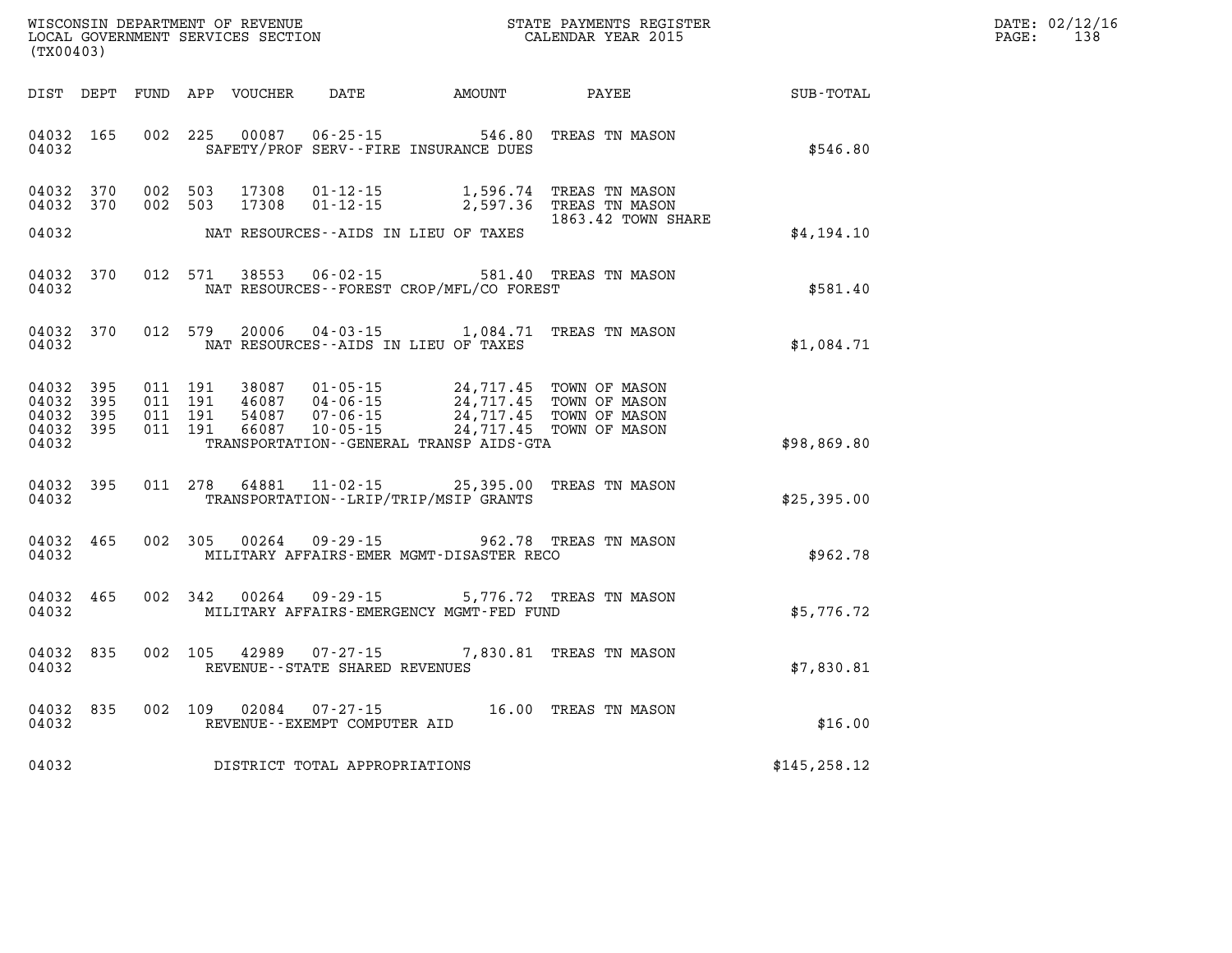WISCONSIN DEPARTMENT OF REVENUE
LOCAL GOVERNMENT SERVICES SECTION
(TX00403)

STATE PAYMENTS REGISTER
CALENDAR YEAR 2015

DATE: 02/12/16

| DIST | DEPT | FUND | APP | VOUCHER | DATE | AMOUNT | PAYEE | SUB-TOTAL |
|---|---|---|---|---|---|---|---|---|
| 04032 | 165 | 002 | 225 | 00087 | 06-25-15 | 546.80 | TREAS TN MASON | |
| 04032 | | | | | SAFETY/PROF SERV--FIRE INSURANCE DUES | | | $546.80 |
| 04032 | 370 | 002 | 503 | 17308 | 01-12-15 | 1,596.74 | TREAS TN MASON | |
| 04032 | 370 | 002 | 503 | 17308 | 01-12-15 | 2,597.36 | TREAS TN MASON 1863.42 TOWN SHARE | |
| 04032 | | | | | NAT RESOURCES--AIDS IN LIEU OF TAXES | | | $4,194.10 |
| 04032 | 370 | 012 | 571 | 38553 | 06-02-15 | 581.40 | TREAS TN MASON | |
| 04032 | | | | | NAT RESOURCES--FOREST CROP/MFL/CO FOREST | | | $581.40 |
| 04032 | 370 | 012 | 579 | 20006 | 04-03-15 | 1,084.71 | TREAS TN MASON | |
| 04032 | | | | | NAT RESOURCES--AIDS IN LIEU OF TAXES | | | $1,084.71 |
| 04032 | 395 | 011 | 191 | 38087 | 01-05-15 | 24,717.45 | TOWN OF MASON | |
| 04032 | 395 | 011 | 191 | 46087 | 04-06-15 | 24,717.45 | TOWN OF MASON | |
| 04032 | 395 | 011 | 191 | 54087 | 07-06-15 | 24,717.45 | TOWN OF MASON | |
| 04032 | 395 | 011 | 191 | 66087 | 10-05-15 | 24,717.45 | TOWN OF MASON | |
| 04032 | | | | | TRANSPORTATION--GENERAL TRANSP AIDS-GTA | | | $98,869.80 |
| 04032 | 395 | 011 | 278 | 64881 | 11-02-15 | 25,395.00 | TREAS TN MASON | |
| 04032 | | | | | TRANSPORTATION--LRIP/TRIP/MSIP GRANTS | | | $25,395.00 |
| 04032 | 465 | 002 | 305 | 00264 | 09-29-15 | 962.78 | TREAS TN MASON | |
| 04032 | | | | | MILITARY AFFAIRS-EMER MGMT-DISASTER RECO | | | $962.78 |
| 04032 | 465 | 002 | 342 | 00264 | 09-29-15 | 5,776.72 | TREAS TN MASON | |
| 04032 | | | | | MILITARY AFFAIRS-EMERGENCY MGMT-FED FUND | | | $5,776.72 |
| 04032 | 835 | 002 | 105 | 42989 | 07-27-15 | 7,830.81 | TREAS TN MASON | |
| 04032 | | | | | REVENUE--STATE SHARED REVENUES | | | $7,830.81 |
| 04032 | 835 | 002 | 109 | 02084 | 07-27-15 | 16.00 | TREAS TN MASON | |
| 04032 | | | | | REVENUE--EXEMPT COMPUTER AID | | | $16.00 |
| 04032 | | | | | DISTRICT TOTAL APPROPRIATIONS | | | $145,258.12 |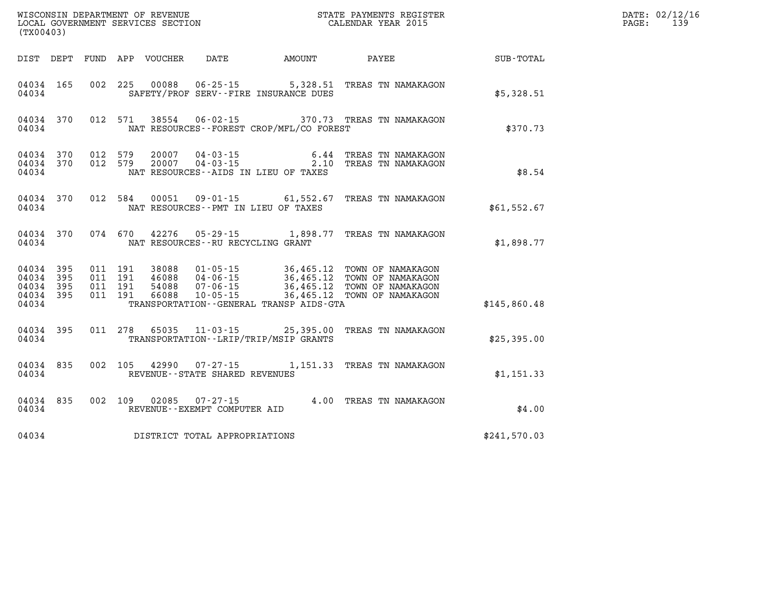WISCONSIN DEPARTMENT OF REVENUE
LOCAL GOVERNMENT SERVICES SECTION
(TX00403)

STATE PAYMENTS REGISTER
CALENDAR YEAR 2015

DATE: 02/12/16

| DIST | DEPT | FUND | APP | VOUCHER | DATE | AMOUNT | PAYEE | SUB-TOTAL |
|---|---|---|---|---|---|---|---|---|
| 04034 | 165 | 002 | 225 | 00088 | 06-25-15 | 5,328.51 | TREAS TN NAMAKAGON | |
| 04034 | | | | | SAFETY/PROF SERV--FIRE INSURANCE DUES | | | $5,328.51 |
| 04034 | 370 | 012 | 571 | 38554 | 06-02-15 | 370.73 | TREAS TN NAMAKAGON | |
| 04034 | | | | | NAT RESOURCES--FOREST CROP/MFL/CO FOREST | | | $370.73 |
| 04034 | 370 | 012 | 579 | 20007 | 04-03-15 | 6.44 | TREAS TN NAMAKAGON | |
| 04034 | 370 | 012 | 579 | 20007 | 04-03-15 | 2.10 | TREAS TN NAMAKAGON | |
| 04034 | | | | | NAT RESOURCES--AIDS IN LIEU OF TAXES | | | $8.54 |
| 04034 | 370 | 012 | 584 | 00051 | 09-01-15 | 61,552.67 | TREAS TN NAMAKAGON | |
| 04034 | | | | | NAT RESOURCES--PMT IN LIEU OF TAXES | | | $61,552.67 |
| 04034 | 370 | 074 | 670 | 42276 | 05-29-15 | 1,898.77 | TREAS TN NAMAKAGON | |
| 04034 | | | | | NAT RESOURCES--RU RECYCLING GRANT | | | $1,898.77 |
| 04034 | 395 | 011 | 191 | 38088 | 01-05-15 | 36,465.12 | TOWN OF NAMAKAGON | |
| 04034 | 395 | 011 | 191 | 46088 | 04-06-15 | 36,465.12 | TOWN OF NAMAKAGON | |
| 04034 | 395 | 011 | 191 | 54088 | 07-06-15 | 36,465.12 | TOWN OF NAMAKAGON | |
| 04034 | 395 | 011 | 191 | 66088 | 10-05-15 | 36,465.12 | TOWN OF NAMAKAGON | |
| 04034 | | | | | TRANSPORTATION--GENERAL TRANSP AIDS-GTA | | | $145,860.48 |
| 04034 | 395 | 011 | 278 | 65035 | 11-03-15 | 25,395.00 | TREAS TN NAMAKAGON | |
| 04034 | | | | | TRANSPORTATION--LRIP/TRIP/MSIP GRANTS | | | $25,395.00 |
| 04034 | 835 | 002 | 105 | 42990 | 07-27-15 | 1,151.33 | TREAS TN NAMAKAGON | |
| 04034 | | | | | REVENUE--STATE SHARED REVENUES | | | $1,151.33 |
| 04034 | 835 | 002 | 109 | 02085 | 07-27-15 | 4.00 | TREAS TN NAMAKAGON | |
| 04034 | | | | | REVENUE--EXEMPT COMPUTER AID | | | $4.00 |
| 04034 | | | | | DISTRICT TOTAL APPROPRIATIONS | | | $241,570.03 |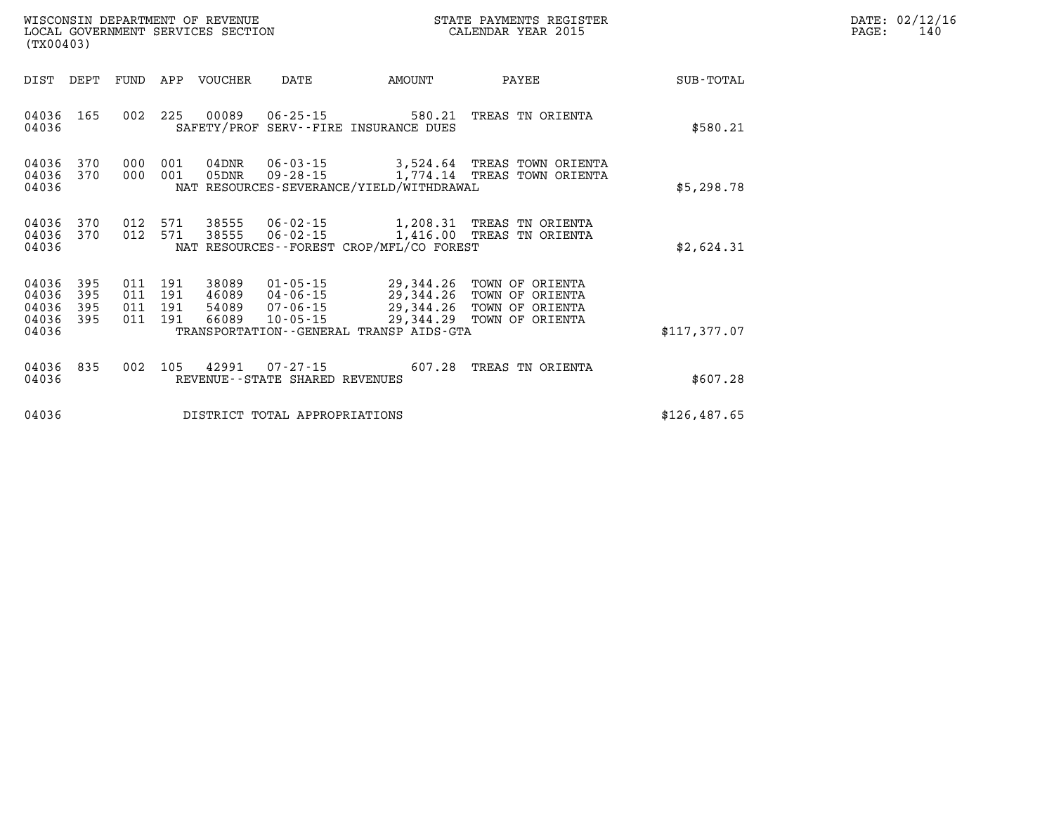WISCONSIN DEPARTMENT OF REVENUE
LOCAL GOVERNMENT SERVICES SECTION
(TX00403)

STATE PAYMENTS REGISTER
CALENDAR YEAR 2015

| DIST | DEPT | FUND | APP | VOUCHER | DATE | AMOUNT | PAYEE | SUB-TOTAL |
|---|---|---|---|---|---|---|---|---|
| 04036 | 165 | 002 | 225 | 00089 | 06-25-15 | 580.21 | TREAS TN ORIENTA | |
| 04036 | | | | SAFETY/PROF SERV--FIRE INSURANCE DUES | | | | $580.21 |
| 04036 | 370 | 000 | 001 | 04DNR | 06-03-15 | 3,524.64 | TREAS TOWN ORIENTA | |
| 04036 | 370 | 000 | 001 | 05DNR | 09-28-15 | 1,774.14 | TREAS TOWN ORIENTA | |
| 04036 | | | | NAT RESOURCES-SEVERANCE/YIELD/WITHDRAWAL | | | | $5,298.78 |
| 04036 | 370 | 012 | 571 | 38555 | 06-02-15 | 1,208.31 | TREAS TN ORIENTA | |
| 04036 | 370 | 012 | 571 | 38555 | 06-02-15 | 1,416.00 | TREAS TN ORIENTA | |
| 04036 | | | | NAT RESOURCES--FOREST CROP/MFL/CO FOREST | | | | $2,624.31 |
| 04036 | 395 | 011 | 191 | 38089 | 01-05-15 | 29,344.26 | TOWN OF ORIENTA | |
| 04036 | 395 | 011 | 191 | 46089 | 04-06-15 | 29,344.26 | TOWN OF ORIENTA | |
| 04036 | 395 | 011 | 191 | 54089 | 07-06-15 | 29,344.26 | TOWN OF ORIENTA | |
| 04036 | 395 | 011 | 191 | 66089 | 10-05-15 | 29,344.29 | TOWN OF ORIENTA | |
| 04036 | | | | TRANSPORTATION--GENERAL TRANSP AIDS-GTA | | | | $117,377.07 |
| 04036 | 835 | 002 | 105 | 42991 | 07-27-15 | 607.28 | TREAS TN ORIENTA | |
| 04036 | | | | REVENUE--STATE SHARED REVENUES | | | | $607.28 |
| 04036 | | | | DISTRICT TOTAL APPROPRIATIONS | | | | $126,487.65 |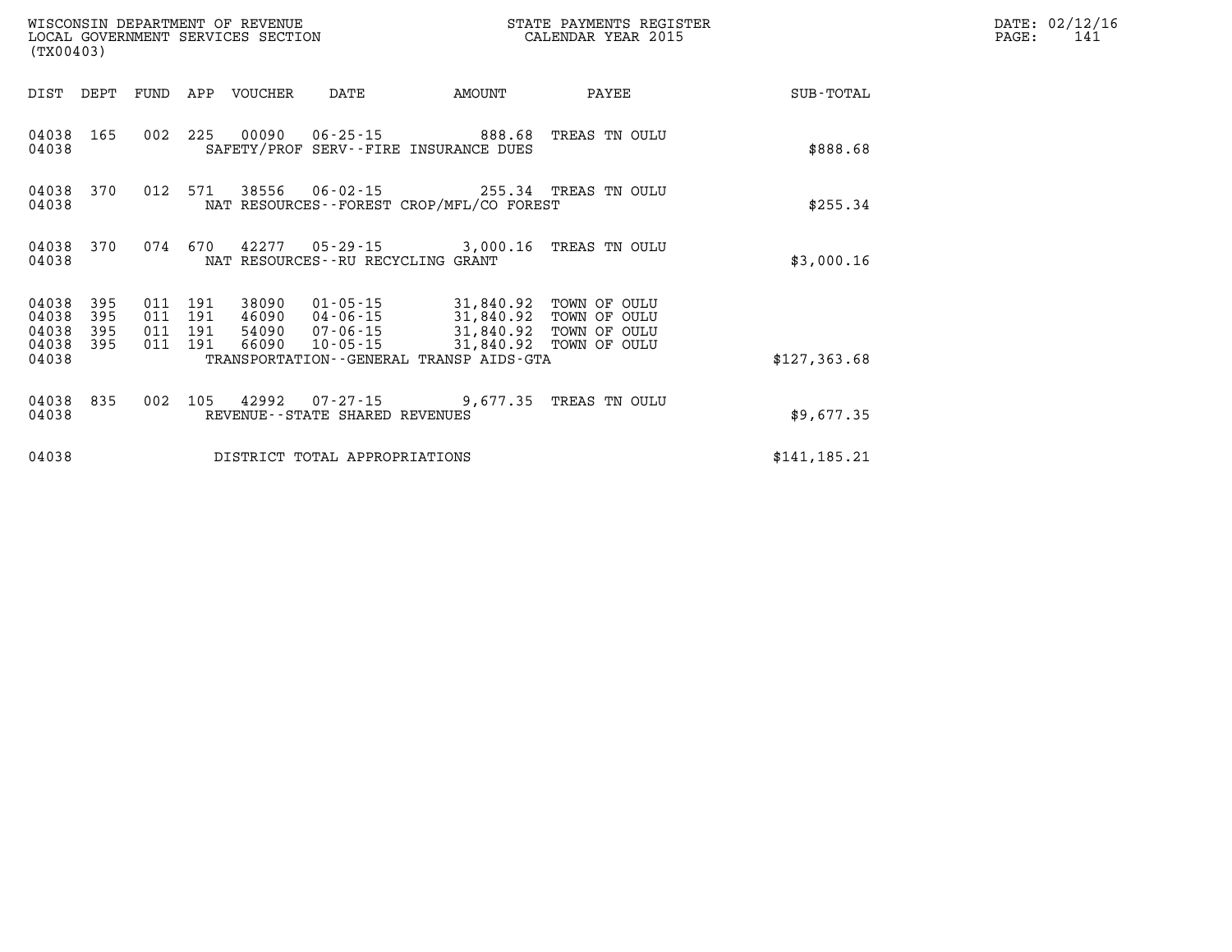WISCONSIN DEPARTMENT OF REVENUE
LOCAL GOVERNMENT SERVICES SECTION
(TX00403)

STATE PAYMENTS REGISTER
CALENDAR YEAR 2015

DATE: 02/12/16
PAGE: 141

| DIST | DEPT | FUND | APP | VOUCHER | DATE | AMOUNT | PAYEE | SUB-TOTAL |
|---|---|---|---|---|---|---|---|---|
| 04038 | 165 | 002 | 225 | 00090 | 06-25-15 | 888.68 | TREAS TN OULU | |
| 04038 | | | | | SAFETY/PROF SERV--FIRE INSURANCE DUES | | | $888.68 |
| 04038 | 370 | 012 | 571 | 38556 | 06-02-15 | 255.34 | TREAS TN OULU | |
| 04038 | | | | | NAT RESOURCES--FOREST CROP/MFL/CO FOREST | | | $255.34 |
| 04038 | 370 | 074 | 670 | 42277 | 05-29-15 | 3,000.16 | TREAS TN OULU | |
| 04038 | | | | | NAT RESOURCES--RU RECYCLING GRANT | | | $3,000.16 |
| 04038 | 395 | 011 | 191 | 38090 | 01-05-15 | 31,840.92 | TOWN OF OULU | |
| 04038 | 395 | 011 | 191 | 46090 | 04-06-15 | 31,840.92 | TOWN OF OULU | |
| 04038 | 395 | 011 | 191 | 54090 | 07-06-15 | 31,840.92 | TOWN OF OULU | |
| 04038 | 395 | 011 | 191 | 66090 | 10-05-15 | 31,840.92 | TOWN OF OULU | |
| 04038 | | | | | TRANSPORTATION--GENERAL TRANSP AIDS-GTA | | | $127,363.68 |
| 04038 | 835 | 002 | 105 | 42992 | 07-27-15 | 9,677.35 | TREAS TN OULU | |
| 04038 | | | | | REVENUE--STATE SHARED REVENUES | | | $9,677.35 |
| 04038 | | | | | DISTRICT TOTAL APPROPRIATIONS | | | $141,185.21 |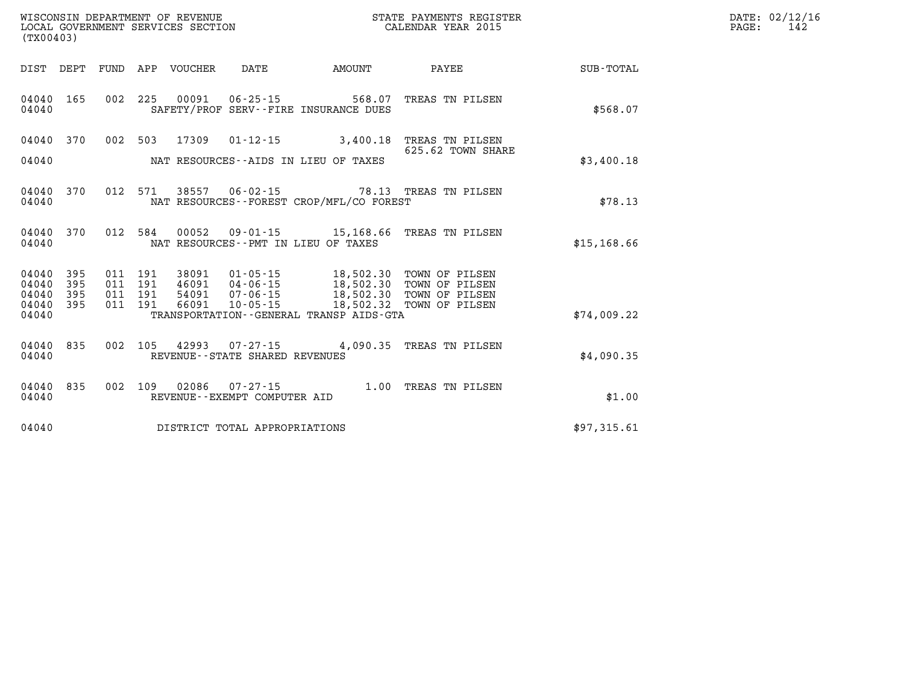WISCONSIN DEPARTMENT OF REVENUE
LOCAL GOVERNMENT SERVICES SECTION
(TX00403)

STATE PAYMENTS REGISTER
CALENDAR YEAR 2015

| DIST | DEPT | FUND | APP | VOUCHER | DATE | AMOUNT | PAYEE | SUB-TOTAL |
|---|---|---|---|---|---|---|---|---|
| 04040 | 165 | 002 | 225 | 00091 | 06-25-15 | 568.07 | TREAS TN PILSEN | |
| 04040 | | | | | SAFETY/PROF SERV--FIRE INSURANCE DUES | | | $568.07 |
| 04040 | 370 | 002 | 503 | 17309 | 01-12-15 | 3,400.18 | TREAS TN PILSEN 625.62 TOWN SHARE | |
| 04040 | | | | | NAT RESOURCES--AIDS IN LIEU OF TAXES | | | $3,400.18 |
| 04040 | 370 | 012 | 571 | 38557 | 06-02-15 | 78.13 | TREAS TN PILSEN | |
| 04040 | | | | | NAT RESOURCES--FOREST CROP/MFL/CO FOREST | | | $78.13 |
| 04040 | 370 | 012 | 584 | 00052 | 09-01-15 | 15,168.66 | TREAS TN PILSEN | |
| 04040 | | | | | NAT RESOURCES--PMT IN LIEU OF TAXES | | | $15,168.66 |
| 04040 | 395 | 011 | 191 | 38091 | 01-05-15 | 18,502.30 | TOWN OF PILSEN | |
| 04040 | 395 | 011 | 191 | 46091 | 04-06-15 | 18,502.30 | TOWN OF PILSEN | |
| 04040 | 395 | 011 | 191 | 54091 | 07-06-15 | 18,502.30 | TOWN OF PILSEN | |
| 04040 | 395 | 011 | 191 | 66091 | 10-05-15 | 18,502.32 | TOWN OF PILSEN | |
| 04040 | | | | | TRANSPORTATION--GENERAL TRANSP AIDS-GTA | | | $74,009.22 |
| 04040 | 835 | 002 | 105 | 42993 | 07-27-15 | 4,090.35 | TREAS TN PILSEN | |
| 04040 | | | | | REVENUE--STATE SHARED REVENUES | | | $4,090.35 |
| 04040 | 835 | 002 | 109 | 02086 | 07-27-15 | 1.00 | TREAS TN PILSEN | |
| 04040 | | | | | REVENUE--EXEMPT COMPUTER AID | | | $1.00 |
| 04040 | | | | | DISTRICT TOTAL APPROPRIATIONS | | | $97,315.61 |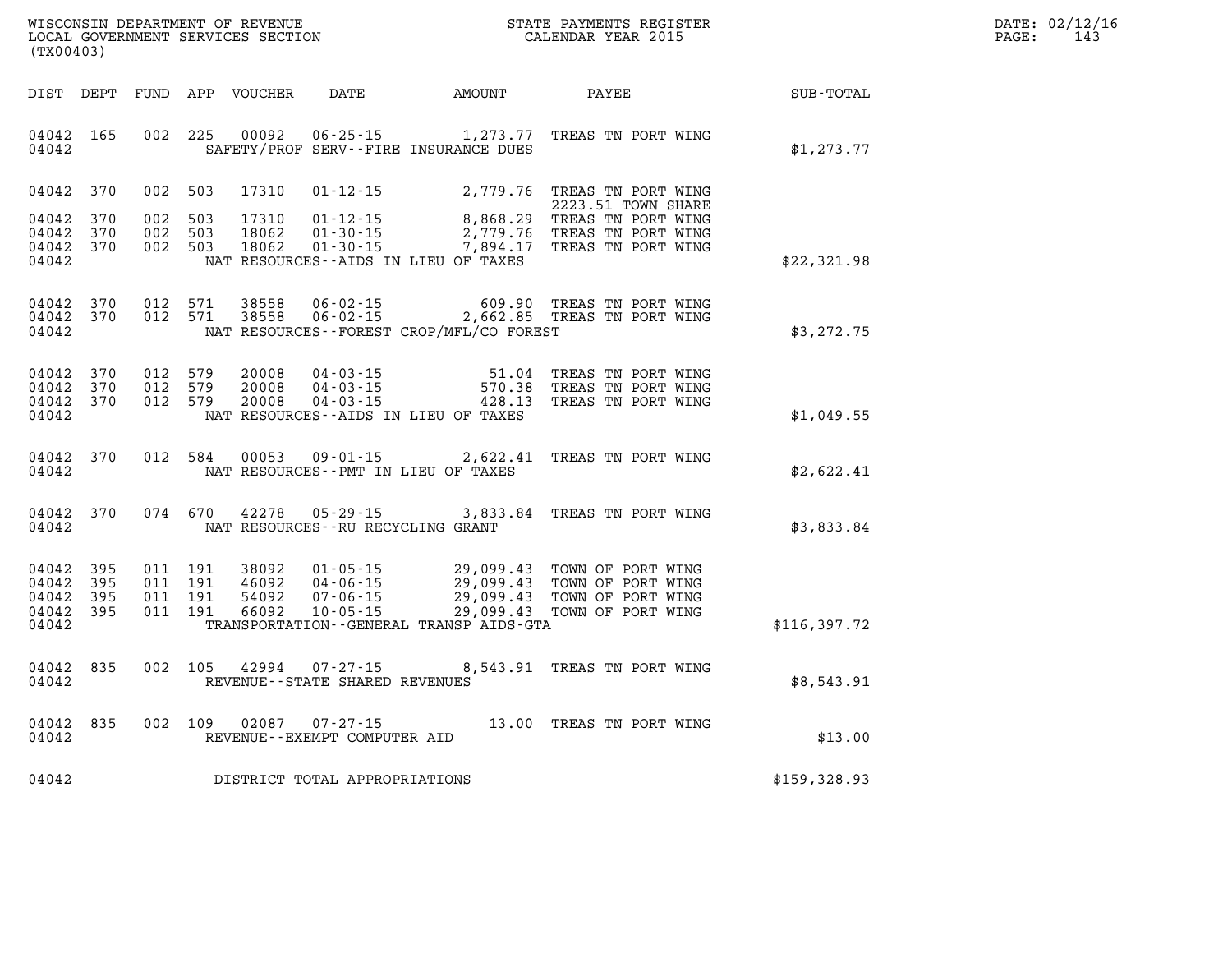WISCONSIN DEPARTMENT OF REVENUE
LOCAL GOVERNMENT SERVICES SECTION
(TX00403)

STATE PAYMENTS REGISTER
CALENDAR YEAR 2015

DATE: 02/12/16
PAGE: 143

| DIST | DEPT | FUND | APP | VOUCHER | DATE | AMOUNT | PAYEE | SUB-TOTAL |
|---|---|---|---|---|---|---|---|---|
| 04042 | 165 | 002 | 225 | 00092 | 06-25-15 | 1,273.77 | TREAS TN PORT WING | |
| 04042 | | | | | SAFETY/PROF SERV--FIRE INSURANCE DUES | | | $1,273.77 |
| 04042 | 370 | 002 | 503 | 17310 | 01-12-15 | 2,779.76 | TREAS TN PORT WING 2223.51 TOWN SHARE | |
| 04042 | 370 | 002 | 503 | 17310 | 01-12-15 | 8,868.29 | TREAS TN PORT WING | |
| 04042 | 370 | 002 | 503 | 18062 | 01-30-15 | 2,779.76 | TREAS TN PORT WING | |
| 04042 | 370 | 002 | 503 | 18062 | 01-30-15 | 7,894.17 | TREAS TN PORT WING | |
| 04042 | | | | | NAT RESOURCES--AIDS IN LIEU OF TAXES | | | $22,321.98 |
| 04042 | 370 | 012 | 571 | 38558 | 06-02-15 | 609.90 | TREAS TN PORT WING | |
| 04042 | 370 | 012 | 571 | 38558 | 06-02-15 | 2,662.85 | TREAS TN PORT WING | |
| 04042 | | | | | NAT RESOURCES--FOREST CROP/MFL/CO FOREST | | | $3,272.75 |
| 04042 | 370 | 012 | 579 | 20008 | 04-03-15 | 51.04 | TREAS TN PORT WING | |
| 04042 | 370 | 012 | 579 | 20008 | 04-03-15 | 570.38 | TREAS TN PORT WING | |
| 04042 | 370 | 012 | 579 | 20008 | 04-03-15 | 428.13 | TREAS TN PORT WING | |
| 04042 | | | | | NAT RESOURCES--AIDS IN LIEU OF TAXES | | | $1,049.55 |
| 04042 | 370 | 012 | 584 | 00053 | 09-01-15 | 2,622.41 | TREAS TN PORT WING | |
| 04042 | | | | | NAT RESOURCES--PMT IN LIEU OF TAXES | | | $2,622.41 |
| 04042 | 370 | 074 | 670 | 42278 | 05-29-15 | 3,833.84 | TREAS TN PORT WING | |
| 04042 | | | | | NAT RESOURCES--RU RECYCLING GRANT | | | $3,833.84 |
| 04042 | 395 | 011 | 191 | 38092 | 01-05-15 | 29,099.43 | TOWN OF PORT WING | |
| 04042 | 395 | 011 | 191 | 46092 | 04-06-15 | 29,099.43 | TOWN OF PORT WING | |
| 04042 | 395 | 011 | 191 | 54092 | 07-06-15 | 29,099.43 | TOWN OF PORT WING | |
| 04042 | 395 | 011 | 191 | 66092 | 10-05-15 | 29,099.43 | TOWN OF PORT WING | |
| 04042 | | | | | TRANSPORTATION--GENERAL TRANSP AIDS-GTA | | | $116,397.72 |
| 04042 | 835 | 002 | 105 | 42994 | 07-27-15 | 8,543.91 | TREAS TN PORT WING | |
| 04042 | | | | | REVENUE--STATE SHARED REVENUES | | | $8,543.91 |
| 04042 | 835 | 002 | 109 | 02087 | 07-27-15 | 13.00 | TREAS TN PORT WING | |
| 04042 | | | | | REVENUE--EXEMPT COMPUTER AID | | | $13.00 |
| 04042 | | | | | DISTRICT TOTAL APPROPRIATIONS | | | $159,328.93 |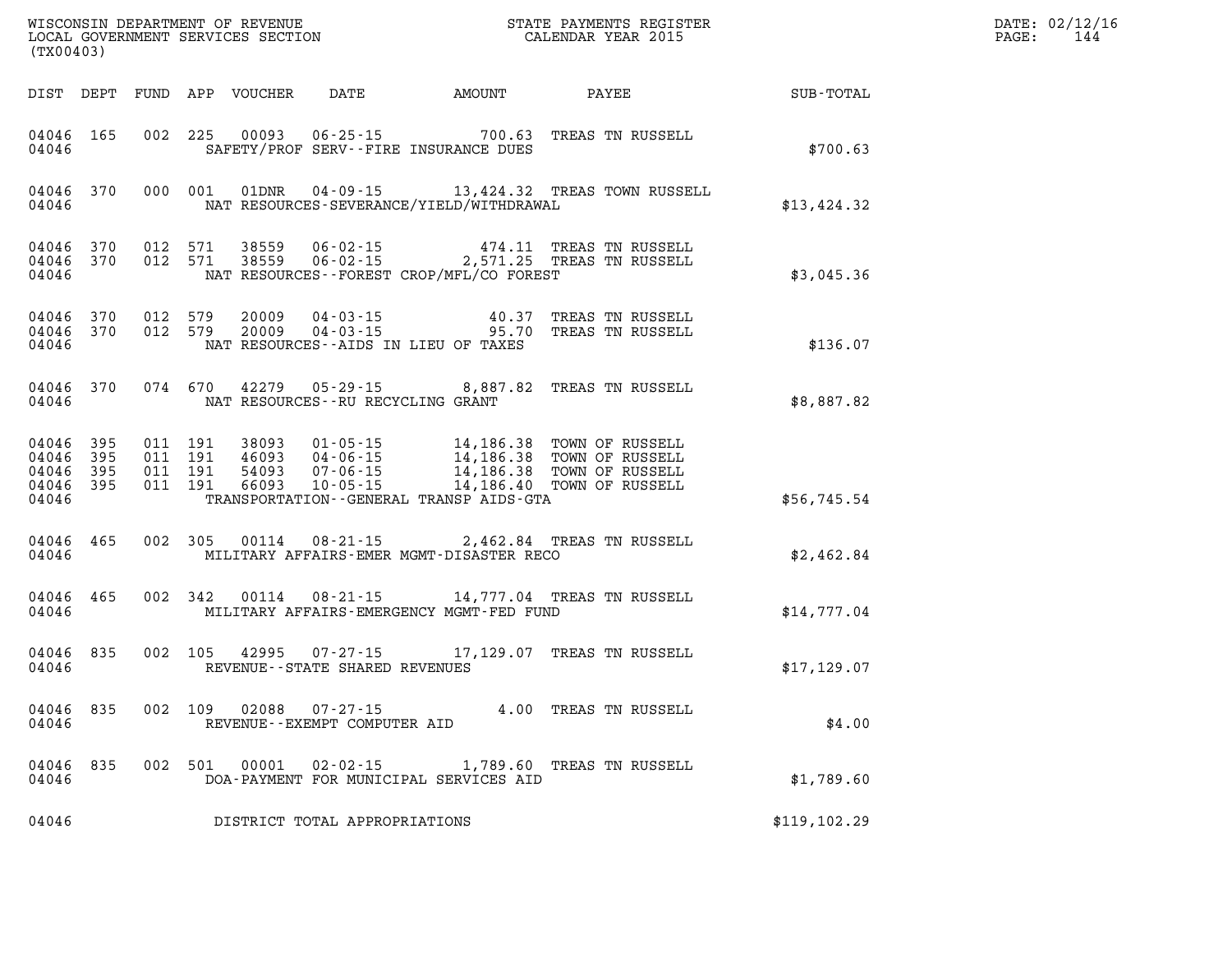WISCONSIN DEPARTMENT OF REVENUE
LOCAL GOVERNMENT SERVICES SECTION
(TX00403)

STATE PAYMENTS REGISTER
CALENDAR YEAR 2015

DATE: 02/12/16

| DIST | DEPT | FUND | APP | VOUCHER | DATE | AMOUNT | PAYEE | SUB-TOTAL |
|---|---|---|---|---|---|---|---|---|
| 04046 | 165 | 002 | 225 | 00093 | 06-25-15 | 700.63 | TREAS TN RUSSELL | |
| 04046 | | | | SAFETY/PROF SERV--FIRE INSURANCE DUES | | | | $700.63 |
| 04046 | 370 | 000 | 001 | 01DNR | 04-09-15 | 13,424.32 | TREAS TOWN RUSSELL | |
| 04046 | | | | NAT RESOURCES-SEVERANCE/YIELD/WITHDRAWAL | | | | $13,424.32 |
| 04046 | 370 | 012 | 571 | 38559 | 06-02-15 | 474.11 | TREAS TN RUSSELL | |
| 04046 | 370 | 012 | 571 | 38559 | 06-02-15 | 2,571.25 | TREAS TN RUSSELL | |
| 04046 | | | | NAT RESOURCES--FOREST CROP/MFL/CO FOREST | | | | $3,045.36 |
| 04046 | 370 | 012 | 579 | 20009 | 04-03-15 | 40.37 | TREAS TN RUSSELL | |
| 04046 | 370 | 012 | 579 | 20009 | 04-03-15 | 95.70 | TREAS TN RUSSELL | |
| 04046 | | | | NAT RESOURCES--AIDS IN LIEU OF TAXES | | | | $136.07 |
| 04046 | 370 | 074 | 670 | 42279 | 05-29-15 | 8,887.82 | TREAS TN RUSSELL | |
| 04046 | | | | NAT RESOURCES--RU RECYCLING GRANT | | | | $8,887.82 |
| 04046 | 395 | 011 | 191 | 38093 | 01-05-15 | 14,186.38 | TOWN OF RUSSELL | |
| 04046 | 395 | 011 | 191 | 46093 | 04-06-15 | 14,186.38 | TOWN OF RUSSELL | |
| 04046 | 395 | 011 | 191 | 54093 | 07-06-15 | 14,186.38 | TOWN OF RUSSELL | |
| 04046 | 395 | 011 | 191 | 66093 | 10-05-15 | 14,186.40 | TOWN OF RUSSELL | |
| 04046 | | | | TRANSPORTATION--GENERAL TRANSP AIDS-GTA | | | | $56,745.54 |
| 04046 | 465 | 002 | 305 | 00114 | 08-21-15 | 2,462.84 | TREAS TN RUSSELL | |
| 04046 | | | | MILITARY AFFAIRS-EMER MGMT-DISASTER RECO | | | | $2,462.84 |
| 04046 | 465 | 002 | 342 | 00114 | 08-21-15 | 14,777.04 | TREAS TN RUSSELL | |
| 04046 | | | | MILITARY AFFAIRS-EMERGENCY MGMT-FED FUND | | | | $14,777.04 |
| 04046 | 835 | 002 | 105 | 42995 | 07-27-15 | 17,129.07 | TREAS TN RUSSELL | |
| 04046 | | | | REVENUE--STATE SHARED REVENUES | | | | $17,129.07 |
| 04046 | 835 | 002 | 109 | 02088 | 07-27-15 | 4.00 | TREAS TN RUSSELL | |
| 04046 | | | | REVENUE--EXEMPT COMPUTER AID | | | | $4.00 |
| 04046 | 835 | 002 | 501 | 00001 | 02-02-15 | 1,789.60 | TREAS TN RUSSELL | |
| 04046 | | | | DOA-PAYMENT FOR MUNICIPAL SERVICES AID | | | | $1,789.60 |
| 04046 | | | | DISTRICT TOTAL APPROPRIATIONS | | | | $119,102.29 |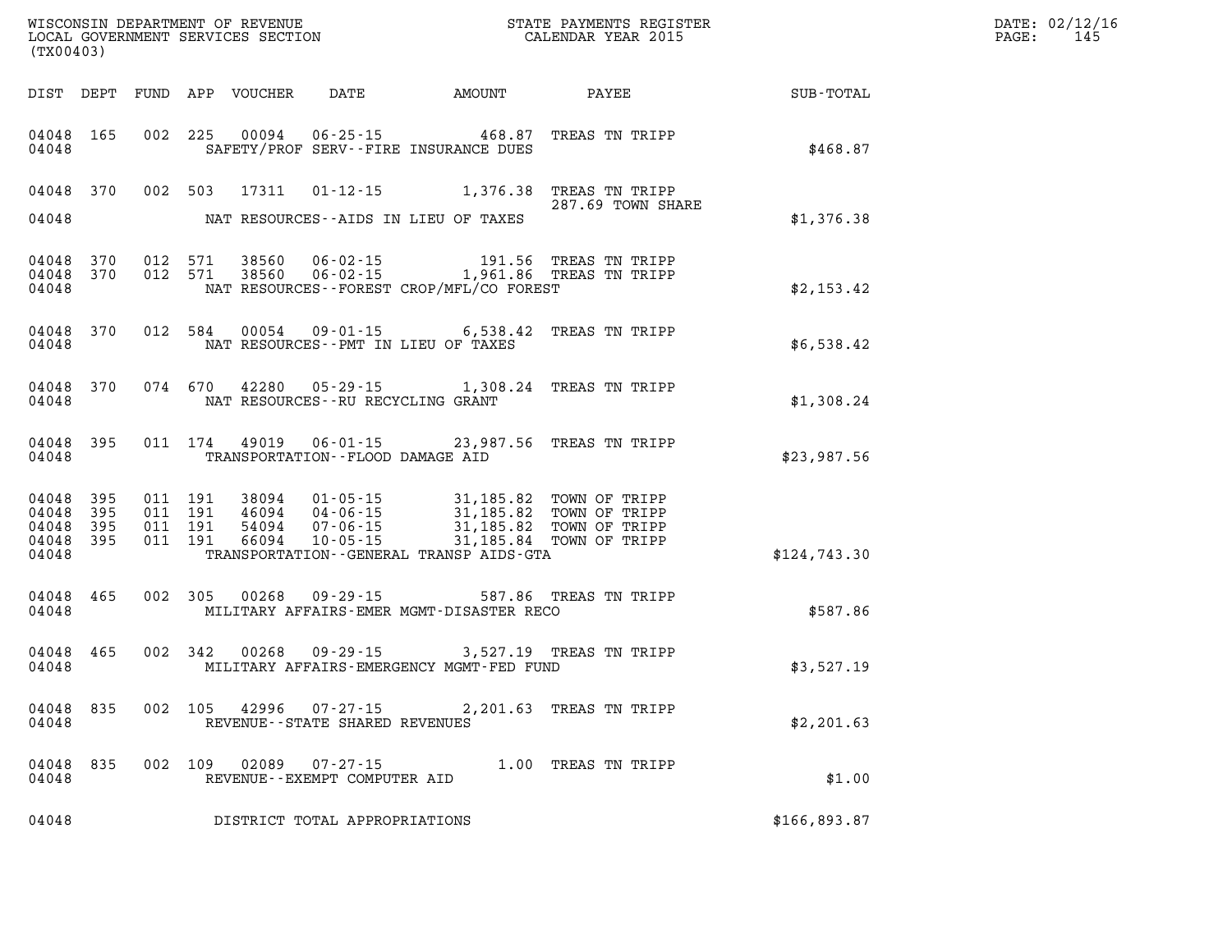WISCONSIN DEPARTMENT OF REVENUE
LOCAL GOVERNMENT SERVICES SECTION
(TX00403)

STATE PAYMENTS REGISTER
CALENDAR YEAR 2015

DATE: 02/12/16

| DIST | DEPT | FUND | APP | VOUCHER | DATE | AMOUNT | PAYEE | SUB-TOTAL |
|---|---|---|---|---|---|---|---|---|
| 04048 | 165 | 002 | 225 | 00094 | 06-25-15 | 468.87 | TREAS TN TRIPP | |
| 04048 | | | | | SAFETY/PROF SERV--FIRE INSURANCE DUES | | | $468.87 |
| 04048 | 370 | 002 | 503 | 17311 | 01-12-15 | 1,376.38 | TREAS TN TRIPP 287.69 TOWN SHARE | |
| 04048 | | | | | NAT RESOURCES--AIDS IN LIEU OF TAXES | | | $1,376.38 |
| 04048 | 370 | 012 | 571 | 38560 | 06-02-15 | 191.56 | TREAS TN TRIPP | |
| 04048 | 370 | 012 | 571 | 38560 | 06-02-15 | 1,961.86 | TREAS TN TRIPP | |
| 04048 | | | | | NAT RESOURCES--FOREST CROP/MFL/CO FOREST | | | $2,153.42 |
| 04048 | 370 | 012 | 584 | 00054 | 09-01-15 | 6,538.42 | TREAS TN TRIPP | |
| 04048 | | | | | NAT RESOURCES--PMT IN LIEU OF TAXES | | | $6,538.42 |
| 04048 | 370 | 074 | 670 | 42280 | 05-29-15 | 1,308.24 | TREAS TN TRIPP | |
| 04048 | | | | | NAT RESOURCES--RU RECYCLING GRANT | | | $1,308.24 |
| 04048 | 395 | 011 | 174 | 49019 | 06-01-15 | 23,987.56 | TREAS TN TRIPP | |
| 04048 | | | | | TRANSPORTATION--FLOOD DAMAGE AID | | | $23,987.56 |
| 04048 | 395 | 011 | 191 | 38094 | 01-05-15 | 31,185.82 | TOWN OF TRIPP | |
| 04048 | 395 | 011 | 191 | 46094 | 04-06-15 | 31,185.82 | TOWN OF TRIPP | |
| 04048 | 395 | 011 | 191 | 54094 | 07-06-15 | 31,185.82 | TOWN OF TRIPP | |
| 04048 | 395 | 011 | 191 | 66094 | 10-05-15 | 31,185.84 | TOWN OF TRIPP | |
| 04048 | | | | | TRANSPORTATION--GENERAL TRANSP AIDS-GTA | | | $124,743.30 |
| 04048 | 465 | 002 | 305 | 00268 | 09-29-15 | 587.86 | TREAS TN TRIPP | |
| 04048 | | | | | MILITARY AFFAIRS-EMER MGMT-DISASTER RECO | | | $587.86 |
| 04048 | 465 | 002 | 342 | 00268 | 09-29-15 | 3,527.19 | TREAS TN TRIPP | |
| 04048 | | | | | MILITARY AFFAIRS-EMERGENCY MGMT-FED FUND | | | $3,527.19 |
| 04048 | 835 | 002 | 105 | 42996 | 07-27-15 | 2,201.63 | TREAS TN TRIPP | |
| 04048 | | | | | REVENUE--STATE SHARED REVENUES | | | $2,201.63 |
| 04048 | 835 | 002 | 109 | 02089 | 07-27-15 | 1.00 | TREAS TN TRIPP | |
| 04048 | | | | | REVENUE--EXEMPT COMPUTER AID | | | $1.00 |
| 04048 | | | | | DISTRICT TOTAL APPROPRIATIONS | | | $166,893.87 |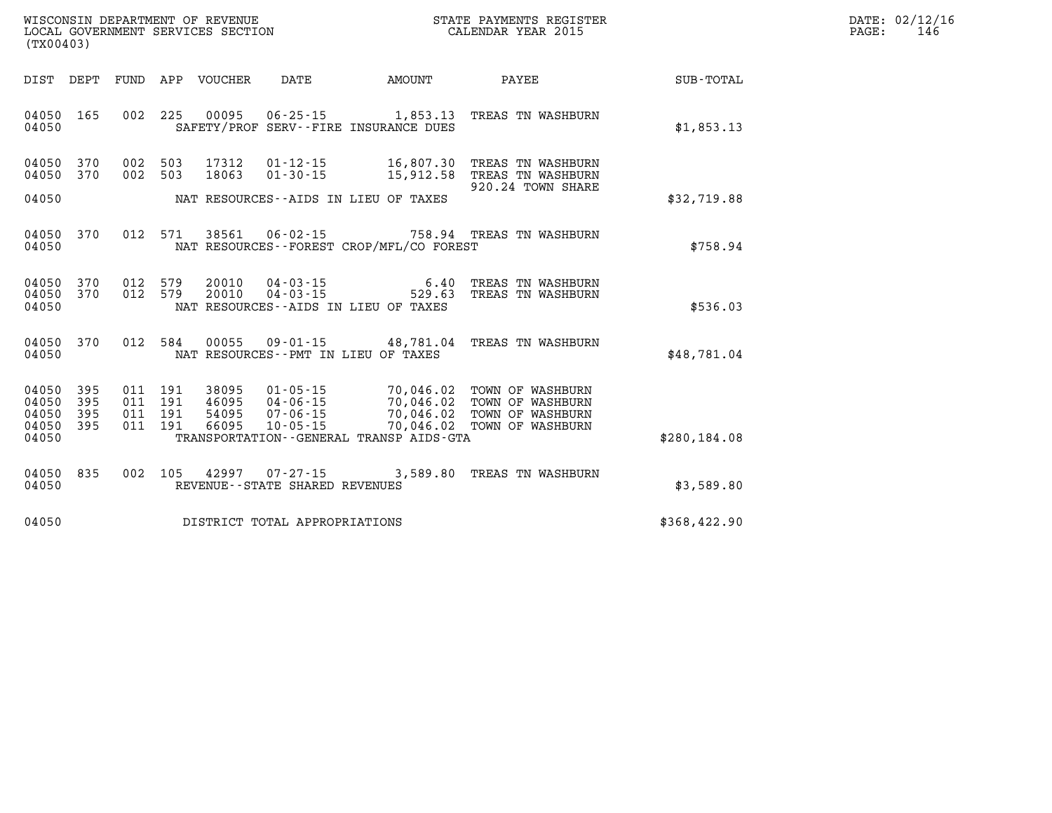WISCONSIN DEPARTMENT OF REVENUE
LOCAL GOVERNMENT SERVICES SECTION
(TX00403)

STATE PAYMENTS REGISTER
CALENDAR YEAR 2015

DATE: 02/12/16
PAGE: 146

| DIST | DEPT | FUND | APP | VOUCHER | DATE | AMOUNT | PAYEE | SUB-TOTAL |
|---|---|---|---|---|---|---|---|---|
| 04050 | 165 | 002 | 225 | 00095 | 06-25-15 | 1,853.13 | TREAS TN WASHBURN | |
| 04050 | | | | | SAFETY/PROF SERV--FIRE INSURANCE DUES | | | $1,853.13 |
| 04050 | 370 | 002 | 503 | 17312 | 01-12-15 | 16,807.30 | TREAS TN WASHBURN | |
| 04050 | 370 | 002 | 503 | 18063 | 01-30-15 | 15,912.58 | TREAS TN WASHBURN | |
| | | | | | | | 920.24 TOWN SHARE | |
| 04050 | | | | | NAT RESOURCES--AIDS IN LIEU OF TAXES | | | $32,719.88 |
| 04050 | 370 | 012 | 571 | 38561 | 06-02-15 | 758.94 | TREAS TN WASHBURN | |
| 04050 | | | | | NAT RESOURCES--FOREST CROP/MFL/CO FOREST | | | $758.94 |
| 04050 | 370 | 012 | 579 | 20010 | 04-03-15 | 6.40 | TREAS TN WASHBURN | |
| 04050 | 370 | 012 | 579 | 20010 | 04-03-15 | 529.63 | TREAS TN WASHBURN | |
| 04050 | | | | | NAT RESOURCES--AIDS IN LIEU OF TAXES | | | $536.03 |
| 04050 | 370 | 012 | 584 | 00055 | 09-01-15 | 48,781.04 | TREAS TN WASHBURN | |
| 04050 | | | | | NAT RESOURCES--PMT IN LIEU OF TAXES | | | $48,781.04 |
| 04050 | 395 | 011 | 191 | 38095 | 01-05-15 | 70,046.02 | TOWN OF WASHBURN | |
| 04050 | 395 | 011 | 191 | 46095 | 04-06-15 | 70,046.02 | TOWN OF WASHBURN | |
| 04050 | 395 | 011 | 191 | 54095 | 07-06-15 | 70,046.02 | TOWN OF WASHBURN | |
| 04050 | 395 | 011 | 191 | 66095 | 10-05-15 | 70,046.02 | TOWN OF WASHBURN | |
| 04050 | | | | | TRANSPORTATION--GENERAL TRANSP AIDS-GTA | | | $280,184.08 |
| 04050 | 835 | 002 | 105 | 42997 | 07-27-15 | 3,589.80 | TREAS TN WASHBURN | |
| 04050 | | | | | REVENUE--STATE SHARED REVENUES | | | $3,589.80 |
| 04050 | | | | | DISTRICT TOTAL APPROPRIATIONS | | | $368,422.90 |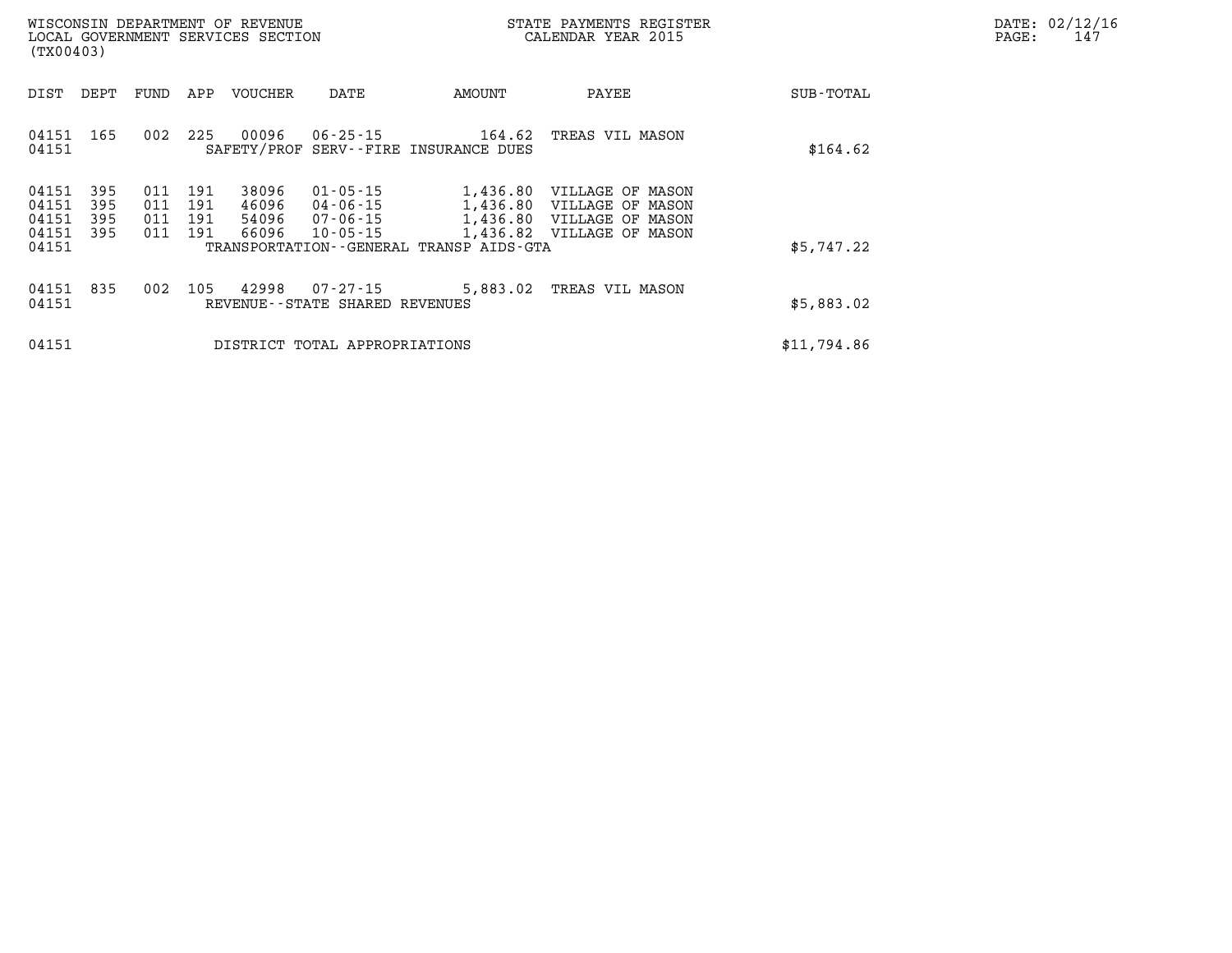WISCONSIN DEPARTMENT OF REVENUE
LOCAL GOVERNMENT SERVICES SECTION
(TX00403)

STATE PAYMENTS REGISTER
CALENDAR YEAR 2015

DATE: 02/12/16

| DIST | DEPT | FUND | APP | VOUCHER | DATE | AMOUNT | PAYEE | SUB-TOTAL |
|---|---|---|---|---|---|---|---|---|
| 04151 | 165 | 002 | 225 | 00096 | 06-25-15 | 164.62 | TREAS VIL MASON | |
| 04151 | | | | SAFETY/PROF SERV--FIRE INSURANCE DUES | | | | $164.62 |
| 04151 | 395 | 011 | 191 | 38096 | 01-05-15 | 1,436.80 | VILLAGE OF MASON | |
| 04151 | 395 | 011 | 191 | 46096 | 04-06-15 | 1,436.80 | VILLAGE OF MASON | |
| 04151 | 395 | 011 | 191 | 54096 | 07-06-15 | 1,436.80 | VILLAGE OF MASON | |
| 04151 | 395 | 011 | 191 | 66096 | 10-05-15 | 1,436.82 | VILLAGE OF MASON | |
| 04151 | | | | TRANSPORTATION--GENERAL TRANSP AIDS-GTA | | | | $5,747.22 |
| 04151 | 835 | 002 | 105 | 42998 | 07-27-15 | 5,883.02 | TREAS VIL MASON | |
| 04151 | | | | REVENUE--STATE SHARED REVENUES | | | | $5,883.02 |
| 04151 | | | | DISTRICT TOTAL APPROPRIATIONS | | | | $11,794.86 |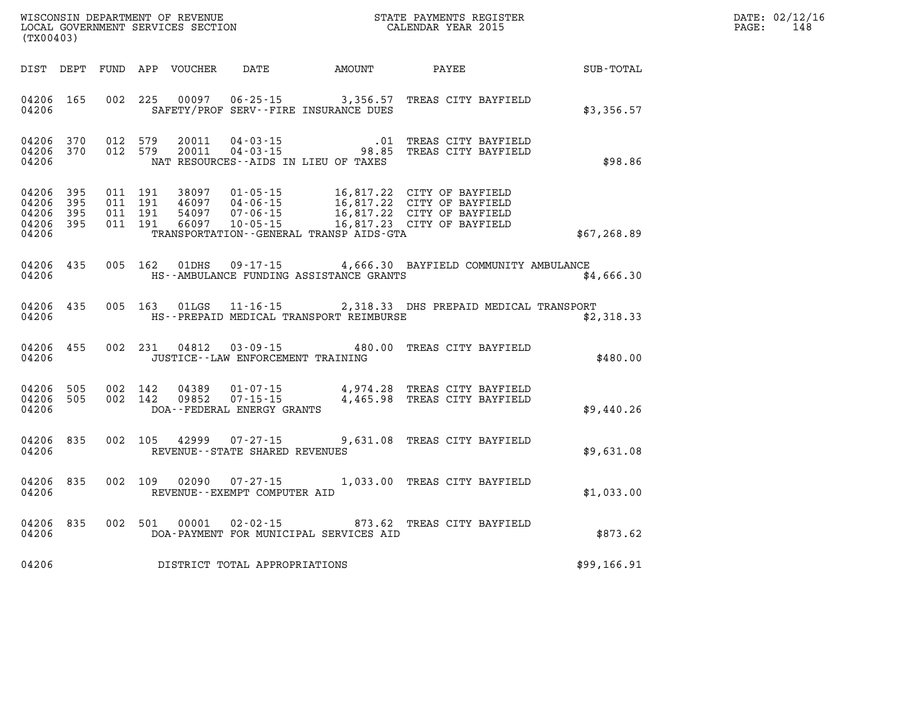WISCONSIN DEPARTMENT OF REVENUE
LOCAL GOVERNMENT SERVICES SECTION
(TX00403)

STATE PAYMENTS REGISTER
CALENDAR YEAR 2015

DATE: 02/12/16
PAGE: 148

| DIST | DEPT | FUND | APP | VOUCHER | DATE | AMOUNT | PAYEE | SUB-TOTAL |
|---|---|---|---|---|---|---|---|---|
| 04206 | 165 | 002 | 225 | 00097 | 06-25-15 | 3,356.57 | TREAS CITY BAYFIELD | |
| 04206 | | | | | SAFETY/PROF SERV--FIRE INSURANCE DUES | | | $3,356.57 |
| 04206 | 370 | 012 | 579 | 20011 | 04-03-15 | .01 | TREAS CITY BAYFIELD | |
| 04206 | 370 | 012 | 579 | 20011 | 04-03-15 | 98.85 | TREAS CITY BAYFIELD | |
| 04206 | | | | | NAT RESOURCES--AIDS IN LIEU OF TAXES | | | $98.86 |
| 04206 | 395 | 011 | 191 | 38097 | 01-05-15 | 16,817.22 | CITY OF BAYFIELD | |
| 04206 | 395 | 011 | 191 | 46097 | 04-06-15 | 16,817.22 | CITY OF BAYFIELD | |
| 04206 | 395 | 011 | 191 | 54097 | 07-06-15 | 16,817.22 | CITY OF BAYFIELD | |
| 04206 | 395 | 011 | 191 | 66097 | 10-05-15 | 16,817.23 | CITY OF BAYFIELD | |
| 04206 | | | | | TRANSPORTATION--GENERAL TRANSP AIDS-GTA | | | $67,268.89 |
| 04206 | 435 | 005 | 162 | 01DHS | 09-17-15 | 4,666.30 | BAYFIELD COMMUNITY AMBULANCE | |
| 04206 | | | | | HS--AMBULANCE FUNDING ASSISTANCE GRANTS | | | $4,666.30 |
| 04206 | 435 | 005 | 163 | 01LGS | 11-16-15 | 2,318.33 | DHS PREPAID MEDICAL TRANSPORT | |
| 04206 | | | | | HS--PREPAID MEDICAL TRANSPORT REIMBURSE | | | $2,318.33 |
| 04206 | 455 | 002 | 231 | 04812 | 03-09-15 | 480.00 | TREAS CITY BAYFIELD | |
| 04206 | | | | | JUSTICE--LAW ENFORCEMENT TRAINING | | | $480.00 |
| 04206 | 505 | 002 | 142 | 04389 | 01-07-15 | 4,974.28 | TREAS CITY BAYFIELD | |
| 04206 | 505 | 002 | 142 | 09852 | 07-15-15 | 4,465.98 | TREAS CITY BAYFIELD | |
| 04206 | | | | | DOA--FEDERAL ENERGY GRANTS | | | $9,440.26 |
| 04206 | 835 | 002 | 105 | 42999 | 07-27-15 | 9,631.08 | TREAS CITY BAYFIELD | |
| 04206 | | | | | REVENUE--STATE SHARED REVENUES | | | $9,631.08 |
| 04206 | 835 | 002 | 109 | 02090 | 07-27-15 | 1,033.00 | TREAS CITY BAYFIELD | |
| 04206 | | | | | REVENUE--EXEMPT COMPUTER AID | | | $1,033.00 |
| 04206 | 835 | 002 | 501 | 00001 | 02-02-15 | 873.62 | TREAS CITY BAYFIELD | |
| 04206 | | | | | DOA-PAYMENT FOR MUNICIPAL SERVICES AID | | | $873.62 |
| 04206 | | | | | DISTRICT TOTAL APPROPRIATIONS | | | $99,166.91 |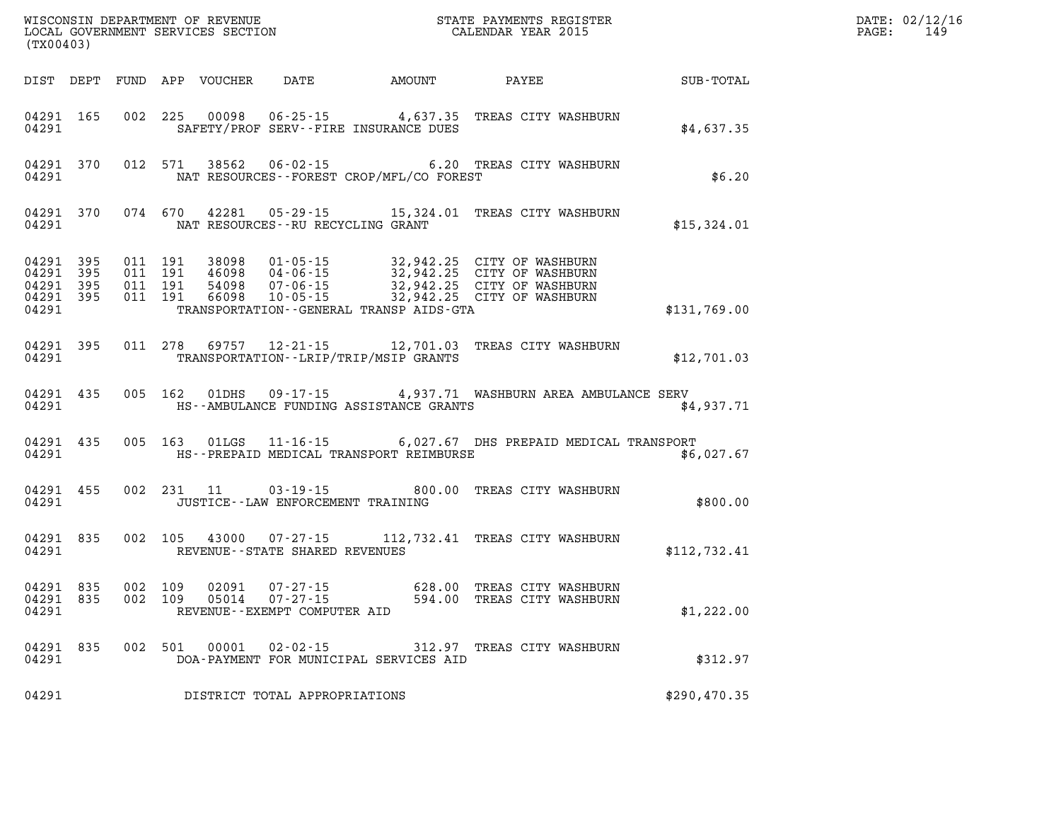WISCONSIN DEPARTMENT OF REVENUE
LOCAL GOVERNMENT SERVICES SECTION
(TX00403)

STATE PAYMENTS REGISTER
CALENDAR YEAR 2015

DATE: 02/12/16
PAGE: 149

| DIST | DEPT | FUND | APP | VOUCHER | DATE | AMOUNT | PAYEE | SUB-TOTAL |
|---|---|---|---|---|---|---|---|---|
| 04291 | 165 | 002 | 225 | 00098 | 06-25-15 | 4,637.35 | TREAS CITY WASHBURN | |
| 04291 | | | | | SAFETY/PROF SERV--FIRE INSURANCE DUES | | | $4,637.35 |
| 04291 | 370 | 012 | 571 | 38562 | 06-02-15 | 6.20 | TREAS CITY WASHBURN | |
| 04291 | | | | | NAT RESOURCES--FOREST CROP/MFL/CO FOREST | | | $6.20 |
| 04291 | 370 | 074 | 670 | 42281 | 05-29-15 | 15,324.01 | TREAS CITY WASHBURN | |
| 04291 | | | | | NAT RESOURCES--RU RECYCLING GRANT | | | $15,324.01 |
| 04291 | 395 | 011 | 191 | 38098 | 01-05-15 | 32,942.25 | CITY OF WASHBURN | |
| 04291 | 395 | 011 | 191 | 46098 | 04-06-15 | 32,942.25 | CITY OF WASHBURN | |
| 04291 | 395 | 011 | 191 | 54098 | 07-06-15 | 32,942.25 | CITY OF WASHBURN | |
| 04291 | 395 | 011 | 191 | 66098 | 10-05-15 | 32,942.25 | CITY OF WASHBURN | |
| 04291 | | | | | TRANSPORTATION--GENERAL TRANSP AIDS-GTA | | | $131,769.00 |
| 04291 | 395 | 011 | 278 | 69757 | 12-21-15 | 12,701.03 | TREAS CITY WASHBURN | |
| 04291 | | | | | TRANSPORTATION--LRIP/TRIP/MSIP GRANTS | | | $12,701.03 |
| 04291 | 435 | 005 | 162 | 01DHS | 09-17-15 | 4,937.71 | WASHBURN AREA AMBULANCE SERV | |
| 04291 | | | | | HS--AMBULANCE FUNDING ASSISTANCE GRANTS | | | $4,937.71 |
| 04291 | 435 | 005 | 163 | 01LGS | 11-16-15 | 6,027.67 | DHS PREPAID MEDICAL TRANSPORT | |
| 04291 | | | | | HS--PREPAID MEDICAL TRANSPORT REIMBURSE | | | $6,027.67 |
| 04291 | 455 | 002 | 231 | 11 | 03-19-15 | 800.00 | TREAS CITY WASHBURN | |
| 04291 | | | | | JUSTICE--LAW ENFORCEMENT TRAINING | | | $800.00 |
| 04291 | 835 | 002 | 105 | 43000 | 07-27-15 | 112,732.41 | TREAS CITY WASHBURN | |
| 04291 | | | | | REVENUE--STATE SHARED REVENUES | | | $112,732.41 |
| 04291 | 835 | 002 | 109 | 02091 | 07-27-15 | 628.00 | TREAS CITY WASHBURN | |
| 04291 | 835 | 002 | 109 | 05014 | 07-27-15 | 594.00 | TREAS CITY WASHBURN | |
| 04291 | | | | | REVENUE--EXEMPT COMPUTER AID | | | $1,222.00 |
| 04291 | 835 | 002 | 501 | 00001 | 02-02-15 | 312.97 | TREAS CITY WASHBURN | |
| 04291 | | | | | DOA-PAYMENT FOR MUNICIPAL SERVICES AID | | | $312.97 |
| 04291 | | | | | DISTRICT TOTAL APPROPRIATIONS | | | $290,470.35 |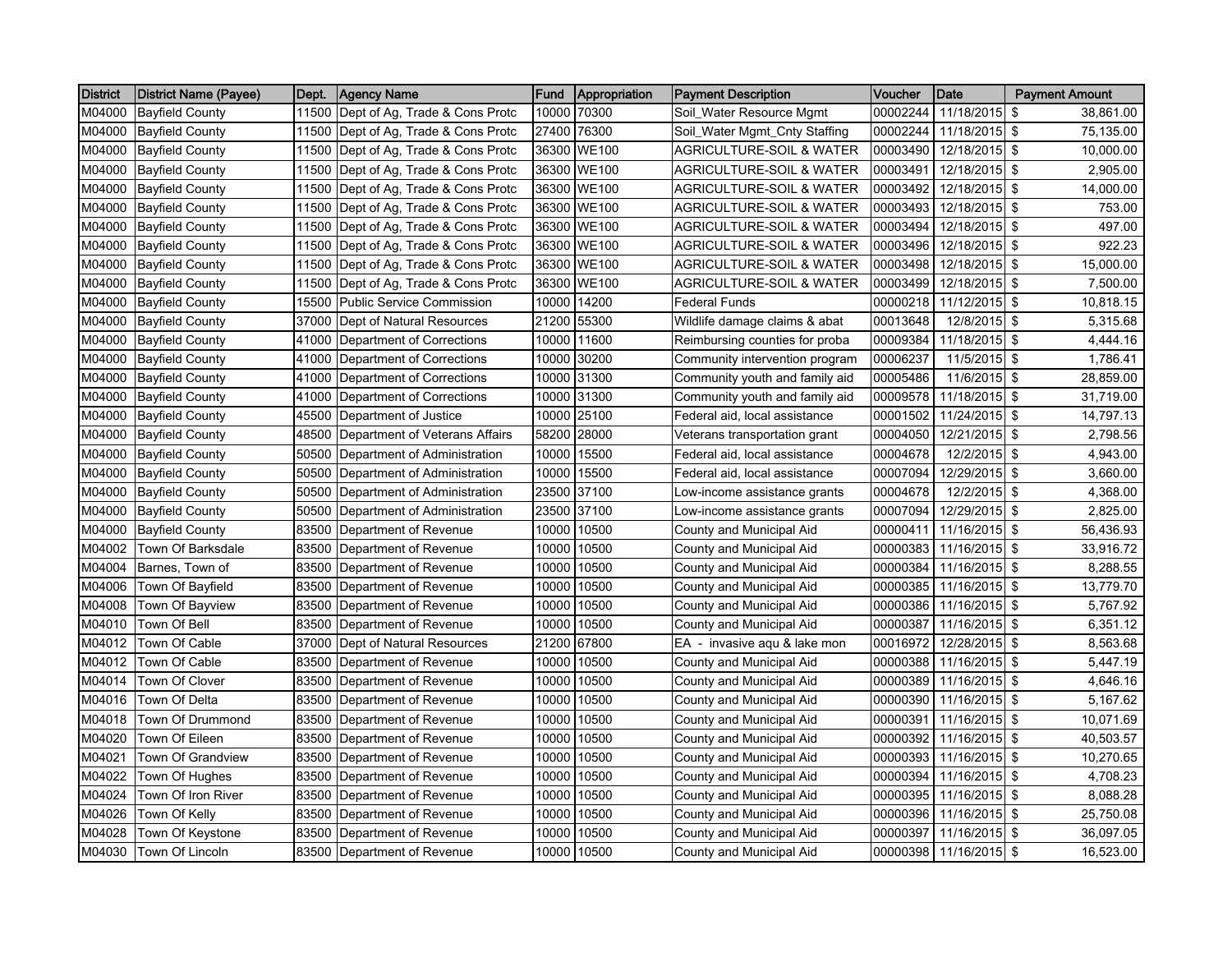| District | District Name (Payee) | Dept. | Agency Name | Fund | Appropriation | Payment Description | Voucher | Date | Payment Amount |
|---|---|---|---|---|---|---|---|---|---|
| M04000 | Bayfield County | 11500 | Dept of Ag, Trade & Cons Protc | 10000 | 70300 | Soil_Water Resource Mgmt | 00002244 | 11/18/2015 | $ 38,861.00 |
| M04000 | Bayfield County | 11500 | Dept of Ag, Trade & Cons Protc | 27400 | 76300 | Soil_Water Mgmt_Cnty Staffing | 00002244 | 11/18/2015 | $ 75,135.00 |
| M04000 | Bayfield County | 11500 | Dept of Ag, Trade & Cons Protc | 36300 | WE100 | AGRICULTURE-SOIL & WATER | 00003490 | 12/18/2015 | $ 10,000.00 |
| M04000 | Bayfield County | 11500 | Dept of Ag, Trade & Cons Protc | 36300 | WE100 | AGRICULTURE-SOIL & WATER | 00003491 | 12/18/2015 | $ 2,905.00 |
| M04000 | Bayfield County | 11500 | Dept of Ag, Trade & Cons Protc | 36300 | WE100 | AGRICULTURE-SOIL & WATER | 00003492 | 12/18/2015 | $ 14,000.00 |
| M04000 | Bayfield County | 11500 | Dept of Ag, Trade & Cons Protc | 36300 | WE100 | AGRICULTURE-SOIL & WATER | 00003493 | 12/18/2015 | $ 753.00 |
| M04000 | Bayfield County | 11500 | Dept of Ag, Trade & Cons Protc | 36300 | WE100 | AGRICULTURE-SOIL & WATER | 00003494 | 12/18/2015 | $ 497.00 |
| M04000 | Bayfield County | 11500 | Dept of Ag, Trade & Cons Protc | 36300 | WE100 | AGRICULTURE-SOIL & WATER | 00003496 | 12/18/2015 | $ 922.23 |
| M04000 | Bayfield County | 11500 | Dept of Ag, Trade & Cons Protc | 36300 | WE100 | AGRICULTURE-SOIL & WATER | 00003498 | 12/18/2015 | $ 15,000.00 |
| M04000 | Bayfield County | 11500 | Dept of Ag, Trade & Cons Protc | 36300 | WE100 | AGRICULTURE-SOIL & WATER | 00003499 | 12/18/2015 | $ 7,500.00 |
| M04000 | Bayfield County | 15500 | Public Service Commission | 10000 | 14200 | Federal Funds | 00000218 | 11/12/2015 | $ 10,818.15 |
| M04000 | Bayfield County | 37000 | Dept of Natural Resources | 21200 | 55300 | Wildlife damage claims & abat | 00013648 | 12/8/2015 | $ 5,315.68 |
| M04000 | Bayfield County | 41000 | Department of Corrections | 10000 | 11600 | Reimbursing counties for proba | 00009384 | 11/18/2015 | $ 4,444.16 |
| M04000 | Bayfield County | 41000 | Department of Corrections | 10000 | 30200 | Community intervention program | 00006237 | 11/5/2015 | $ 1,786.41 |
| M04000 | Bayfield County | 41000 | Department of Corrections | 10000 | 31300 | Community youth and family aid | 00005486 | 11/6/2015 | $ 28,859.00 |
| M04000 | Bayfield County | 41000 | Department of Corrections | 10000 | 31300 | Community youth and family aid | 00009578 | 11/18/2015 | $ 31,719.00 |
| M04000 | Bayfield County | 45500 | Department of Justice | 10000 | 25100 | Federal aid, local assistance | 00001502 | 11/24/2015 | $ 14,797.13 |
| M04000 | Bayfield County | 48500 | Department of Veterans Affairs | 58200 | 28000 | Veterans transportation grant | 00004050 | 12/21/2015 | $ 2,798.56 |
| M04000 | Bayfield County | 50500 | Department of Administration | 10000 | 15500 | Federal aid, local assistance | 00004678 | 12/2/2015 | $ 4,943.00 |
| M04000 | Bayfield County | 50500 | Department of Administration | 10000 | 15500 | Federal aid, local assistance | 00007094 | 12/29/2015 | $ 3,660.00 |
| M04000 | Bayfield County | 50500 | Department of Administration | 23500 | 37100 | Low-income assistance grants | 00004678 | 12/2/2015 | $ 4,368.00 |
| M04000 | Bayfield County | 50500 | Department of Administration | 23500 | 37100 | Low-income assistance grants | 00007094 | 12/29/2015 | $ 2,825.00 |
| M04000 | Bayfield County | 83500 | Department of Revenue | 10000 | 10500 | County and Municipal Aid | 00000411 | 11/16/2015 | $ 56,436.93 |
| M04002 | Town Of Barksdale | 83500 | Department of Revenue | 10000 | 10500 | County and Municipal Aid | 00000383 | 11/16/2015 | $ 33,916.72 |
| M04004 | Barnes, Town of | 83500 | Department of Revenue | 10000 | 10500 | County and Municipal Aid | 00000384 | 11/16/2015 | $ 8,288.55 |
| M04006 | Town Of Bayfield | 83500 | Department of Revenue | 10000 | 10500 | County and Municipal Aid | 00000385 | 11/16/2015 | $ 13,779.70 |
| M04008 | Town Of Bayview | 83500 | Department of Revenue | 10000 | 10500 | County and Municipal Aid | 00000386 | 11/16/2015 | $ 5,767.92 |
| M04010 | Town Of Bell | 83500 | Department of Revenue | 10000 | 10500 | County and Municipal Aid | 00000387 | 11/16/2015 | $ 6,351.12 |
| M04012 | Town Of Cable | 37000 | Dept of Natural Resources | 21200 | 67800 | EA - invasive aqu & lake mon | 00016972 | 12/28/2015 | $ 8,563.68 |
| M04012 | Town Of Cable | 83500 | Department of Revenue | 10000 | 10500 | County and Municipal Aid | 00000388 | 11/16/2015 | $ 5,447.19 |
| M04014 | Town Of Clover | 83500 | Department of Revenue | 10000 | 10500 | County and Municipal Aid | 00000389 | 11/16/2015 | $ 4,646.16 |
| M04016 | Town Of Delta | 83500 | Department of Revenue | 10000 | 10500 | County and Municipal Aid | 00000390 | 11/16/2015 | $ 5,167.62 |
| M04018 | Town Of Drummond | 83500 | Department of Revenue | 10000 | 10500 | County and Municipal Aid | 00000391 | 11/16/2015 | $ 10,071.69 |
| M04020 | Town Of Eileen | 83500 | Department of Revenue | 10000 | 10500 | County and Municipal Aid | 00000392 | 11/16/2015 | $ 40,503.57 |
| M04021 | Town Of Grandview | 83500 | Department of Revenue | 10000 | 10500 | County and Municipal Aid | 00000393 | 11/16/2015 | $ 10,270.65 |
| M04022 | Town Of Hughes | 83500 | Department of Revenue | 10000 | 10500 | County and Municipal Aid | 00000394 | 11/16/2015 | $ 4,708.23 |
| M04024 | Town Of Iron River | 83500 | Department of Revenue | 10000 | 10500 | County and Municipal Aid | 00000395 | 11/16/2015 | $ 8,088.28 |
| M04026 | Town Of Kelly | 83500 | Department of Revenue | 10000 | 10500 | County and Municipal Aid | 00000396 | 11/16/2015 | $ 25,750.08 |
| M04028 | Town Of Keystone | 83500 | Department of Revenue | 10000 | 10500 | County and Municipal Aid | 00000397 | 11/16/2015 | $ 36,097.05 |
| M04030 | Town Of Lincoln | 83500 | Department of Revenue | 10000 | 10500 | County and Municipal Aid | 00000398 | 11/16/2015 | $ 16,523.00 |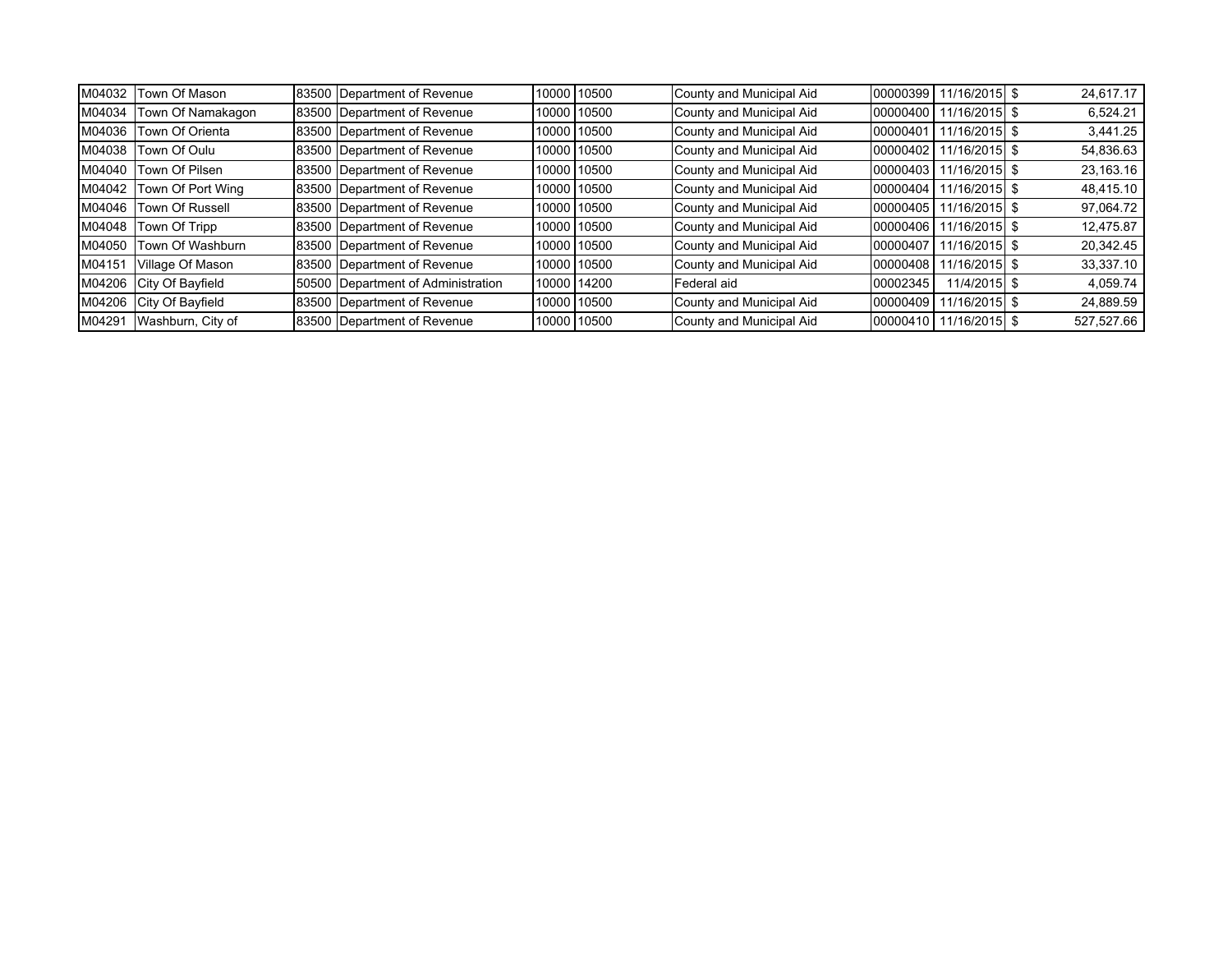| | | | | | | | | | | |
|---|---|---|---|---|---|---|---|---|---|---|
| M04032 | Town Of Mason | 83500 | Department of Revenue | 10000 | 10500 | County and Municipal Aid | 00000399 | 11/16/2015 | $ | 24,617.17 |
| M04034 | Town Of Namakagon | 83500 | Department of Revenue | 10000 | 10500 | County and Municipal Aid | 00000400 | 11/16/2015 | $ | 6,524.21 |
| M04036 | Town Of Orienta | 83500 | Department of Revenue | 10000 | 10500 | County and Municipal Aid | 00000401 | 11/16/2015 | $ | 3,441.25 |
| M04038 | Town Of Oulu | 83500 | Department of Revenue | 10000 | 10500 | County and Municipal Aid | 00000402 | 11/16/2015 | $ | 54,836.63 |
| M04040 | Town Of Pilsen | 83500 | Department of Revenue | 10000 | 10500 | County and Municipal Aid | 00000403 | 11/16/2015 | $ | 23,163.16 |
| M04042 | Town Of Port Wing | 83500 | Department of Revenue | 10000 | 10500 | County and Municipal Aid | 00000404 | 11/16/2015 | $ | 48,415.10 |
| M04046 | Town Of Russell | 83500 | Department of Revenue | 10000 | 10500 | County and Municipal Aid | 00000405 | 11/16/2015 | $ | 97,064.72 |
| M04048 | Town Of Tripp | 83500 | Department of Revenue | 10000 | 10500 | County and Municipal Aid | 00000406 | 11/16/2015 | $ | 12,475.87 |
| M04050 | Town Of Washburn | 83500 | Department of Revenue | 10000 | 10500 | County and Municipal Aid | 00000407 | 11/16/2015 | $ | 20,342.45 |
| M04151 | Village Of Mason | 83500 | Department of Revenue | 10000 | 10500 | County and Municipal Aid | 00000408 | 11/16/2015 | $ | 33,337.10 |
| M04206 | City Of Bayfield | 50500 | Department of Administration | 10000 | 14200 | Federal aid | 00002345 | 11/4/2015 | $ | 4,059.74 |
| M04206 | City Of Bayfield | 83500 | Department of Revenue | 10000 | 10500 | County and Municipal Aid | 00000409 | 11/16/2015 | $ | 24,889.59 |
| M04291 | Washburn, City of | 83500 | Department of Revenue | 10000 | 10500 | County and Municipal Aid | 00000410 | 11/16/2015 | $ | 527,527.66 |